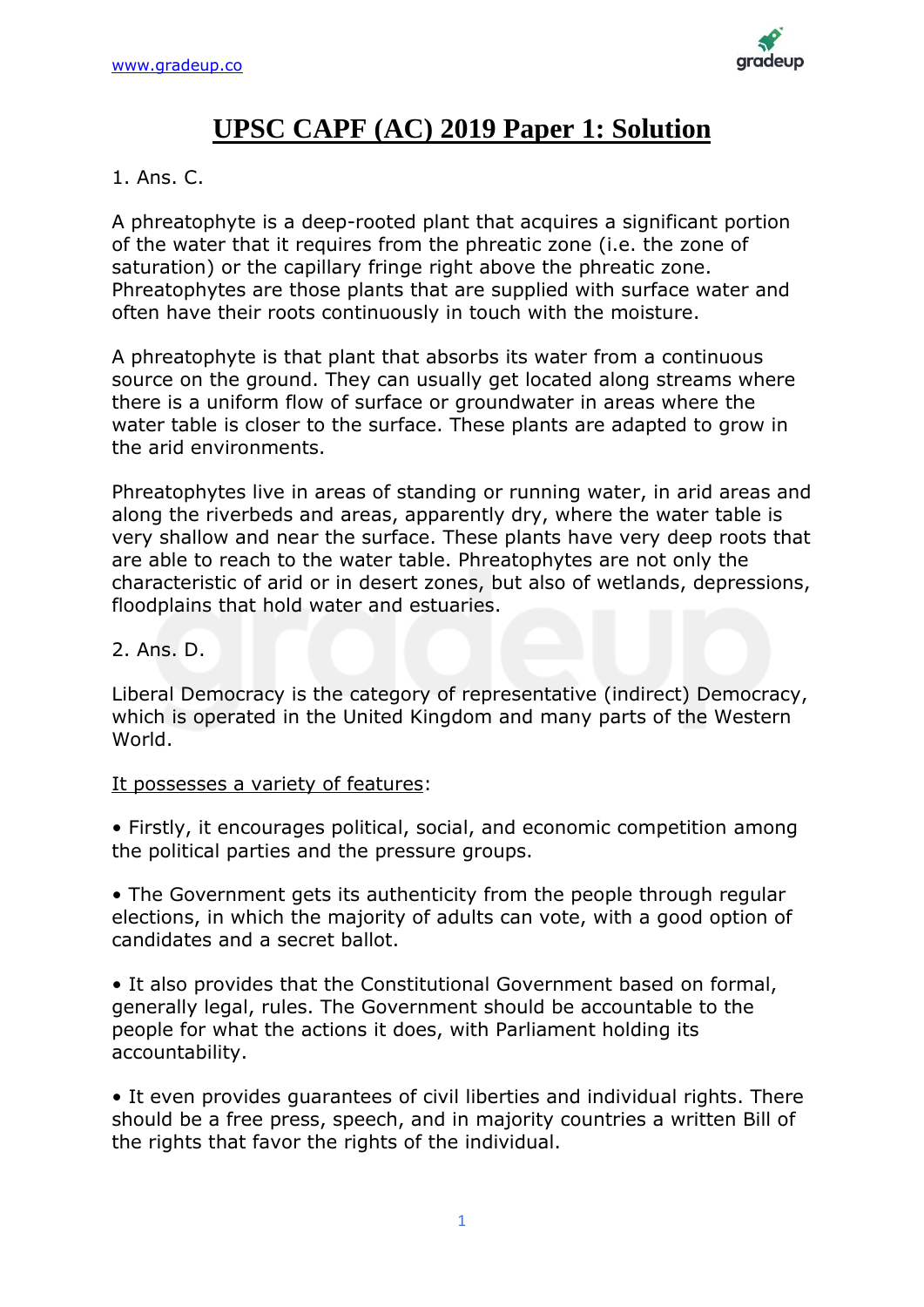# UPSC CAPF (AC) 2019 Paper 1: Solution

1. Ans. C.

A phreatophyte is a deep-rooted plant that acquires a significant portion of the water that it requires from the phreatic zone (i.e. the zone of saturation) or the capillary fringe right above the phreatic zone. Phreatophytes are those plants that are supplied with surface water and often have their roots continuously in touch with the moisture.

A phreatophyte is that plant that absorbs its water from a continuous source on the ground. They can usually get located along streams where there is a uniform flow of surface or groundwater in areas where the water table is closer to the surface. These plants are adapted to grow in the arid environments.

Phreatophytes live in areas of standing or running water, in arid areas and along the riverbeds and areas, apparently dry, where the water table is very shallow and near the surface. These plants have very deep roots that are able to reach to the water table. Phreatophytes are not only the characteristic of arid or in desert zones, but also of wetlands, depressions, floodplains that hold water and estuaries.

2. Ans. D.

Liberal Democracy is the category of representative (indirect) Democracy, which is operated in the United Kingdom and many parts of the Western World.

It possesses a variety of features:

- Firstly, it encourages political, social, and economic competition among the political parties and the pressure groups.
- The Government gets its authenticity from the people through regular elections, in which the majority of adults can vote, with a good option of candidates and a secret ballot.
- It also provides that the Constitutional Government based on formal, generally legal, rules. The Government should be accountable to the people for what the actions it does, with Parliament holding its accountability.
- It even provides guarantees of civil liberties and individual rights. There should be a free press, speech, and in majority countries a written Bill of the rights that favor the rights of the individual.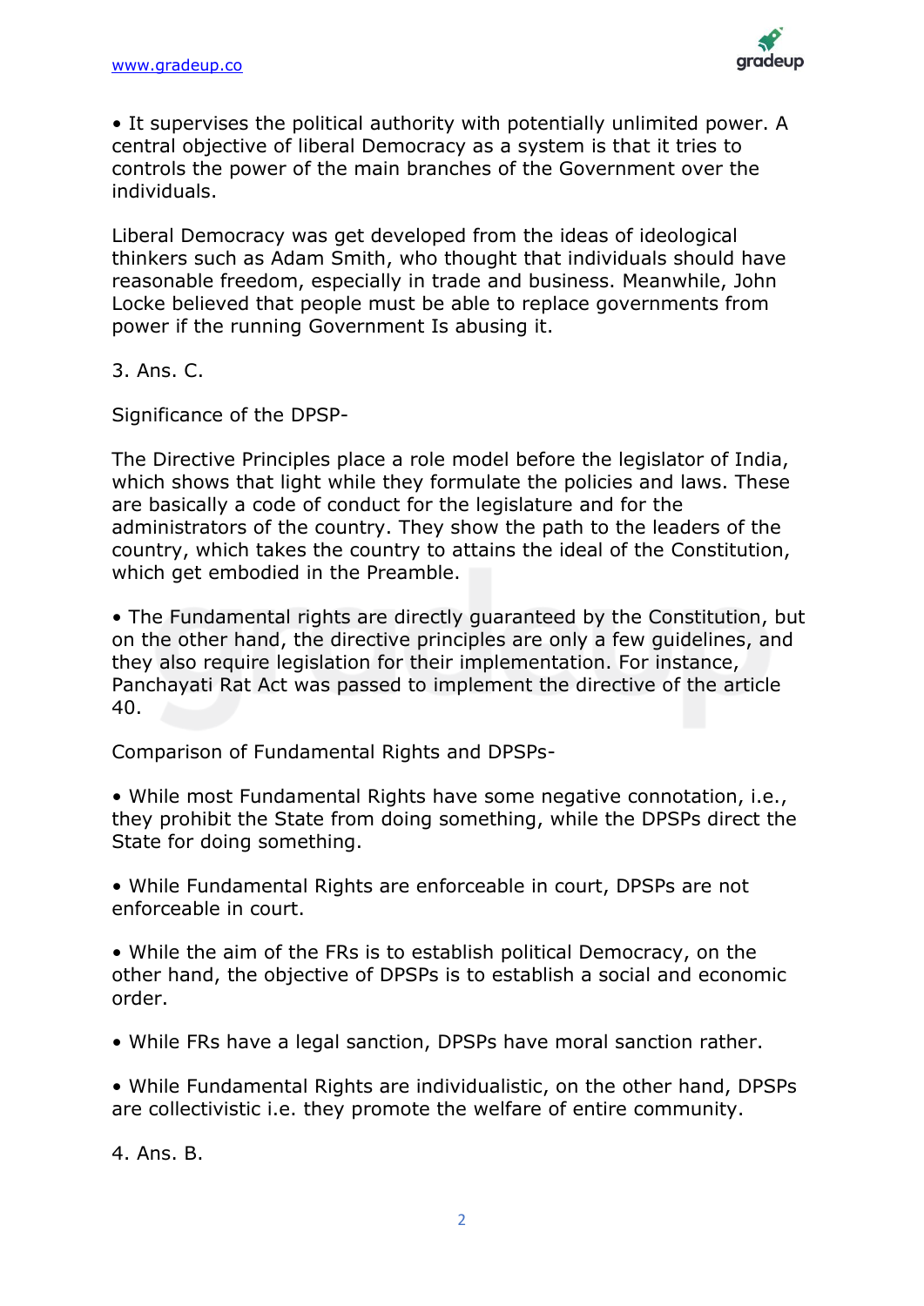• It supervises the political authority with potentially unlimited power. A central objective of liberal Democracy as a system is that it tries to controls the power of the main branches of the Government over the individuals.

Liberal Democracy was get developed from the ideas of ideological thinkers such as Adam Smith, who thought that individuals should have reasonable freedom, especially in trade and business. Meanwhile, John Locke believed that people must be able to replace governments from power if the running Government Is abusing it.

3. Ans. C.

Significance of the DPSP-

The Directive Principles place a role model before the legislator of India, which shows that light while they formulate the policies and laws. These are basically a code of conduct for the legislature and for the administrators of the country. They show the path to the leaders of the country, which takes the country to attains the ideal of the Constitution, which get embodied in the Preamble.

• The Fundamental rights are directly guaranteed by the Constitution, but on the other hand, the directive principles are only a few guidelines, and they also require legislation for their implementation. For instance, Panchayati Rat Act was passed to implement the directive of the article 40.

Comparison of Fundamental Rights and DPSPs-

• While most Fundamental Rights have some negative connotation, i.e., they prohibit the State from doing something, while the DPSPs direct the State for doing something.

• While Fundamental Rights are enforceable in court, DPSPs are not enforceable in court.

• While the aim of the FRs is to establish political Democracy, on the other hand, the objective of DPSPs is to establish a social and economic order.

• While FRs have a legal sanction, DPSPs have moral sanction rather.

• While Fundamental Rights are individualistic, on the other hand, DPSPs are collectivistic i.e. they promote the welfare of entire community.

4. Ans. B.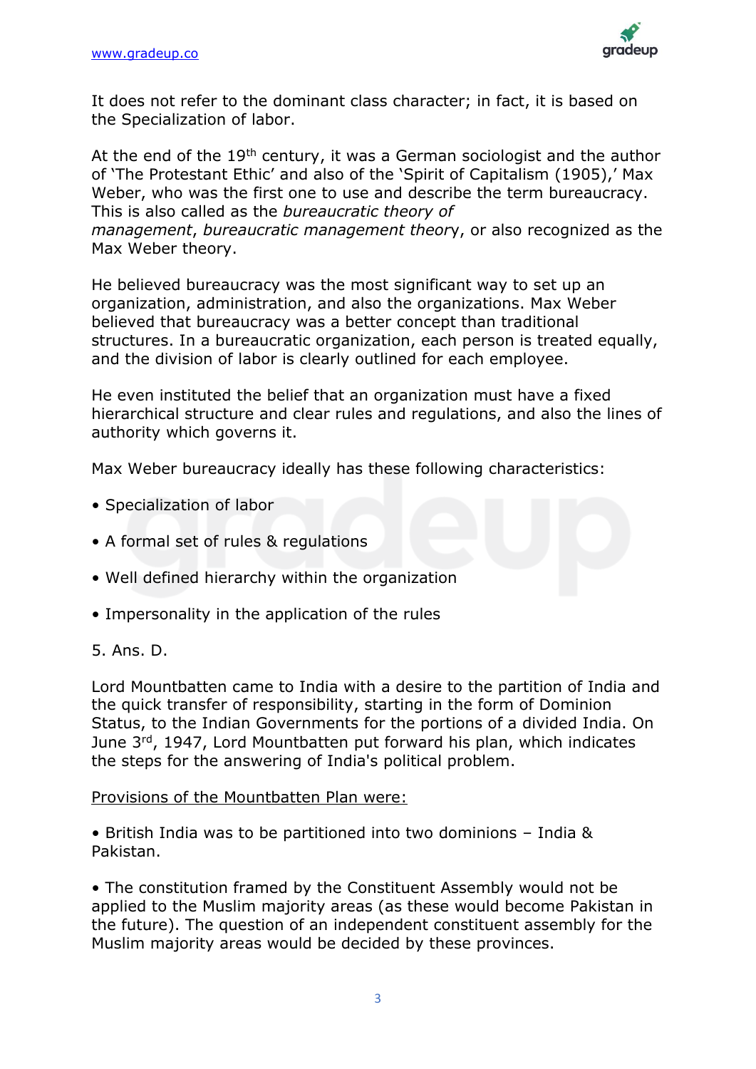It does not refer to the dominant class character; in fact, it is based on the Specialization of labor.

At the end of the 19th century, it was a German sociologist and the author of 'The Protestant Ethic' and also of the 'Spirit of Capitalism (1905),' Max Weber, who was the first one to use and describe the term bureaucracy. This is also called as the *bureaucratic theory of management*, *bureaucratic management theory*, or also recognized as the Max Weber theory.

He believed bureaucracy was the most significant way to set up an organization, administration, and also the organizations. Max Weber believed that bureaucracy was a better concept than traditional structures. In a bureaucratic organization, each person is treated equally, and the division of labor is clearly outlined for each employee.

He even instituted the belief that an organization must have a fixed hierarchical structure and clear rules and regulations, and also the lines of authority which governs it.

Max Weber bureaucracy ideally has these following characteristics:

- Specialization of labor
- A formal set of rules & regulations
- Well defined hierarchy within the organization
- Impersonality in the application of the rules

5. Ans. D.

Lord Mountbatten came to India with a desire to the partition of India and the quick transfer of responsibility, starting in the form of Dominion Status, to the Indian Governments for the portions of a divided India. On June 3rd, 1947, Lord Mountbatten put forward his plan, which indicates the steps for the answering of India's political problem.

<u>Provisions of the Mountbatten Plan were:</u>

- British India was to be partitioned into two dominions – India & Pakistan.
- The constitution framed by the Constituent Assembly would not be applied to the Muslim majority areas (as these would become Pakistan in the future). The question of an independent constituent assembly for the Muslim majority areas would be decided by these provinces.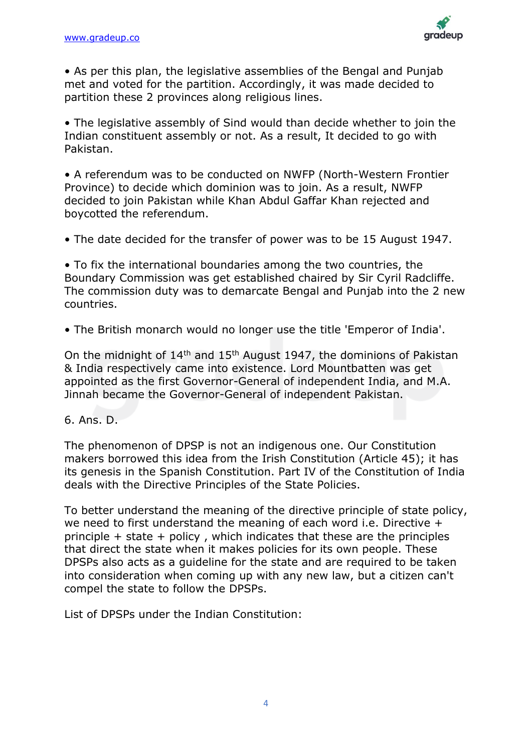- As per this plan, the legislative assemblies of the Bengal and Punjab met and voted for the partition. Accordingly, it was made decided to partition these 2 provinces along religious lines.

- The legislative assembly of Sind would than decide whether to join the Indian constituent assembly or not. As a result, It decided to go with Pakistan.

- A referendum was to be conducted on NWFP (North-Western Frontier Province) to decide which dominion was to join. As a result, NWFP decided to join Pakistan while Khan Abdul Gaffar Khan rejected and boycotted the referendum.

- The date decided for the transfer of power was to be 15 August 1947.

- To fix the international boundaries among the two countries, the Boundary Commission was get established chaired by Sir Cyril Radcliffe. The commission duty was to demarcate Bengal and Punjab into the 2 new countries.

- The British monarch would no longer use the title 'Emperor of India'.

On the midnight of 14th and 15th August 1947, the dominions of Pakistan & India respectively came into existence. Lord Mountbatten was get appointed as the first Governor-General of independent India, and M.A. Jinnah became the Governor-General of independent Pakistan.

6. Ans. D.

The phenomenon of DPSP is not an indigenous one. Our Constitution makers borrowed this idea from the Irish Constitution (Article 45); it has its genesis in the Spanish Constitution. Part IV of the Constitution of India deals with the Directive Principles of the State Policies.

To better understand the meaning of the directive principle of state policy, we need to first understand the meaning of each word i.e. Directive + principle + state + policy , which indicates that these are the principles that direct the state when it makes policies for its own people. These DPSPs also acts as a guideline for the state and are required to be taken into consideration when coming up with any new law, but a citizen can't compel the state to follow the DPSPs.

List of DPSPs under the Indian Constitution: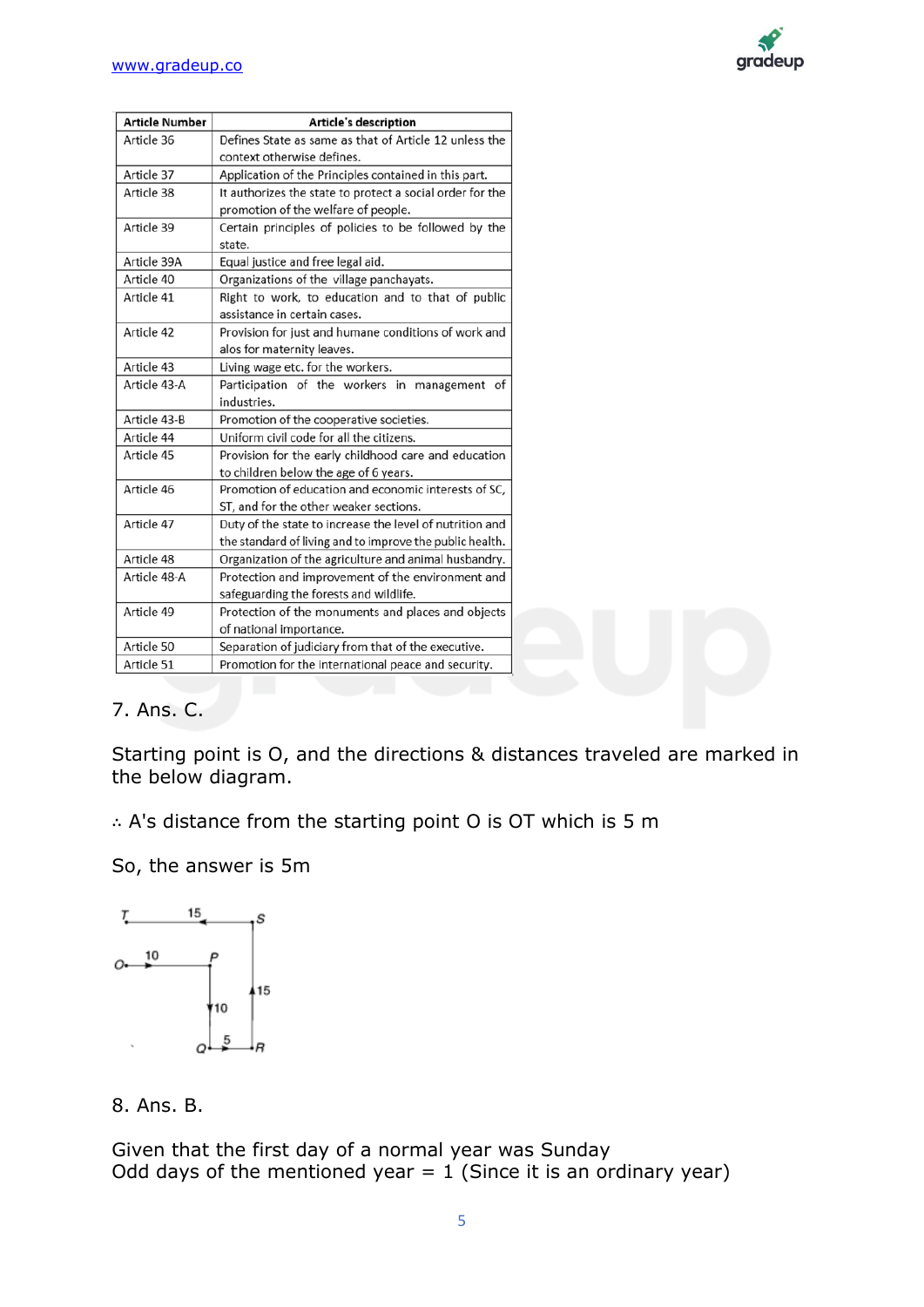| Article Number | Article's description |
|---|---|
| Article 36 | Defines State as same as that of Article 12 unless the context otherwise defines. |
| Article 37 | Application of the Principles contained in this part. |
| Article 38 | It authorizes the state to protect a social order for the promotion of the welfare of people. |
| Article 39 | Certain principles of policies to be followed by the state. |
| Article 39A | Equal justice and free legal aid. |
| Article 40 | Organizations of the village panchayats. |
| Article 41 | Right to work, to education and to that of public assistance in certain cases. |
| Article 42 | Provision for just and humane conditions of work and alos for maternity leaves. |
| Article 43 | Living wage etc. for the workers. |
| Article 43-A | Participation of the workers in management of industries. |
| Article 43-B | Promotion of the cooperative societies. |
| Article 44 | Uniform civil code for all the citizens. |
| Article 45 | Provision for the early childhood care and education to children below the age of 6 years. |
| Article 46 | Promotion of education and economic interests of SC, ST, and for the other weaker sections. |
| Article 47 | Duty of the state to increase the level of nutrition and the standard of living and to improve the public health. |
| Article 48 | Organization of the agriculture and animal husbandry. |
| Article 48-A | Protection and improvement of the environment and safeguarding the forests and wildlife. |
| Article 49 | Protection of the monuments and places and objects of national importance. |
| Article 50 | Separation of judiciary from that of the executive. |
| Article 51 | Promotion for the international peace and security. |

7. Ans. C.

Starting point is O, and the directions & distances traveled are marked in the below diagram.

∴ A's distance from the starting point O is OT which is 5 m

So, the answer is 5m

8. Ans. B.

Given that the first day of a normal year was Sunday
Odd days of the mentioned year = 1 (Since it is an ordinary year)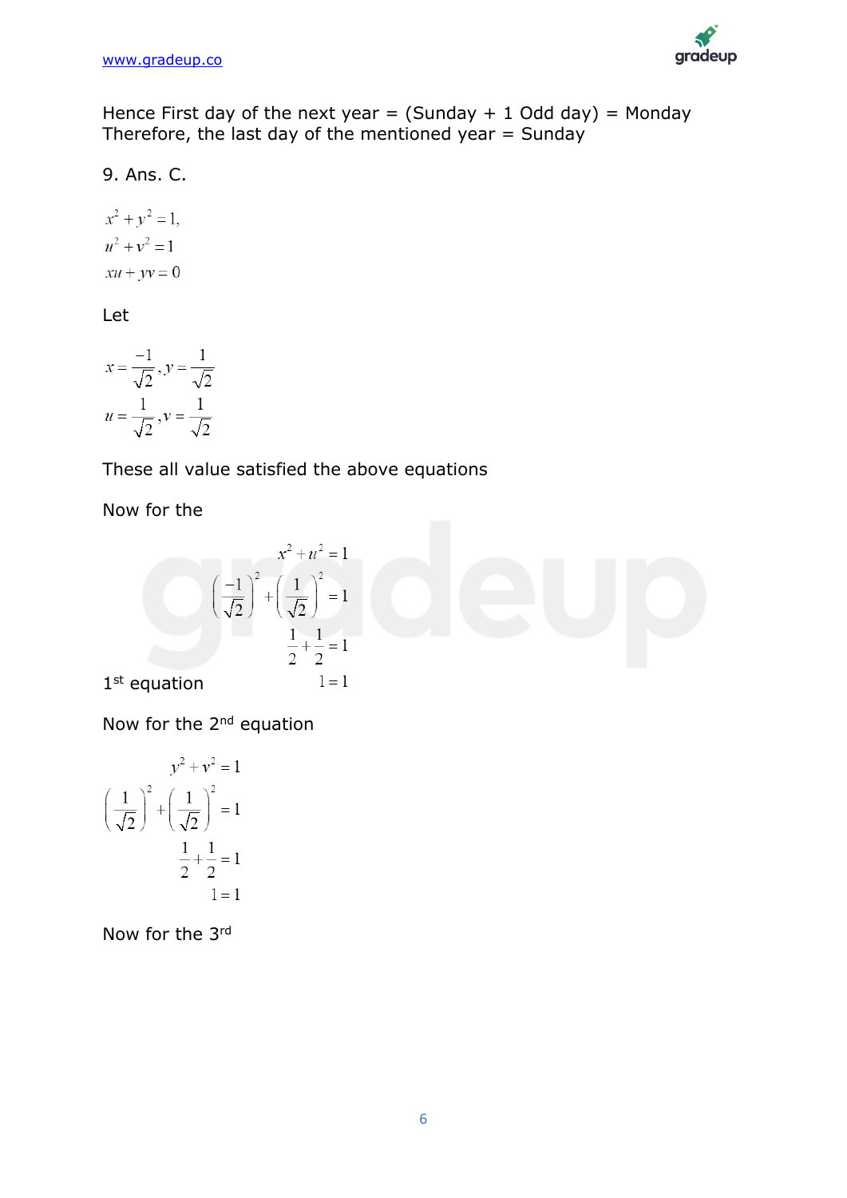Hence First day of the next year = (Sunday + 1 Odd day) = Monday
Therefore, the last day of the mentioned year = Sunday

9. Ans. C.

$$x^2 + y^2 = 1,$$
$$u^2 + v^2 = 1$$
$$xu + yv = 0$$

Let

$$x = \frac{-1}{\sqrt{2}}, y = \frac{1}{\sqrt{2}}$$
$$u = \frac{1}{\sqrt{2}}, v = \frac{1}{\sqrt{2}}$$

These all value satisfied the above equations

Now for the 1st equation

$$x^2 + u^2 = 1$$
$$\left(\frac{-1}{\sqrt{2}}\right)^2 + \left(\frac{1}{\sqrt{2}}\right)^2 = 1$$
$$\frac{1}{2} + \frac{1}{2} = 1$$
$$1 = 1$$

Now for the 2nd equation

$$y^2 + v^2 = 1$$
$$\left(\frac{1}{\sqrt{2}}\right)^2 + \left(\frac{1}{\sqrt{2}}\right)^2 = 1$$
$$\frac{1}{2} + \frac{1}{2} = 1$$
$$1 = 1$$

Now for the 3rd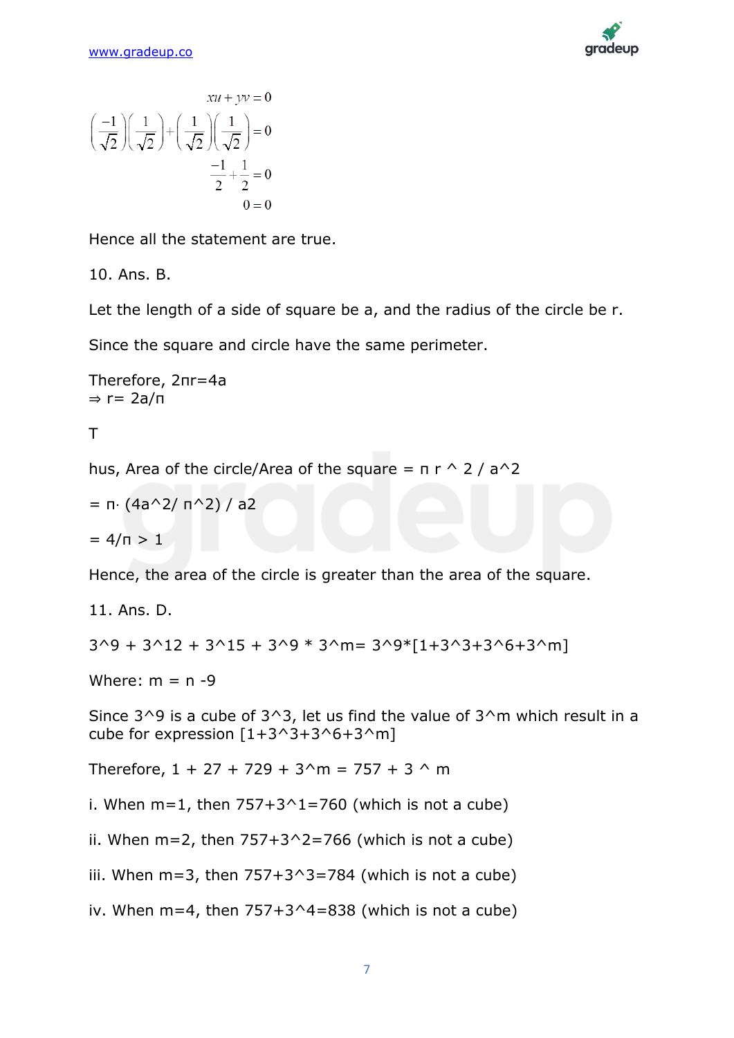$$xu + yv = 0$$

$$\left(\frac{-1}{\sqrt{2}}\right)\left(\frac{1}{\sqrt{2}}\right) + \left(\frac{1}{\sqrt{2}}\right)\left(\frac{1}{\sqrt{2}}\right) = 0$$

$$\frac{-1}{2} + \frac{1}{2} = 0$$

$$0 = 0$$

Hence all the statement are true.

10. Ans. B.

Let the length of a side of square be a, and the radius of the circle be r.

Since the square and circle have the same perimeter.

Therefore, $2\pi r = 4a$
$\Rightarrow r = 2a/\pi$

T

hus, Area of the circle/Area of the square = $\pi r^2 / a^2$

= $\pi \cdot (4a^2 / \pi^2) / a2$

= $4/\pi > 1$

Hence, the area of the circle is greater than the area of the square.

11. Ans. D.

$3^9 + 3^{12} + 3^{15} + 3^9 * 3^m = 3^9 * [1 + 3^3 + 3^6 + 3^m]$

Where: $m = n - 9$

Since $3^9$ is a cube of $3^3$, let us find the value of $3^m$ which result in a cube for expression $[1 + 3^3 + 3^6 + 3^m]$

Therefore, $1 + 27 + 729 + 3^m = 757 + 3^m$

i. When m=1, then $757 + 3^1 = 760$ (which is not a cube)

ii. When m=2, then $757 + 3^2 = 766$ (which is not a cube)

iii. When m=3, then $757 + 3^3 = 784$ (which is not a cube)

iv. When m=4, then $757 + 3^4 = 838$ (which is not a cube)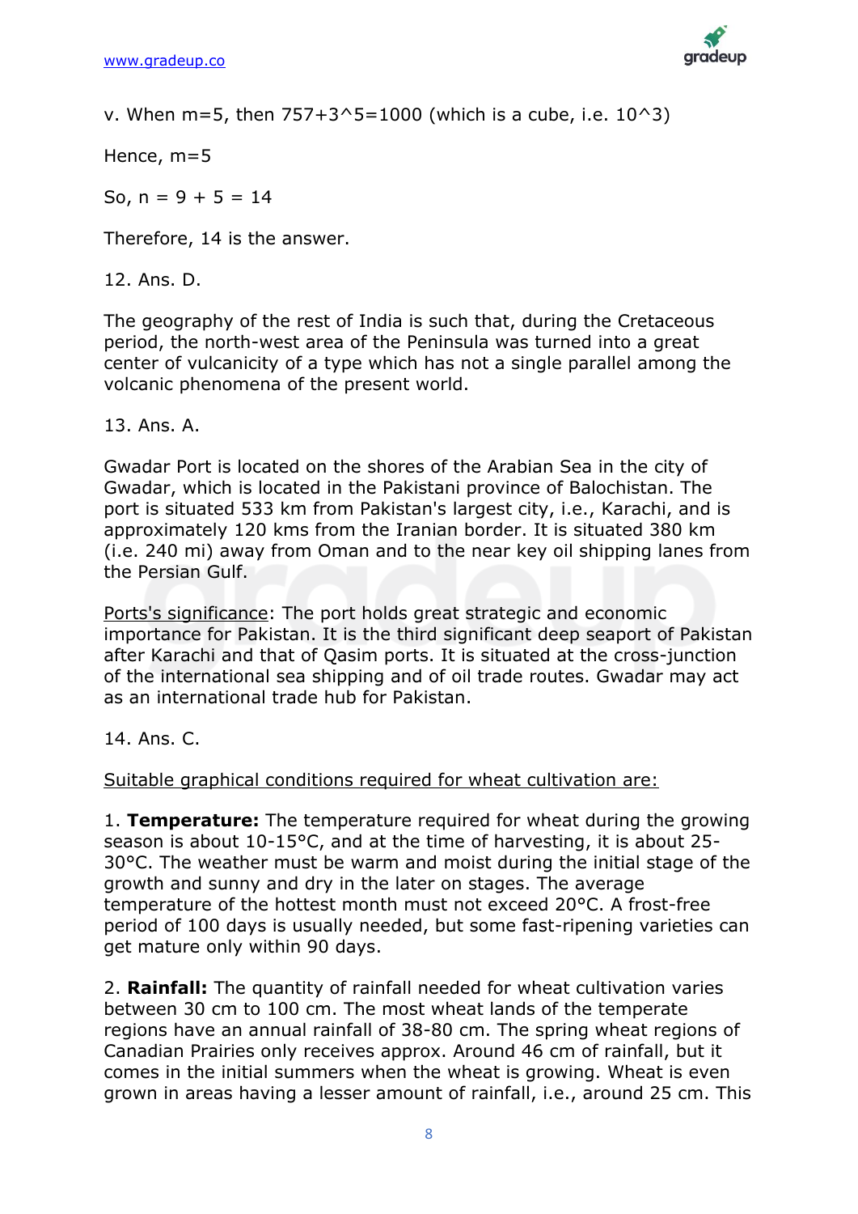v. When m=5, then $757+3^5=1000$ (which is a cube, i.e. $10^3$)

Hence, m=5

So, n = 9 + 5 = 14

Therefore, 14 is the answer.

12. Ans. D.

The geography of the rest of India is such that, during the Cretaceous period, the north-west area of the Peninsula was turned into a great center of vulcanicity of a type which has not a single parallel among the volcanic phenomena of the present world.

13. Ans. A.

Gwadar Port is located on the shores of the Arabian Sea in the city of Gwadar, which is located in the Pakistani province of Balochistan. The port is situated 533 km from Pakistan's largest city, i.e., Karachi, and is approximately 120 kms from the Iranian border. It is situated 380 km (i.e. 240 mi) away from Oman and to the near key oil shipping lanes from the Persian Gulf.

<u>Ports's significance</u>: The port holds great strategic and economic importance for Pakistan. It is the third significant deep seaport of Pakistan after Karachi and that of Qasim ports. It is situated at the cross-junction of the international sea shipping and of oil trade routes. Gwadar may act as an international trade hub for Pakistan.

14. Ans. C.

<u>Suitable graphical conditions required for wheat cultivation are:</u>

1. **Temperature:** The temperature required for wheat during the growing season is about 10-15°C, and at the time of harvesting, it is about 25-30°C. The weather must be warm and moist during the initial stage of the growth and sunny and dry in the later on stages. The average temperature of the hottest month must not exceed 20°C. A frost-free period of 100 days is usually needed, but some fast-ripening varieties can get mature only within 90 days.

2. **Rainfall:** The quantity of rainfall needed for wheat cultivation varies between 30 cm to 100 cm. The most wheat lands of the temperate regions have an annual rainfall of 38-80 cm. The spring wheat regions of Canadian Prairies only receives approx. Around 46 cm of rainfall, but it comes in the initial summers when the wheat is growing. Wheat is even grown in areas having a lesser amount of rainfall, i.e., around 25 cm. This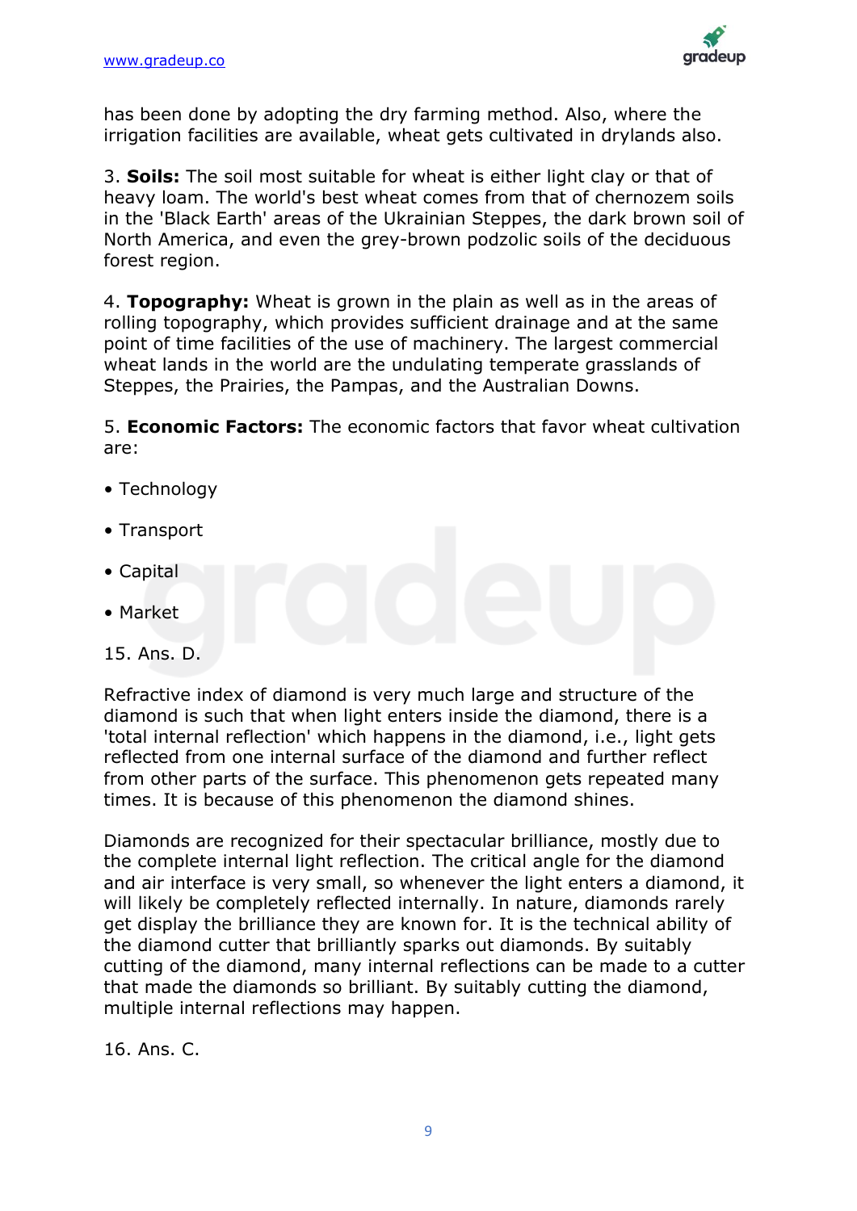has been done by adopting the dry farming method. Also, where the irrigation facilities are available, wheat gets cultivated in drylands also.

3. **Soils:** The soil most suitable for wheat is either light clay or that of heavy loam. The world's best wheat comes from that of chernozem soils in the 'Black Earth' areas of the Ukrainian Steppes, the dark brown soil of North America, and even the grey-brown podzolic soils of the deciduous forest region.

4. **Topography:** Wheat is grown in the plain as well as in the areas of rolling topography, which provides sufficient drainage and at the same point of time facilities of the use of machinery. The largest commercial wheat lands in the world are the undulating temperate grasslands of Steppes, the Prairies, the Pampas, and the Australian Downs.

5. **Economic Factors:** The economic factors that favor wheat cultivation are:

- Technology
- Transport
- Capital
- Market

15. Ans. D.

Refractive index of diamond is very much large and structure of the diamond is such that when light enters inside the diamond, there is a 'total internal reflection' which happens in the diamond, i.e., light gets reflected from one internal surface of the diamond and further reflect from other parts of the surface. This phenomenon gets repeated many times. It is because of this phenomenon the diamond shines.

Diamonds are recognized for their spectacular brilliance, mostly due to the complete internal light reflection. The critical angle for the diamond and air interface is very small, so whenever the light enters a diamond, it will likely be completely reflected internally. In nature, diamonds rarely get display the brilliance they are known for. It is the technical ability of the diamond cutter that brilliantly sparks out diamonds. By suitably cutting of the diamond, many internal reflections can be made to a cutter that made the diamonds so brilliant. By suitably cutting the diamond, multiple internal reflections may happen.

16. Ans. C.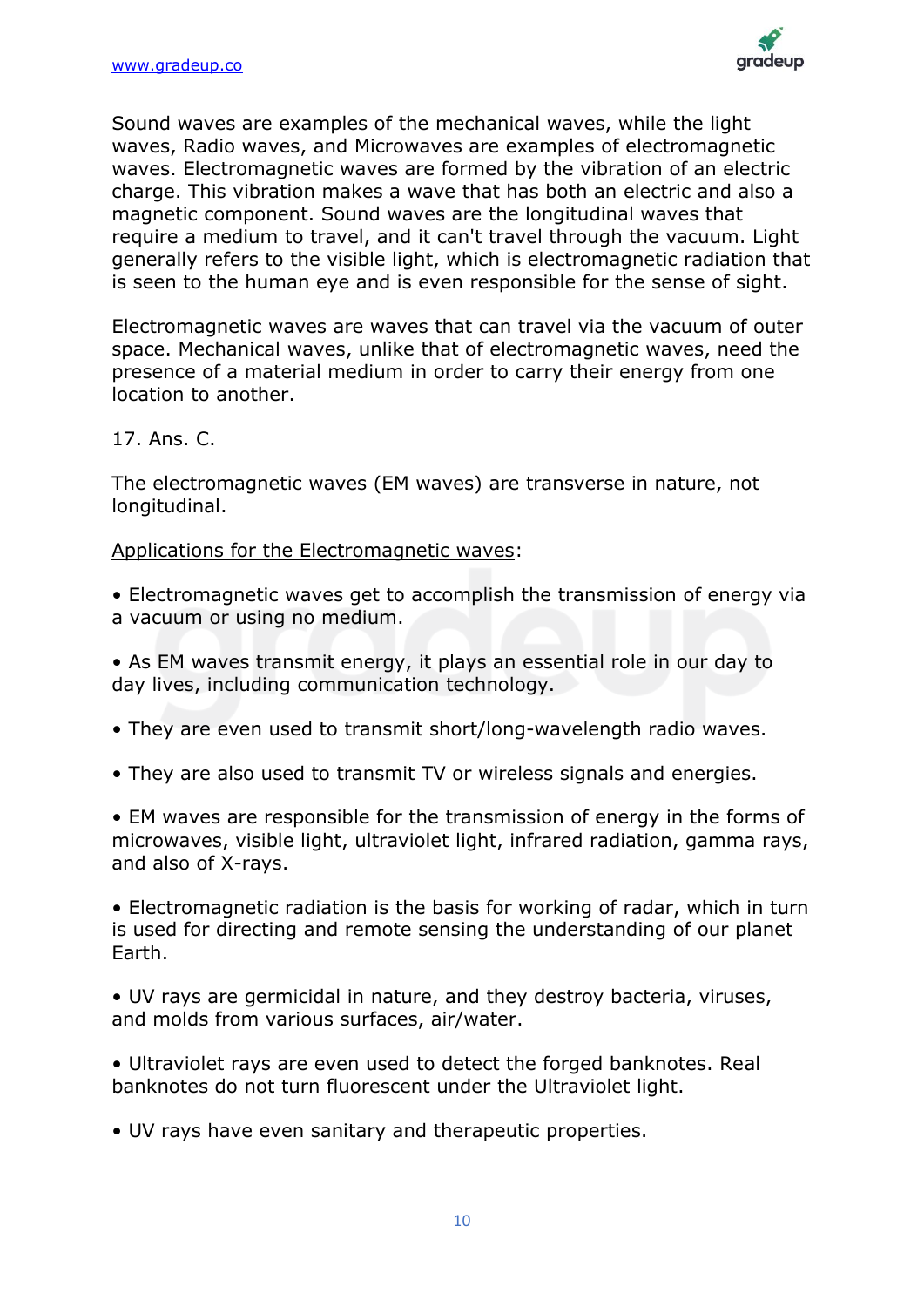Sound waves are examples of the mechanical waves, while the light waves, Radio waves, and Microwaves are examples of electromagnetic waves. Electromagnetic waves are formed by the vibration of an electric charge. This vibration makes a wave that has both an electric and also a magnetic component. Sound waves are the longitudinal waves that require a medium to travel, and it can't travel through the vacuum. Light generally refers to the visible light, which is electromagnetic radiation that is seen to the human eye and is even responsible for the sense of sight.

Electromagnetic waves are waves that can travel via the vacuum of outer space. Mechanical waves, unlike that of electromagnetic waves, need the presence of a material medium in order to carry their energy from one location to another.

17. Ans. C.

The electromagnetic waves (EM waves) are transverse in nature, not longitudinal.

<u>Applications for the Electromagnetic waves</u>:

- Electromagnetic waves get to accomplish the transmission of energy via a vacuum or using no medium.
- As EM waves transmit energy, it plays an essential role in our day to day lives, including communication technology.
- They are even used to transmit short/long-wavelength radio waves.
- They are also used to transmit TV or wireless signals and energies.
- EM waves are responsible for the transmission of energy in the forms of microwaves, visible light, ultraviolet light, infrared radiation, gamma rays, and also of X-rays.
- Electromagnetic radiation is the basis for working of radar, which in turn is used for directing and remote sensing the understanding of our planet Earth.
- UV rays are germicidal in nature, and they destroy bacteria, viruses, and molds from various surfaces, air/water.
- Ultraviolet rays are even used to detect the forged banknotes. Real banknotes do not turn fluorescent under the Ultraviolet light.
- UV rays have even sanitary and therapeutic properties.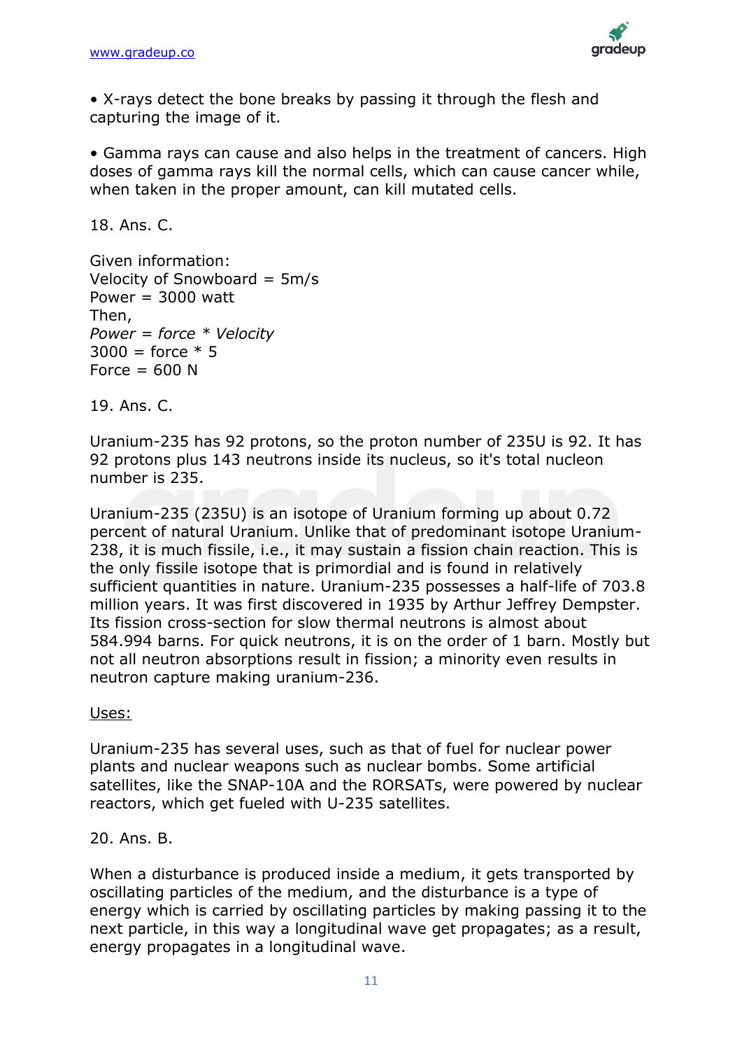• X-rays detect the bone breaks by passing it through the flesh and capturing the image of it.

• Gamma rays can cause and also helps in the treatment of cancers. High doses of gamma rays kill the normal cells, which can cause cancer while, when taken in the proper amount, can kill mutated cells.

18. Ans. C.

Given information:
Velocity of Snowboard = 5m/s
Power = 3000 watt
Then,
*Power = force * Velocity*
3000 = force * 5
Force = 600 N

19. Ans. C.

Uranium-235 has 92 protons, so the proton number of 235U is 92. It has 92 protons plus 143 neutrons inside its nucleus, so it's total nucleon number is 235.

Uranium-235 (235U) is an isotope of Uranium forming up about 0.72 percent of natural Uranium. Unlike that of predominant isotope Uranium-238, it is much fissile, i.e., it may sustain a fission chain reaction. This is the only fissile isotope that is primordial and is found in relatively sufficient quantities in nature. Uranium-235 possesses a half-life of 703.8 million years. It was first discovered in 1935 by Arthur Jeffrey Dempster. Its fission cross-section for slow thermal neutrons is almost about 584.994 barns. For quick neutrons, it is on the order of 1 barn. Mostly but not all neutron absorptions result in fission; a minority even results in neutron capture making uranium-236.

<u>Uses:</u>

Uranium-235 has several uses, such as that of fuel for nuclear power plants and nuclear weapons such as nuclear bombs. Some artificial satellites, like the SNAP-10A and the RORSATs, were powered by nuclear reactors, which get fueled with U-235 satellites.

20. Ans. B.

When a disturbance is produced inside a medium, it gets transported by oscillating particles of the medium, and the disturbance is a type of energy which is carried by oscillating particles by making passing it to the next particle, in this way a longitudinal wave get propagates; as a result, energy propagates in a longitudinal wave.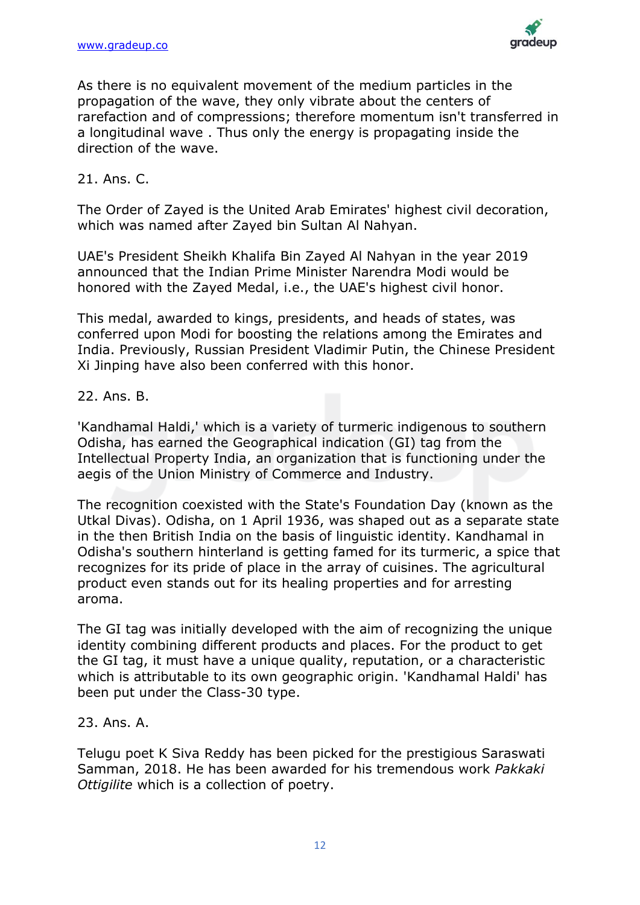As there is no equivalent movement of the medium particles in the propagation of the wave, they only vibrate about the centers of rarefaction and of compressions; therefore momentum isn't transferred in a longitudinal wave . Thus only the energy is propagating inside the direction of the wave.

21. Ans. C.

The Order of Zayed is the United Arab Emirates' highest civil decoration, which was named after Zayed bin Sultan Al Nahyan.

UAE's President Sheikh Khalifa Bin Zayed Al Nahyan in the year 2019 announced that the Indian Prime Minister Narendra Modi would be honored with the Zayed Medal, i.e., the UAE's highest civil honor.

This medal, awarded to kings, presidents, and heads of states, was conferred upon Modi for boosting the relations among the Emirates and India. Previously, Russian President Vladimir Putin, the Chinese President Xi Jinping have also been conferred with this honor.

22. Ans. B.

'Kandhamal Haldi,' which is a variety of turmeric indigenous to southern Odisha, has earned the Geographical indication (GI) tag from the Intellectual Property India, an organization that is functioning under the aegis of the Union Ministry of Commerce and Industry.

The recognition coexisted with the State's Foundation Day (known as the Utkal Divas). Odisha, on 1 April 1936, was shaped out as a separate state in the then British India on the basis of linguistic identity. Kandhamal in Odisha's southern hinterland is getting famed for its turmeric, a spice that recognizes for its pride of place in the array of cuisines. The agricultural product even stands out for its healing properties and for arresting aroma.

The GI tag was initially developed with the aim of recognizing the unique identity combining different products and places. For the product to get the GI tag, it must have a unique quality, reputation, or a characteristic which is attributable to its own geographic origin. 'Kandhamal Haldi' has been put under the Class-30 type.

23. Ans. A.

Telugu poet K Siva Reddy has been picked for the prestigious Saraswati Samman, 2018. He has been awarded for his tremendous work *Pakkaki Ottigilite* which is a collection of poetry.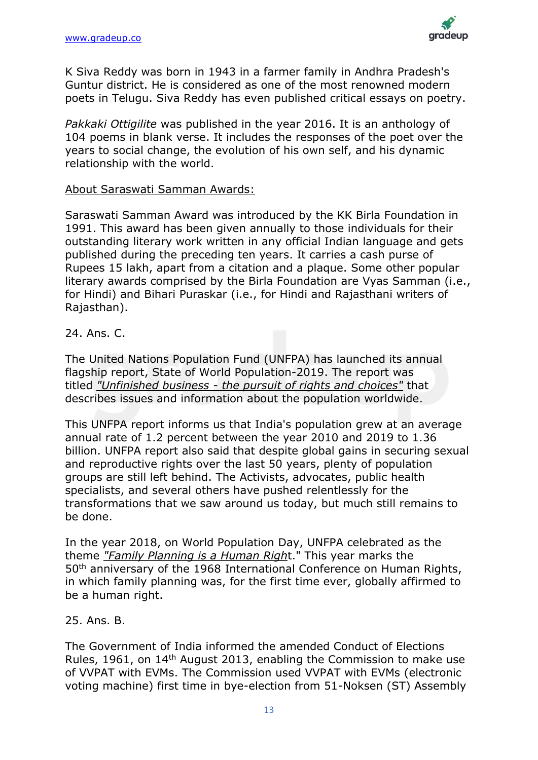K Siva Reddy was born in 1943 in a farmer family in Andhra Pradesh's Guntur district. He is considered as one of the most renowned modern poets in Telugu. Siva Reddy has even published critical essays on poetry.

*Pakkaki Ottigilite* was published in the year 2016. It is an anthology of 104 poems in blank verse. It includes the responses of the poet over the years to social change, the evolution of his own self, and his dynamic relationship with the world.

<u>About Saraswati Samman Awards:</u>

Saraswati Samman Award was introduced by the KK Birla Foundation in 1991. This award has been given annually to those individuals for their outstanding literary work written in any official Indian language and gets published during the preceding ten years. It carries a cash purse of Rupees 15 lakh, apart from a citation and a plaque. Some other popular literary awards comprised by the Birla Foundation are Vyas Samman (i.e., for Hindi) and Bihari Puraskar (i.e., for Hindi and Rajasthani writers of Rajasthan).

24. Ans. C.

The United Nations Population Fund (UNFPA) has launched its annual flagship report, State of World Population-2019. The report was titled <u>*"Unfinished business - the pursuit of rights and choices"*</u> that describes issues and information about the population worldwide.

This UNFPA report informs us that India's population grew at an average annual rate of 1.2 percent between the year 2010 and 2019 to 1.36 billion. UNFPA report also said that despite global gains in securing sexual and reproductive rights over the last 50 years, plenty of population groups are still left behind. The Activists, advocates, public health specialists, and several others have pushed relentlessly for the transformations that we saw around us today, but much still remains to be done.

In the year 2018, on World Population Day, UNFPA celebrated as the theme <u>*"Family Planning is a Human Righ*</u>t." This year marks the 50th anniversary of the 1968 International Conference on Human Rights, in which family planning was, for the first time ever, globally affirmed to be a human right.

25. Ans. B.

The Government of India informed the amended Conduct of Elections Rules, 1961, on 14th August 2013, enabling the Commission to make use of VVPAT with EVMs. The Commission used VVPAT with EVMs (electronic voting machine) first time in bye-election from 51-Noksen (ST) Assembly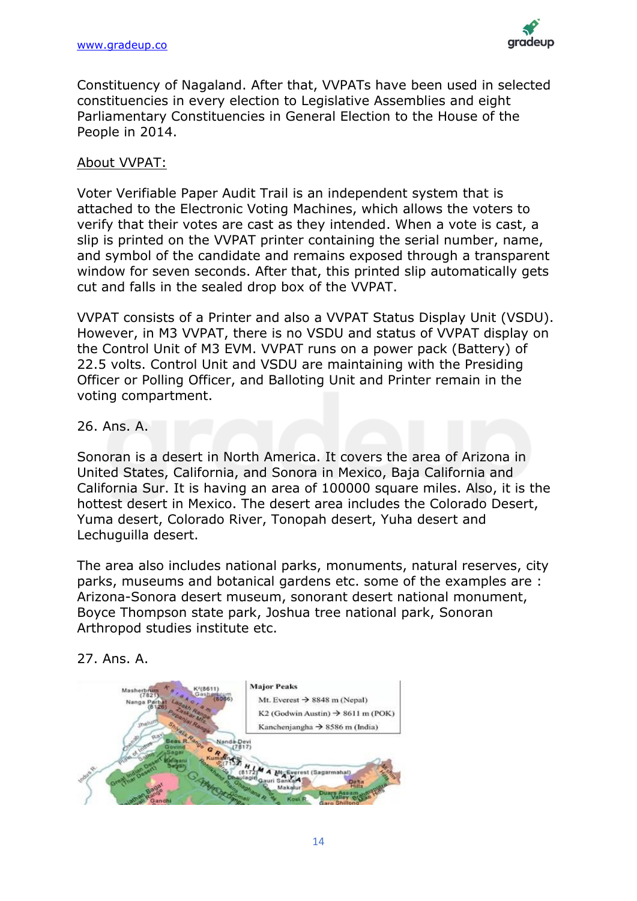Constituency of Nagaland. After that, VVPATs have been used in selected constituencies in every election to Legislative Assemblies and eight Parliamentary Constituencies in General Election to the House of the People in 2014.

About VVPAT:

Voter Verifiable Paper Audit Trail is an independent system that is attached to the Electronic Voting Machines, which allows the voters to verify that their votes are cast as they intended. When a vote is cast, a slip is printed on the VVPAT printer containing the serial number, name, and symbol of the candidate and remains exposed through a transparent window for seven seconds. After that, this printed slip automatically gets cut and falls in the sealed drop box of the VVPAT.

VVPAT consists of a Printer and also a VVPAT Status Display Unit (VSDU). However, in M3 VVPAT, there is no VSDU and status of VVPAT display on the Control Unit of M3 EVM. VVPAT runs on a power pack (Battery) of 22.5 volts. Control Unit and VSDU are maintaining with the Presiding Officer or Polling Officer, and Balloting Unit and Printer remain in the voting compartment.

26. Ans. A.

Sonoran is a desert in North America. It covers the area of Arizona in United States, California, and Sonora in Mexico, Baja California and California Sur. It is having an area of 100000 square miles. Also, it is the hottest desert in Mexico. The desert area includes the Colorado Desert, Yuma desert, Colorado River, Tonopah desert, Yuha desert and Lechuguilla desert.

The area also includes national parks, monuments, natural reserves, city parks, museums and botanical gardens etc. some of the examples are : Arizona-Sonora desert museum, sonorant desert national monument, Boyce Thompson state park, Joshua tree national park, Sonoran Arthropod studies institute etc.

27. Ans. A.

Major Peaks

- Mt. Everest → 8848 m (Nepal)
- K2 (Godwin Austin) → 8611 m (POK)
- Kanchenjangha → 8586 m (India)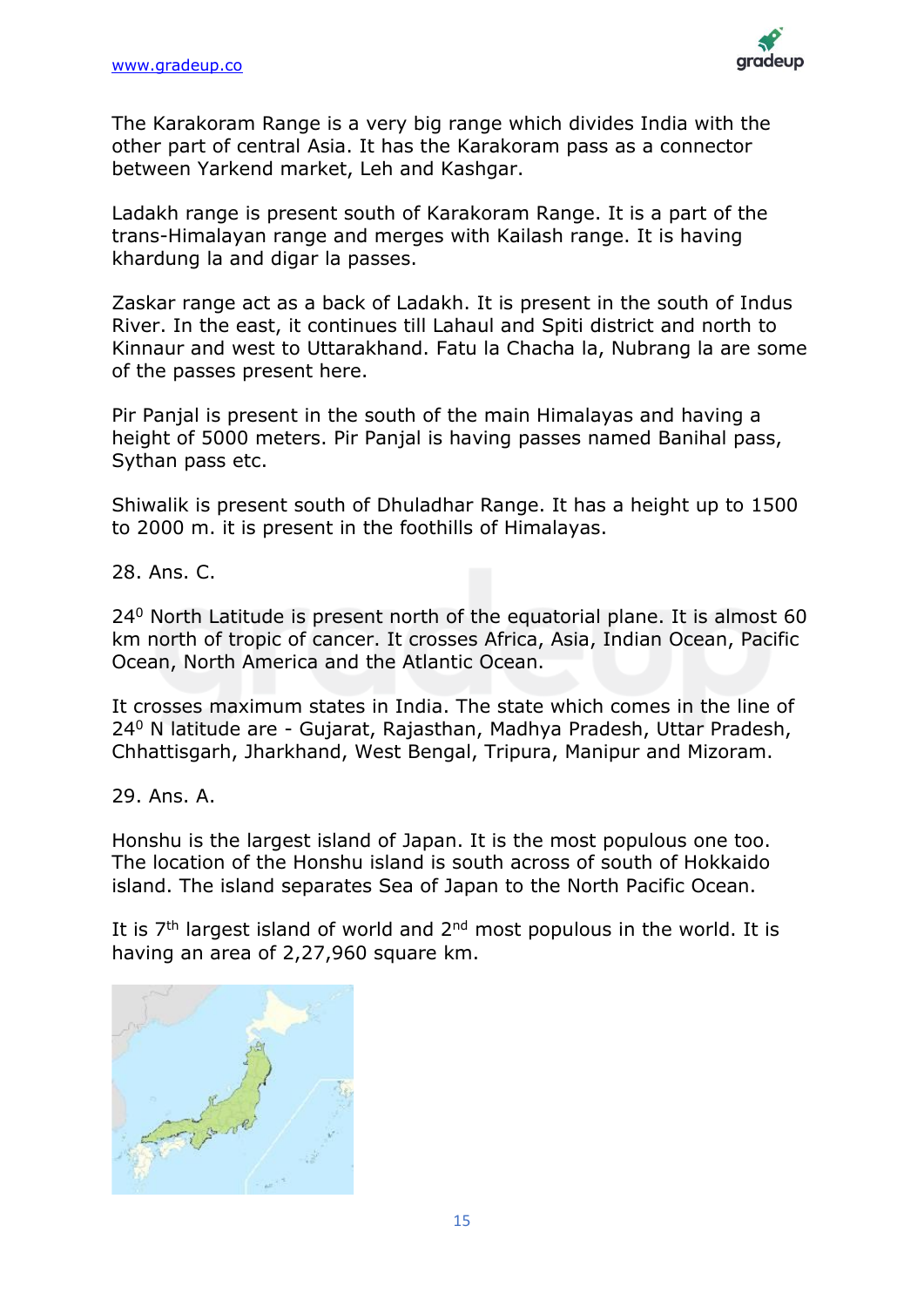The Karakoram Range is a very big range which divides India with the other part of central Asia. It has the Karakoram pass as a connector between Yarkend market, Leh and Kashgar.

Ladakh range is present south of Karakoram Range. It is a part of the trans-Himalayan range and merges with Kailash range. It is having khardung la and digar la passes.

Zaskar range act as a back of Ladakh. It is present in the south of Indus River. In the east, it continues till Lahaul and Spiti district and north to Kinnaur and west to Uttarakhand. Fatu la Chacha la, Nubrang la are some of the passes present here.

Pir Panjal is present in the south of the main Himalayas and having a height of 5000 meters. Pir Panjal is having passes named Banihal pass, Sythan pass etc.

Shiwalik is present south of Dhuladhar Range. It has a height up to 1500 to 2000 m. it is present in the foothills of Himalayas.

28. Ans. C.

$24^0$ North Latitude is present north of the equatorial plane. It is almost 60 km north of tropic of cancer. It crosses Africa, Asia, Indian Ocean, Pacific Ocean, North America and the Atlantic Ocean.

It crosses maximum states in India. The state which comes in the line of $24^0$ N latitude are - Gujarat, Rajasthan, Madhya Pradesh, Uttar Pradesh, Chhattisgarh, Jharkhand, West Bengal, Tripura, Manipur and Mizoram.

29. Ans. A.

Honshu is the largest island of Japan. It is the most populous one too. The location of the Honshu island is south across of south of Hokkaido island. The island separates Sea of Japan to the North Pacific Ocean.

It is 7th largest island of world and 2nd most populous in the world. It is having an area of 2,27,960 square km.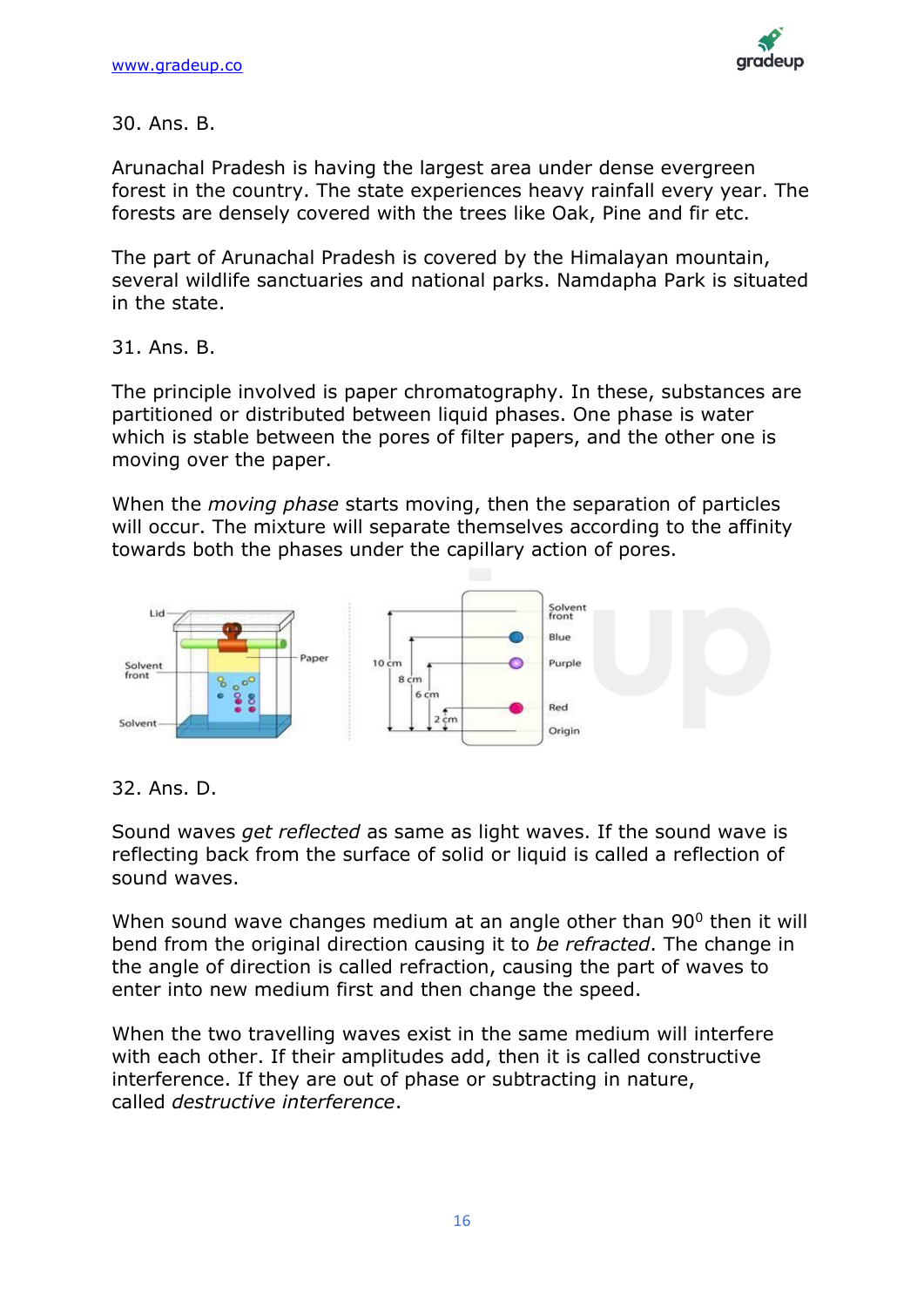30. Ans. B.

Arunachal Pradesh is having the largest area under dense evergreen forest in the country. The state experiences heavy rainfall every year. The forests are densely covered with the trees like Oak, Pine and fir etc.

The part of Arunachal Pradesh is covered by the Himalayan mountain, several wildlife sanctuaries and national parks. Namdapha Park is situated in the state.

31. Ans. B.

The principle involved is paper chromatography. In these, substances are partitioned or distributed between liquid phases. One phase is water which is stable between the pores of filter papers, and the other one is moving over the paper.

When the *moving phase* starts moving, then the separation of particles will occur. The mixture will separate themselves according to the affinity towards both the phases under the capillary action of pores.

32. Ans. D.

Sound waves *get reflected* as same as light waves. If the sound wave is reflecting back from the surface of solid or liquid is called a reflection of sound waves.

When sound wave changes medium at an angle other than $90^0$ then it will bend from the original direction causing it to *be refracted*. The change in the angle of direction is called refraction, causing the part of waves to enter into new medium first and then change the speed.

When the two travelling waves exist in the same medium will interfere with each other. If their amplitudes add, then it is called constructive interference. If they are out of phase or subtracting in nature, called *destructive interference*.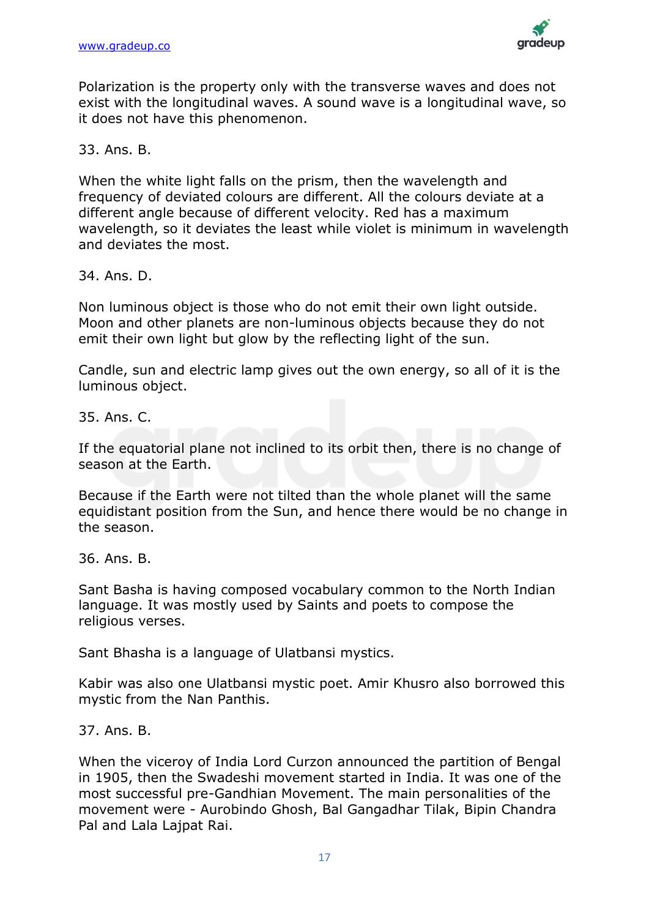Polarization is the property only with the transverse waves and does not exist with the longitudinal waves. A sound wave is a longitudinal wave, so it does not have this phenomenon.

33. Ans. B.

When the white light falls on the prism, then the wavelength and frequency of deviated colours are different. All the colours deviate at a different angle because of different velocity. Red has a maximum wavelength, so it deviates the least while violet is minimum in wavelength and deviates the most.

34. Ans. D.

Non luminous object is those who do not emit their own light outside. Moon and other planets are non-luminous objects because they do not emit their own light but glow by the reflecting light of the sun.

Candle, sun and electric lamp gives out the own energy, so all of it is the luminous object.

35. Ans. C.

If the equatorial plane not inclined to its orbit then, there is no change of season at the Earth.

Because if the Earth were not tilted than the whole planet will the same equidistant position from the Sun, and hence there would be no change in the season.

36. Ans. B.

Sant Basha is having composed vocabulary common to the North Indian language. It was mostly used by Saints and poets to compose the religious verses.

Sant Bhasha is a language of Ulatbansi mystics.

Kabir was also one Ulatbansi mystic poet. Amir Khusro also borrowed this mystic from the Nan Panthis.

37. Ans. B.

When the viceroy of India Lord Curzon announced the partition of Bengal in 1905, then the Swadeshi movement started in India. It was one of the most successful pre-Gandhian Movement. The main personalities of the movement were - Aurobindo Ghosh, Bal Gangadhar Tilak, Bipin Chandra Pal and Lala Lajpat Rai.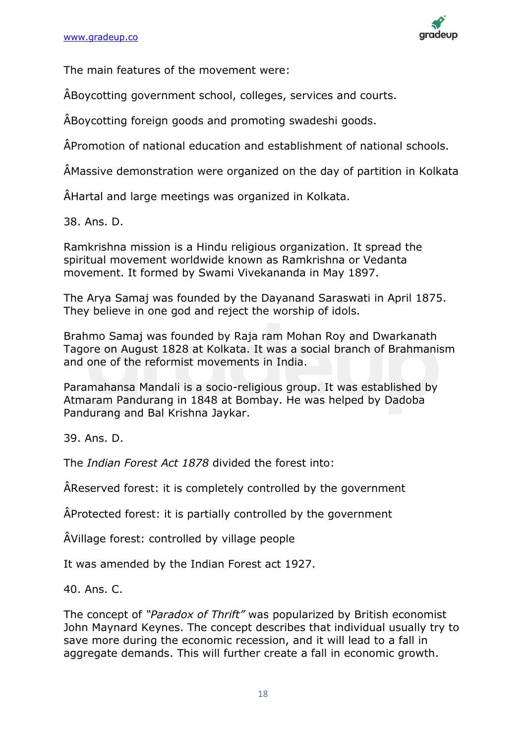The main features of the movement were:

- Boycotting government school, colleges, services and courts.
- Boycotting foreign goods and promoting swadeshi goods.
- Promotion of national education and establishment of national schools.
- Massive demonstration were organized on the day of partition in Kolkata
- Hartal and large meetings was organized in Kolkata.

38. Ans. D.

Ramkrishna mission is a Hindu religious organization. It spread the spiritual movement worldwide known as Ramkrishna or Vedanta movement. It formed by Swami Vivekananda in May 1897.

The Arya Samaj was founded by the Dayanand Saraswati in April 1875. They believe in one god and reject the worship of idols.

Brahmo Samaj was founded by Raja ram Mohan Roy and Dwarkanath Tagore on August 1828 at Kolkata. It was a social branch of Brahmanism and one of the reformist movements in India.

Paramahansa Mandali is a socio-religious group. It was established by Atmaram Pandurang in 1848 at Bombay. He was helped by Dadoba Pandurang and Bal Krishna Jaykar.

39. Ans. D.

The *Indian Forest Act 1878* divided the forest into:

- Reserved forest: it is completely controlled by the government
- Protected forest: it is partially controlled by the government
- Village forest: controlled by village people

It was amended by the Indian Forest act 1927.

40. Ans. C.

The concept of *"Paradox of Thrift"* was popularized by British economist John Maynard Keynes. The concept describes that individual usually try to save more during the economic recession, and it will lead to a fall in aggregate demands. This will further create a fall in economic growth.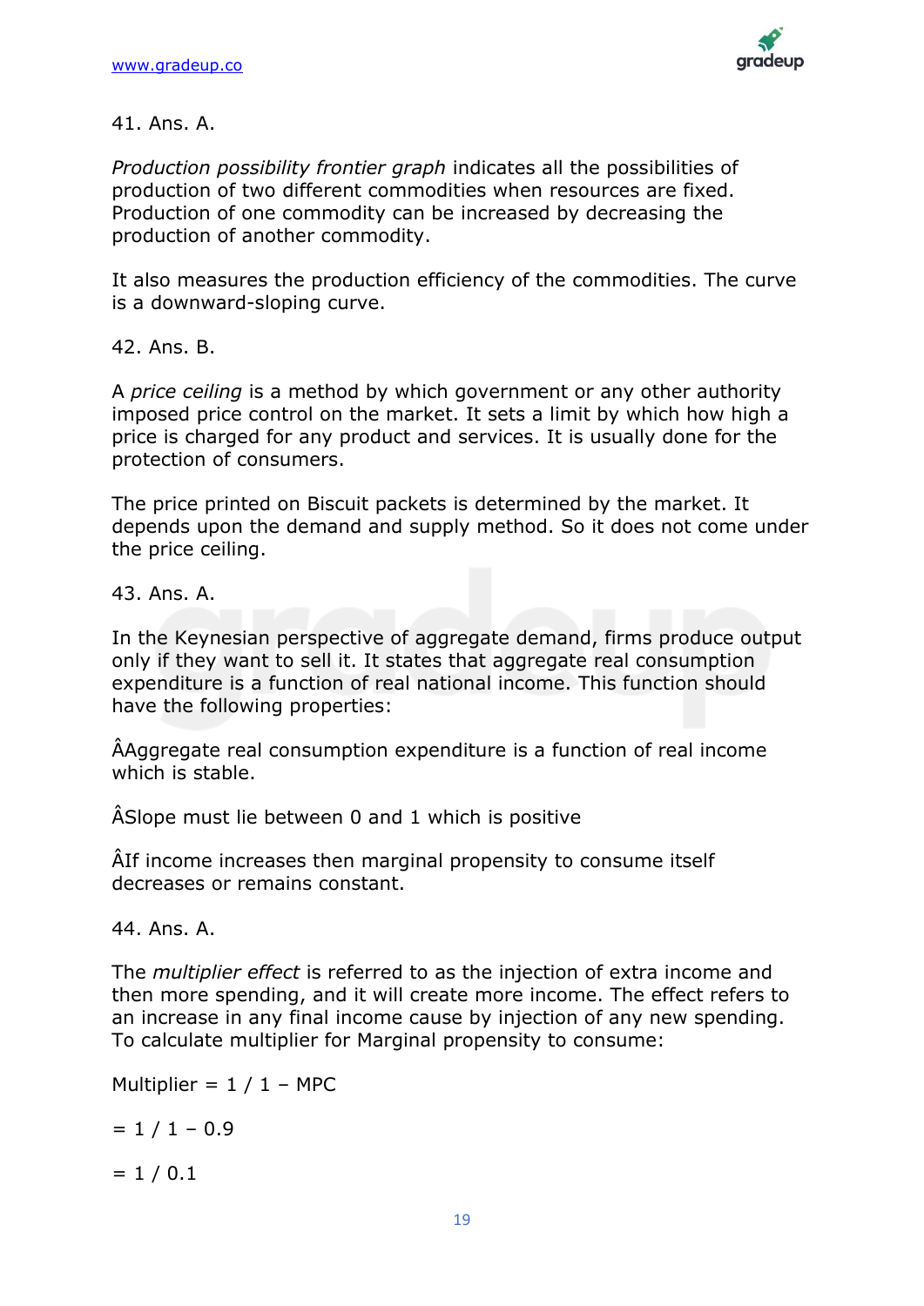41. Ans. A.

*Production possibility frontier graph* indicates all the possibilities of production of two different commodities when resources are fixed. Production of one commodity can be increased by decreasing the production of another commodity.

It also measures the production efficiency of the commodities. The curve is a downward-sloping curve.

42. Ans. B.

A *price ceiling* is a method by which government or any other authority imposed price control on the market. It sets a limit by which how high a price is charged for any product and services. It is usually done for the protection of consumers.

The price printed on Biscuit packets is determined by the market. It depends upon the demand and supply method. So it does not come under the price ceiling.

43. Ans. A.

In the Keynesian perspective of aggregate demand, firms produce output only if they want to sell it. It states that aggregate real consumption expenditure is a function of real national income. This function should have the following properties:

ÂAggregate real consumption expenditure is a function of real income which is stable.

ÂSlope must lie between 0 and 1 which is positive

ÂIf income increases then marginal propensity to consume itself decreases or remains constant.

44. Ans. A.

The *multiplier effect* is referred to as the injection of extra income and then more spending, and it will create more income. The effect refers to an increase in any final income cause by injection of any new spending. To calculate multiplier for Marginal propensity to consume:

Multiplier = 1 / 1 – MPC

= 1 / 1 – 0.9

= 1 / 0.1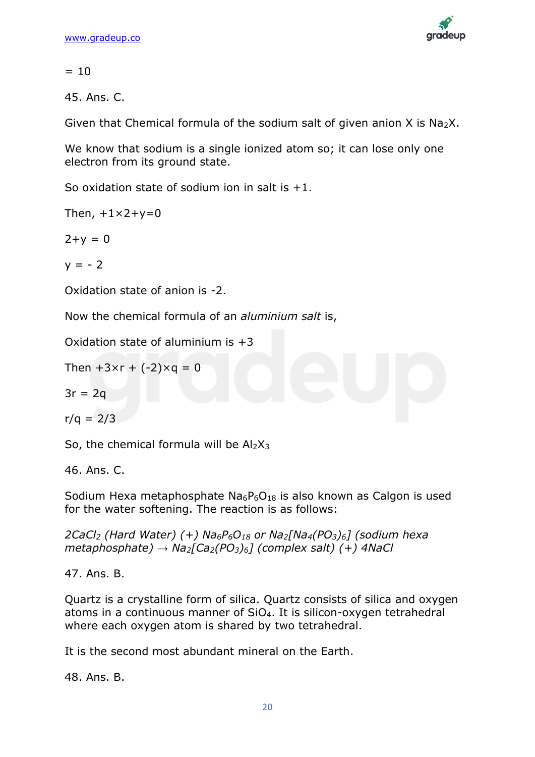= 10

45. Ans. C.

Given that Chemical formula of the sodium salt of given anion X is $Na_2X$.

We know that sodium is a single ionized atom so; it can lose only one electron from its ground state.

So oxidation state of sodium ion in salt is +1.

Then, $+1\times2+y=0$

$2+y = 0$

$y = -2$

Oxidation state of anion is -2.

Now the chemical formula of an *aluminium salt* is,

Oxidation state of aluminium is +3

Then $+3\times r + (-2)\times q = 0$

$3r = 2q$

$r/q = 2/3$

So, the chemical formula will be $Al_2X_3$

46. Ans. C.

Sodium Hexa metaphosphate $Na_6P_6O_{18}$ is also known as Calgon is used for the water softening. The reaction is as follows:

*$2CaCl_2$ (Hard Water) (+) $Na_6P_6O_{18}$ or $Na_2[Na_4(PO_3)_6]$ (sodium hexa metaphosphate) → $Na_2[Ca_2(PO_3)_6]$ (complex salt) (+) 4NaCl*

47. Ans. B.

Quartz is a crystalline form of silica. Quartz consists of silica and oxygen atoms in a continuous manner of $SiO_4$. It is silicon-oxygen tetrahedral where each oxygen atom is shared by two tetrahedral.

It is the second most abundant mineral on the Earth.

48. Ans. B.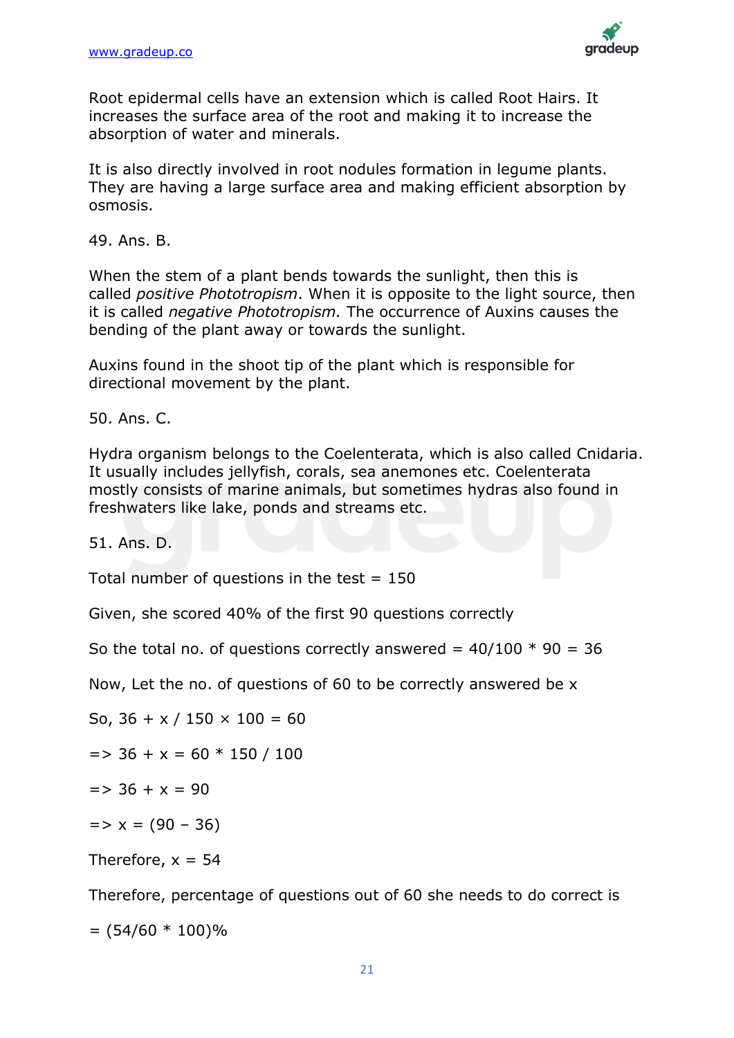Root epidermal cells have an extension which is called Root Hairs. It increases the surface area of the root and making it to increase the absorption of water and minerals.

It is also directly involved in root nodules formation in legume plants. They are having a large surface area and making efficient absorption by osmosis.

49. Ans. B.

When the stem of a plant bends towards the sunlight, then this is called *positive Phototropism*. When it is opposite to the light source, then it is called *negative Phototropism.* The occurrence of Auxins causes the bending of the plant away or towards the sunlight.

Auxins found in the shoot tip of the plant which is responsible for directional movement by the plant.

50. Ans. C.

Hydra organism belongs to the Coelenterata, which is also called Cnidaria. It usually includes jellyfish, corals, sea anemones etc. Coelenterata mostly consists of marine animals, but sometimes hydras also found in freshwaters like lake, ponds and streams etc.

51. Ans. D.

Total number of questions in the test = 150

Given, she scored 40% of the first 90 questions correctly

So the total no. of questions correctly answered = $40/100 * 90 = 36$

Now, Let the no. of questions of 60 to be correctly answered be x

So, $36 + x / 150 \times 100 = 60$

=> $36 + x = 60 * 150 / 100$

=> $36 + x = 90$

=> $x = (90 - 36)$

Therefore, $x = 54$

Therefore, percentage of questions out of 60 she needs to do correct is

$= (54/60 * 100)\%$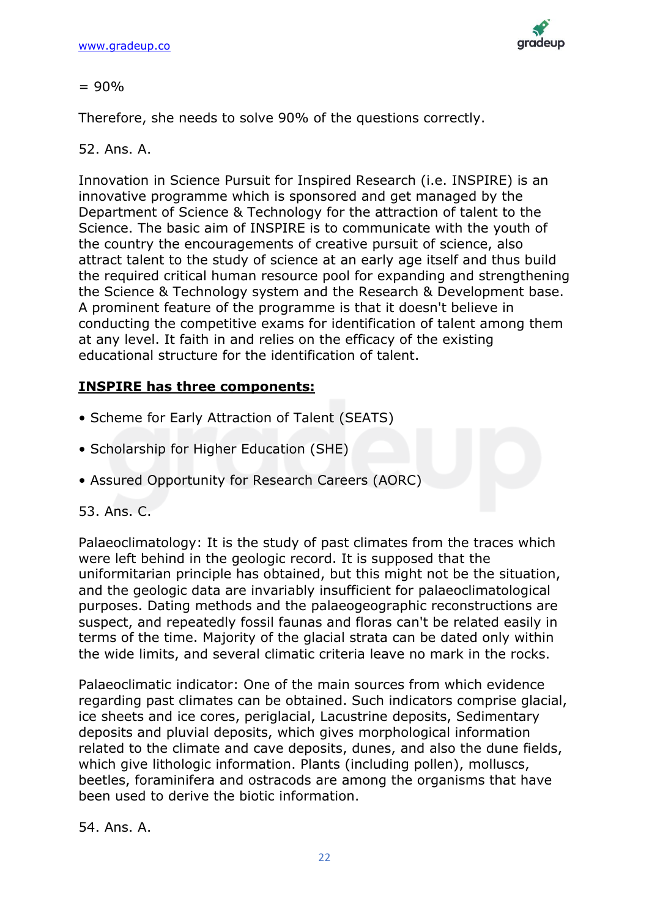= 90%

Therefore, she needs to solve 90% of the questions correctly.

52. Ans. A.

Innovation in Science Pursuit for Inspired Research (i.e. INSPIRE) is an innovative programme which is sponsored and get managed by the Department of Science & Technology for the attraction of talent to the Science. The basic aim of INSPIRE is to communicate with the youth of the country the encouragements of creative pursuit of science, also attract talent to the study of science at an early age itself and thus build the required critical human resource pool for expanding and strengthening the Science & Technology system and the Research & Development base. A prominent feature of the programme is that it doesn't believe in conducting the competitive exams for identification of talent among them at any level. It faith in and relies on the efficacy of the existing educational structure for the identification of talent.

**INSPIRE has three components:**

- Scheme for Early Attraction of Talent (SEATS)
- Scholarship for Higher Education (SHE)
- Assured Opportunity for Research Careers (AORC)

53. Ans. C.

Palaeoclimatology: It is the study of past climates from the traces which were left behind in the geologic record. It is supposed that the uniformitarian principle has obtained, but this might not be the situation, and the geologic data are invariably insufficient for palaeoclimatological purposes. Dating methods and the palaeogeographic reconstructions are suspect, and repeatedly fossil faunas and floras can't be related easily in terms of the time. Majority of the glacial strata can be dated only within the wide limits, and several climatic criteria leave no mark in the rocks.

Palaeoclimatic indicator: One of the main sources from which evidence regarding past climates can be obtained. Such indicators comprise glacial, ice sheets and ice cores, periglacial, Lacustrine deposits, Sedimentary deposits and pluvial deposits, which gives morphological information related to the climate and cave deposits, dunes, and also the dune fields, which give lithologic information. Plants (including pollen), molluscs, beetles, foraminifera and ostracods are among the organisms that have been used to derive the biotic information.

54. Ans. A.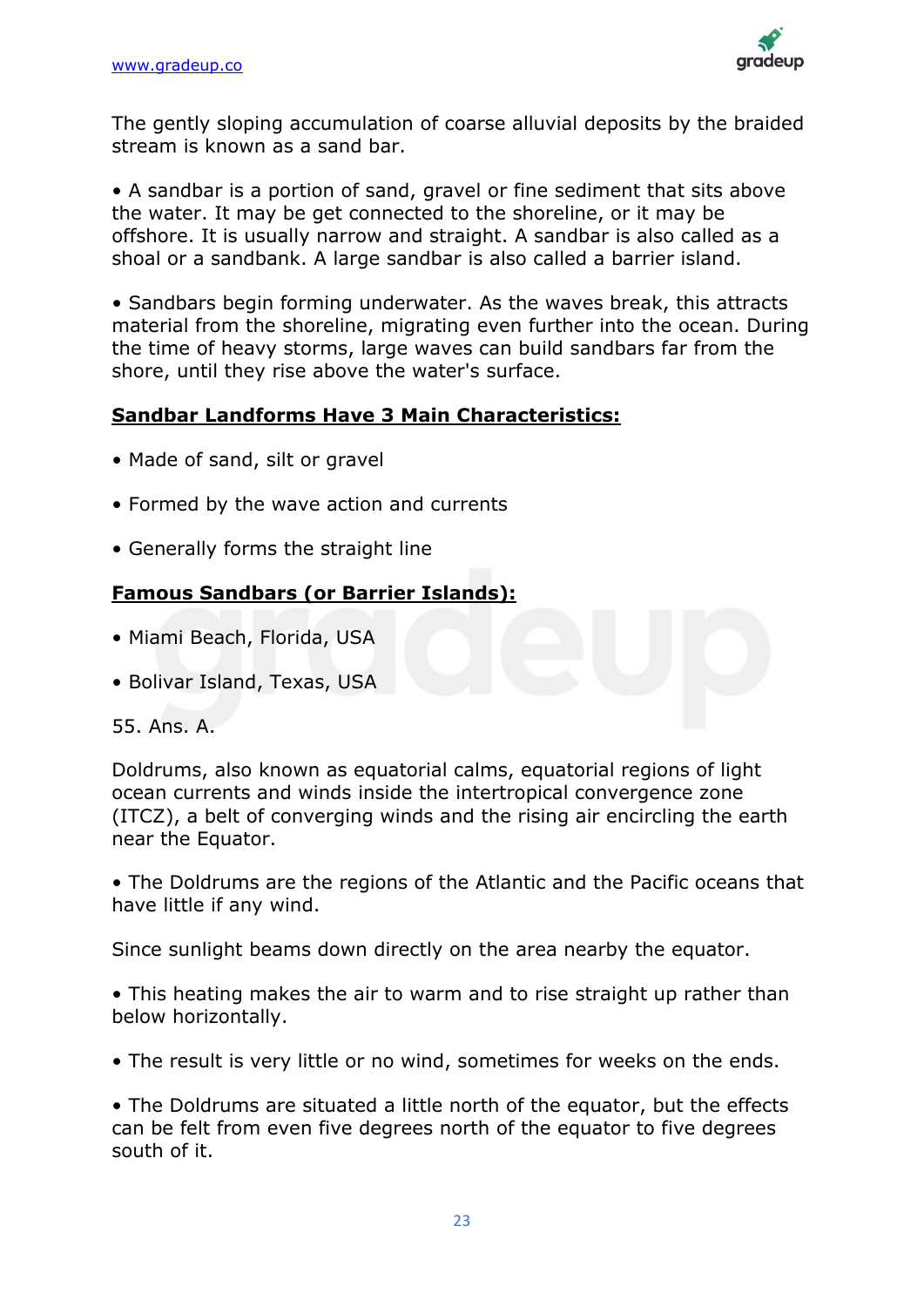The gently sloping accumulation of coarse alluvial deposits by the braided stream is known as a sand bar.

• A sandbar is a portion of sand, gravel or fine sediment that sits above the water. It may be get connected to the shoreline, or it may be offshore. It is usually narrow and straight. A sandbar is also called as a shoal or a sandbank. A large sandbar is also called a barrier island.

• Sandbars begin forming underwater. As the waves break, this attracts material from the shoreline, migrating even further into the ocean. During the time of heavy storms, large waves can build sandbars far from the shore, until they rise above the water's surface.

**Sandbar Landforms Have 3 Main Characteristics:**

• Made of sand, silt or gravel

• Formed by the wave action and currents

• Generally forms the straight line

**Famous Sandbars (or Barrier Islands):**

• Miami Beach, Florida, USA

• Bolivar Island, Texas, USA

55. Ans. A.

Doldrums, also known as equatorial calms, equatorial regions of light ocean currents and winds inside the intertropical convergence zone (ITCZ), a belt of converging winds and the rising air encircling the earth near the Equator.

• The Doldrums are the regions of the Atlantic and the Pacific oceans that have little if any wind.

Since sunlight beams down directly on the area nearby the equator.

• This heating makes the air to warm and to rise straight up rather than below horizontally.

• The result is very little or no wind, sometimes for weeks on the ends.

• The Doldrums are situated a little north of the equator, but the effects can be felt from even five degrees north of the equator to five degrees south of it.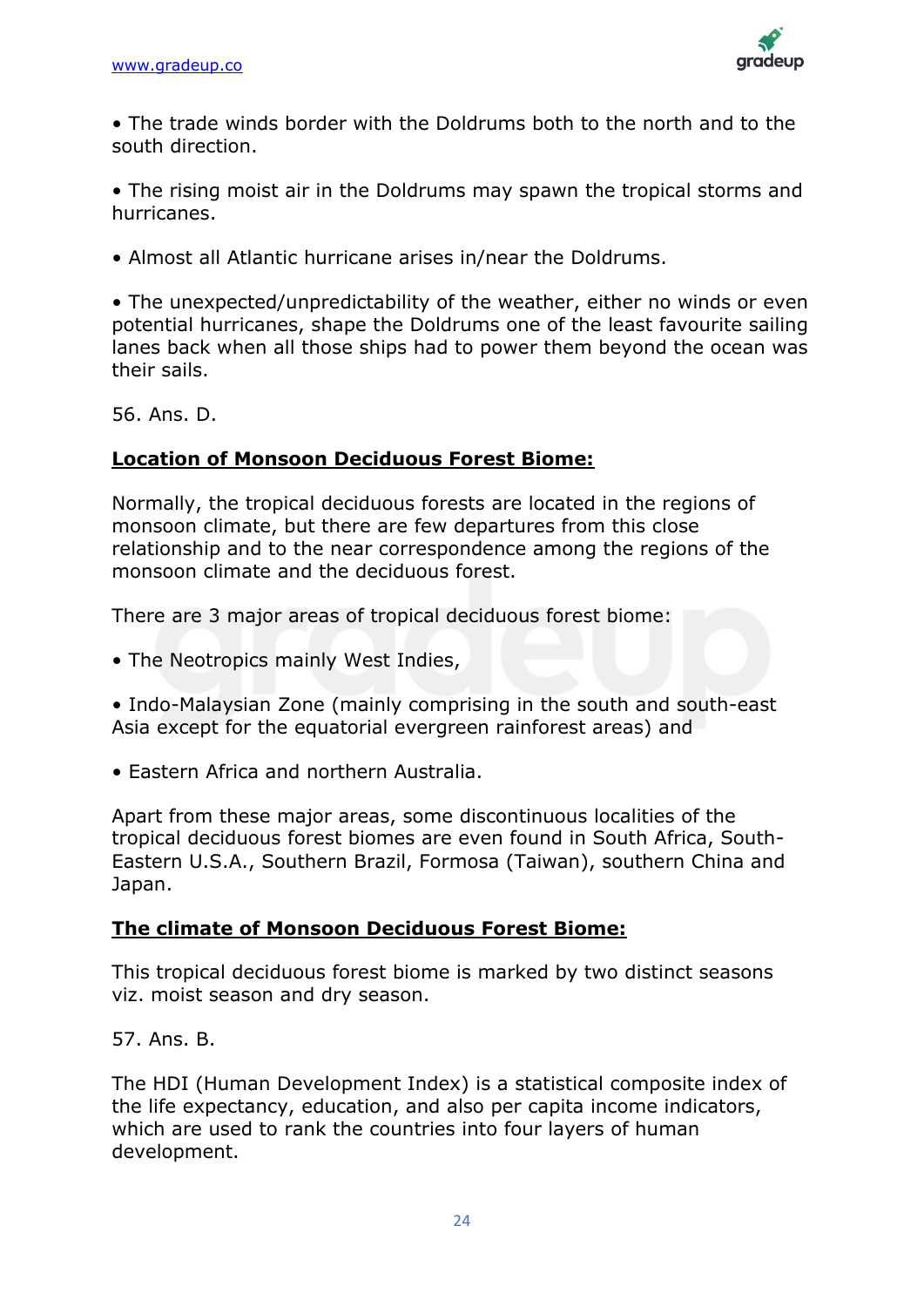• The trade winds border with the Doldrums both to the north and to the south direction.

• The rising moist air in the Doldrums may spawn the tropical storms and hurricanes.

• Almost all Atlantic hurricane arises in/near the Doldrums.

• The unexpected/unpredictability of the weather, either no winds or even potential hurricanes, shape the Doldrums one of the least favourite sailing lanes back when all those ships had to power them beyond the ocean was their sails.

56. Ans. D.

**<u>Location of Monsoon Deciduous Forest Biome:</u>**

Normally, the tropical deciduous forests are located in the regions of monsoon climate, but there are few departures from this close relationship and to the near correspondence among the regions of the monsoon climate and the deciduous forest.

There are 3 major areas of tropical deciduous forest biome:

• The Neotropics mainly West Indies,

• Indo-Malaysian Zone (mainly comprising in the south and south-east Asia except for the equatorial evergreen rainforest areas) and

• Eastern Africa and northern Australia.

Apart from these major areas, some discontinuous localities of the tropical deciduous forest biomes are even found in South Africa, South-Eastern U.S.A., Southern Brazil, Formosa (Taiwan), southern China and Japan.

**<u>The climate of Monsoon Deciduous Forest Biome:</u>**

This tropical deciduous forest biome is marked by two distinct seasons viz. moist season and dry season.

57. Ans. B.

The HDI (Human Development Index) is a statistical composite index of the life expectancy, education, and also per capita income indicators, which are used to rank the countries into four layers of human development.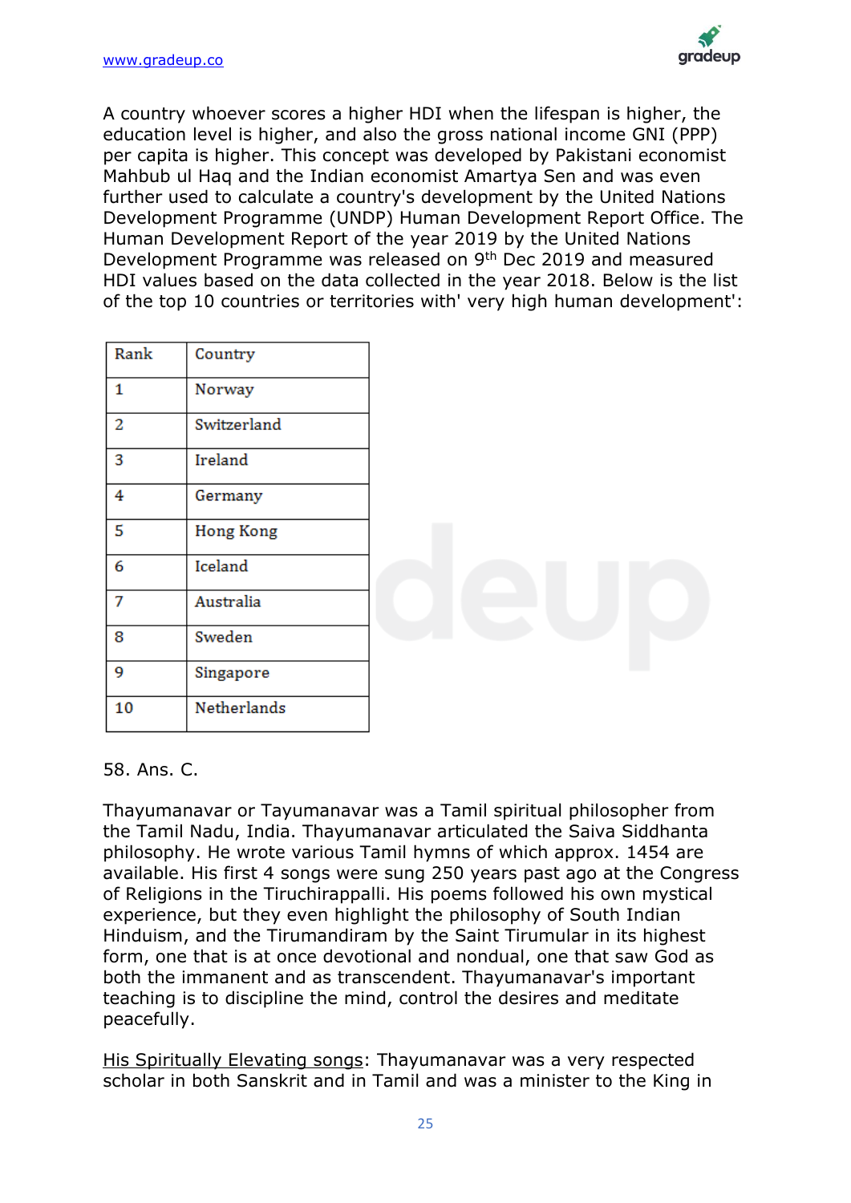A country whoever scores a higher HDI when the lifespan is higher, the education level is higher, and also the gross national income GNI (PPP) per capita is higher. This concept was developed by Pakistani economist Mahbub ul Haq and the Indian economist Amartya Sen and was even further used to calculate a country's development by the United Nations Development Programme (UNDP) Human Development Report Office. The Human Development Report of the year 2019 by the United Nations Development Programme was released on 9th Dec 2019 and measured HDI values based on the data collected in the year 2018. Below is the list of the top 10 countries or territories with' very high human development':

| Rank | Country |
|---|---|
| 1 | Norway |
| 2 | Switzerland |
| 3 | Ireland |
| 4 | Germany |
| 5 | Hong Kong |
| 6 | Iceland |
| 7 | Australia |
| 8 | Sweden |
| 9 | Singapore |
| 10 | Netherlands |

58. Ans. C.

Thayumanavar or Tayumanavar was a Tamil spiritual philosopher from the Tamil Nadu, India. Thayumanavar articulated the Saiva Siddhanta philosophy. He wrote various Tamil hymns of which approx. 1454 are available. His first 4 songs were sung 250 years past ago at the Congress of Religions in the Tiruchirappalli. His poems followed his own mystical experience, but they even highlight the philosophy of South Indian Hinduism, and the Tirumandiram by the Saint Tirumular in its highest form, one that is at once devotional and nondual, one that saw God as both the immanent and as transcendent. Thayumanavar's important teaching is to discipline the mind, control the desires and meditate peacefully.

His Spiritually Elevating songs: Thayumanavar was a very respected scholar in both Sanskrit and in Tamil and was a minister to the King in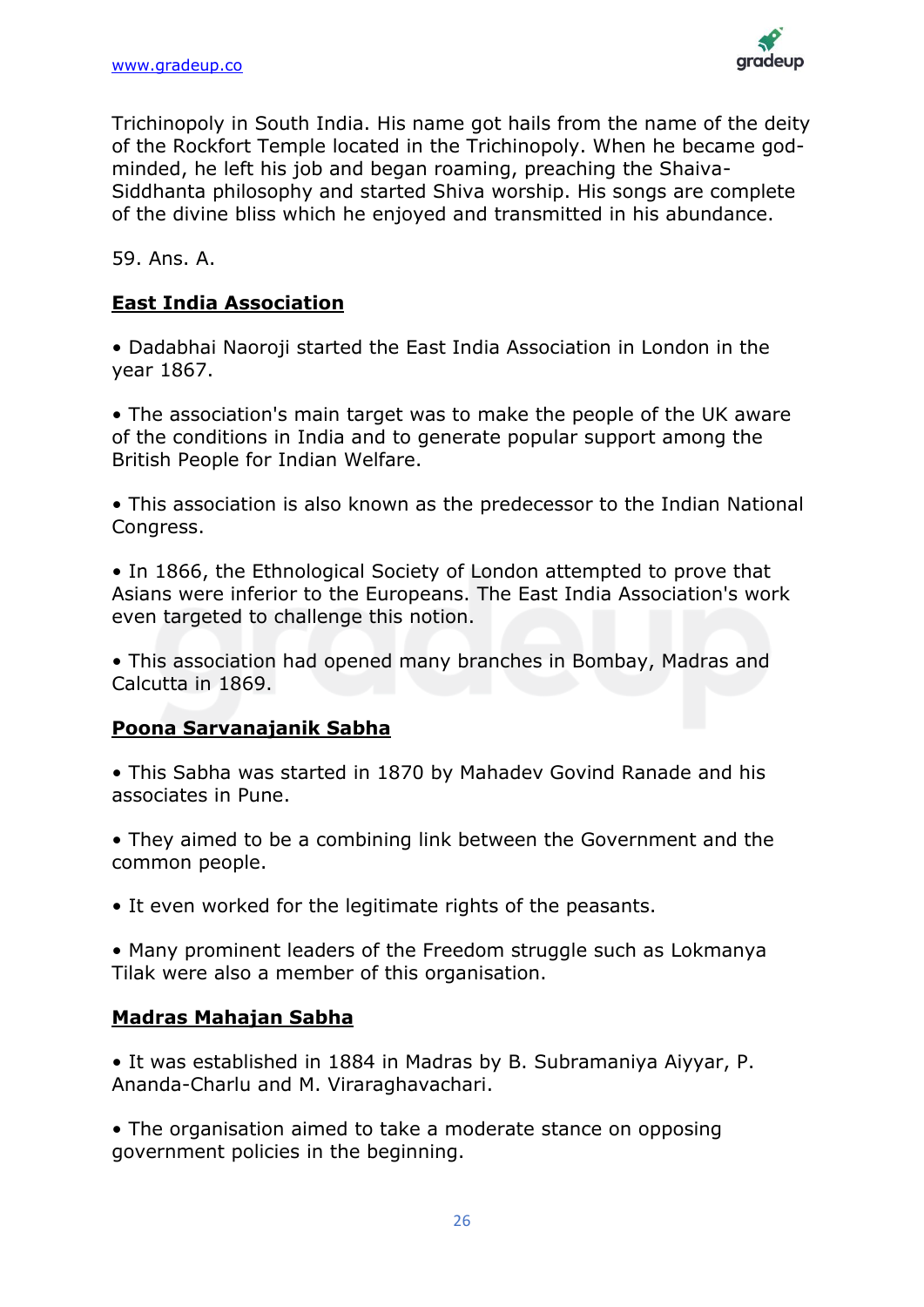Trichinopoly in South India. His name got hails from the name of the deity of the Rockfort Temple located in the Trichinopoly. When he became god-minded, he left his job and began roaming, preaching the Shaiva-Siddhanta philosophy and started Shiva worship. His songs are complete of the divine bliss which he enjoyed and transmitted in his abundance.

59. Ans. A.

**East India Association**

• Dadabhai Naoroji started the East India Association in London in the year 1867.

• The association's main target was to make the people of the UK aware of the conditions in India and to generate popular support among the British People for Indian Welfare.

• This association is also known as the predecessor to the Indian National Congress.

• In 1866, the Ethnological Society of London attempted to prove that Asians were inferior to the Europeans. The East India Association's work even targeted to challenge this notion.

• This association had opened many branches in Bombay, Madras and Calcutta in 1869.

**Poona Sarvanajanik Sabha**

• This Sabha was started in 1870 by Mahadev Govind Ranade and his associates in Pune.

• They aimed to be a combining link between the Government and the common people.

• It even worked for the legitimate rights of the peasants.

• Many prominent leaders of the Freedom struggle such as Lokmanya Tilak were also a member of this organisation.

**Madras Mahajan Sabha**

• It was established in 1884 in Madras by B. Subramaniya Aiyyar, P. Ananda-Charlu and M. Viraraghavachari.

• The organisation aimed to take a moderate stance on opposing government policies in the beginning.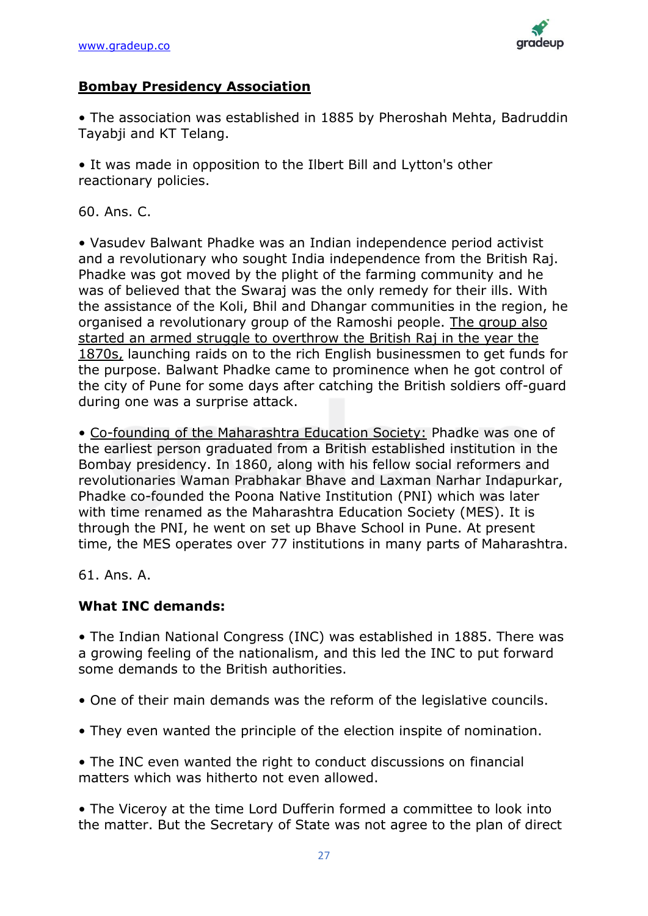**Bombay Presidency Association**

• The association was established in 1885 by Pheroshah Mehta, Badruddin Tayabji and KT Telang.

• It was made in opposition to the Ilbert Bill and Lytton's other reactionary policies.

60. Ans. C.

• Vasudev Balwant Phadke was an Indian independence period activist and a revolutionary who sought India independence from the British Raj. Phadke was got moved by the plight of the farming community and he was of believed that the Swaraj was the only remedy for their ills. With the assistance of the Koli, Bhil and Dhangar communities in the region, he organised a revolutionary group of the Ramoshi people. The group also started an armed struggle to overthrow the British Raj in the year the 1870s, launching raids on to the rich English businessmen to get funds for the purpose. Balwant Phadke came to prominence when he got control of the city of Pune for some days after catching the British soldiers off-guard during one was a surprise attack.

• Co-founding of the Maharashtra Education Society: Phadke was one of the earliest person graduated from a British established institution in the Bombay presidency. In 1860, along with his fellow social reformers and revolutionaries Waman Prabhakar Bhave and Laxman Narhar Indapurkar, Phadke co-founded the Poona Native Institution (PNI) which was later with time renamed as the Maharashtra Education Society (MES). It is through the PNI, he went on set up Bhave School in Pune. At present time, the MES operates over 77 institutions in many parts of Maharashtra.

61. Ans. A.

**What INC demands:**

• The Indian National Congress (INC) was established in 1885. There was a growing feeling of the nationalism, and this led the INC to put forward some demands to the British authorities.

• One of their main demands was the reform of the legislative councils.

• They even wanted the principle of the election inspite of nomination.

• The INC even wanted the right to conduct discussions on financial matters which was hitherto not even allowed.

• The Viceroy at the time Lord Dufferin formed a committee to look into the matter. But the Secretary of State was not agree to the plan of direct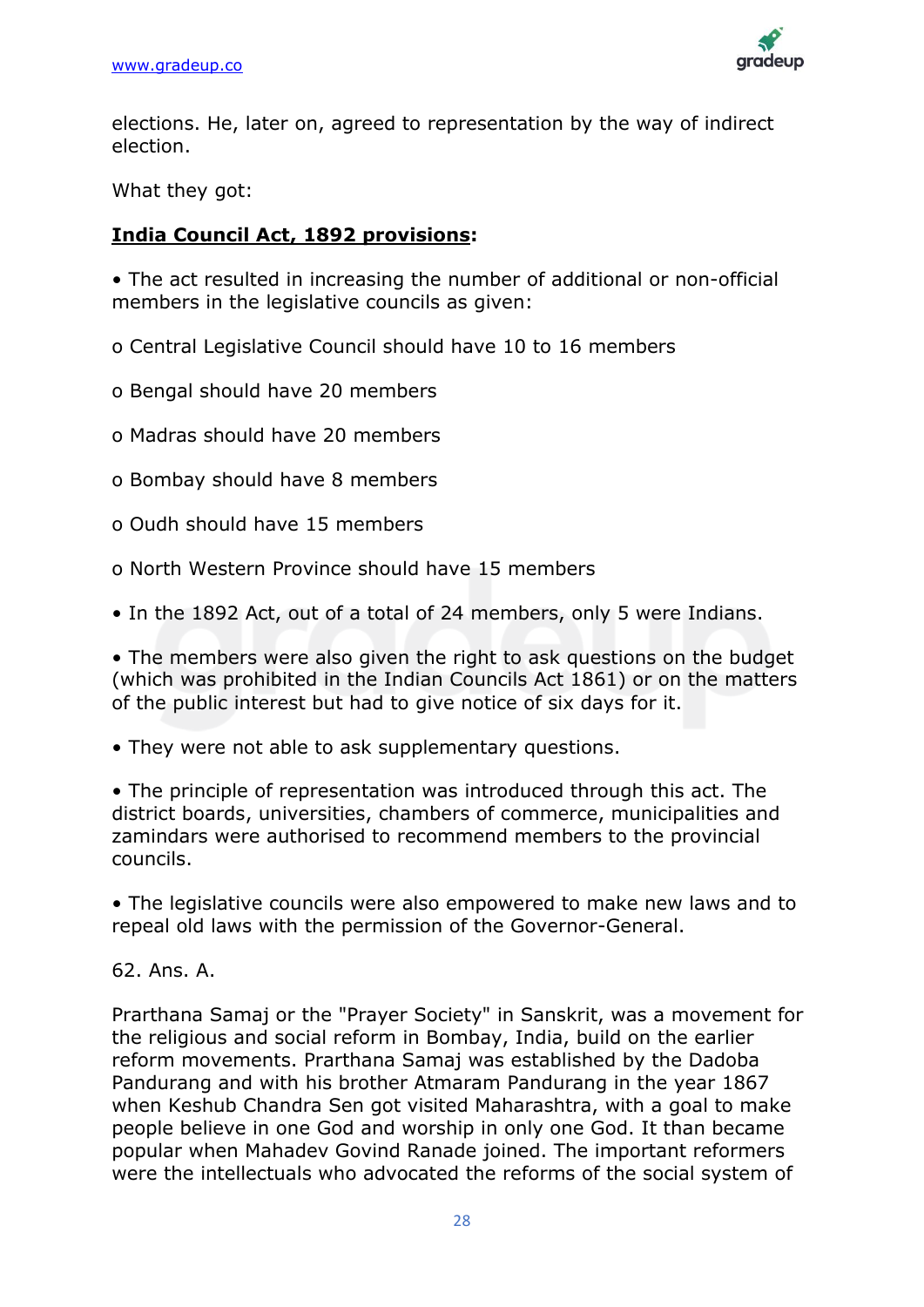elections. He, later on, agreed to representation by the way of indirect election.

What they got:

**India Council Act, 1892 provisions:**

• The act resulted in increasing the number of additional or non-official members in the legislative councils as given:

o Central Legislative Council should have 10 to 16 members

o Bengal should have 20 members

o Madras should have 20 members

o Bombay should have 8 members

o Oudh should have 15 members

o North Western Province should have 15 members

• In the 1892 Act, out of a total of 24 members, only 5 were Indians.

• The members were also given the right to ask questions on the budget (which was prohibited in the Indian Councils Act 1861) or on the matters of the public interest but had to give notice of six days for it.

• They were not able to ask supplementary questions.

• The principle of representation was introduced through this act. The district boards, universities, chambers of commerce, municipalities and zamindars were authorised to recommend members to the provincial councils.

• The legislative councils were also empowered to make new laws and to repeal old laws with the permission of the Governor-General.

62. Ans. A.

Prarthana Samaj or the "Prayer Society" in Sanskrit, was a movement for the religious and social reform in Bombay, India, build on the earlier reform movements. Prarthana Samaj was established by the Dadoba Pandurang and with his brother Atmaram Pandurang in the year 1867 when Keshub Chandra Sen got visited Maharashtra, with a goal to make people believe in one God and worship in only one God. It than became popular when Mahadev Govind Ranade joined. The important reformers were the intellectuals who advocated the reforms of the social system of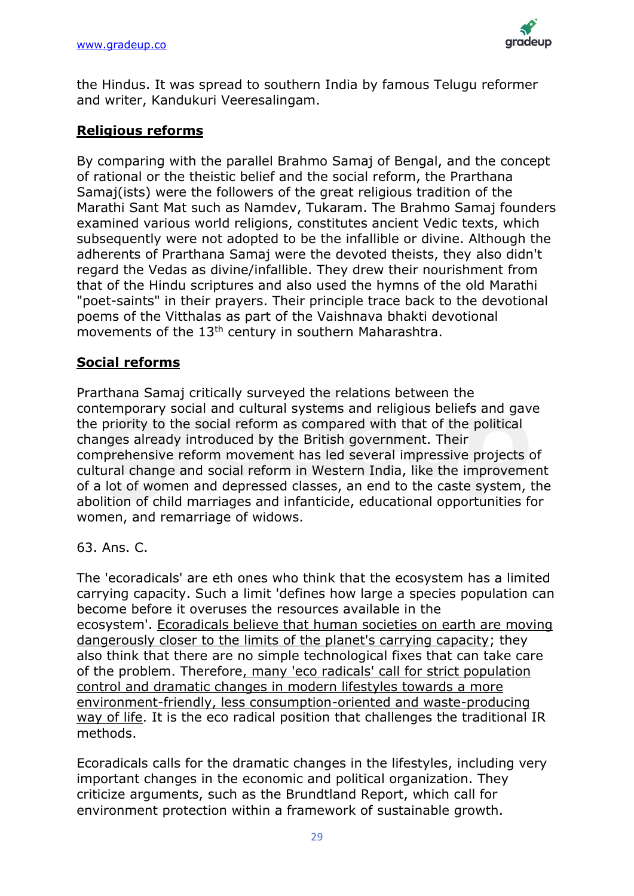the Hindus. It was spread to southern India by famous Telugu reformer and writer, Kandukuri Veeresalingam.

## **<u>Religious reforms</u>**

By comparing with the parallel Brahmo Samaj of Bengal, and the concept of rational or the theistic belief and the social reform, the Prarthana Samaj(ists) were the followers of the great religious tradition of the Marathi Sant Mat such as Namdev, Tukaram. The Brahmo Samaj founders examined various world religions, constitutes ancient Vedic texts, which subsequently were not adopted to be the infallible or divine. Although the adherents of Prarthana Samaj were the devoted theists, they also didn't regard the Vedas as divine/infallible. They drew their nourishment from that of the Hindu scriptures and also used the hymns of the old Marathi "poet-saints" in their prayers. Their principle trace back to the devotional poems of the Vitthalas as part of the Vaishnava bhakti devotional movements of the 13th century in southern Maharashtra.

## **<u>Social reforms</u>**

Prarthana Samaj critically surveyed the relations between the contemporary social and cultural systems and religious beliefs and gave the priority to the social reform as compared with that of the political changes already introduced by the British government. Their comprehensive reform movement has led several impressive projects of cultural change and social reform in Western India, like the improvement of a lot of women and depressed classes, an end to the caste system, the abolition of child marriages and infanticide, educational opportunities for women, and remarriage of widows.

63. Ans. C.

The 'ecoradicals' are eth ones who think that the ecosystem has a limited carrying capacity. Such a limit 'defines how large a species population can become before it overuses the resources available in the ecosystem'. <u>Ecoradicals believe that human societies on earth are moving dangerously closer to the limits of the planet's carrying capacity</u>; they also think that there are no simple technological fixes that can take care of the problem. Therefore<u>, many 'eco radicals' call for strict population control and dramatic changes in modern lifestyles towards a more environment-friendly, less consumption-oriented and waste-producing way of life</u>. It is the eco radical position that challenges the traditional IR methods.

Ecoradicals calls for the dramatic changes in the lifestyles, including very important changes in the economic and political organization. They criticize arguments, such as the Brundtland Report, which call for environment protection within a framework of sustainable growth.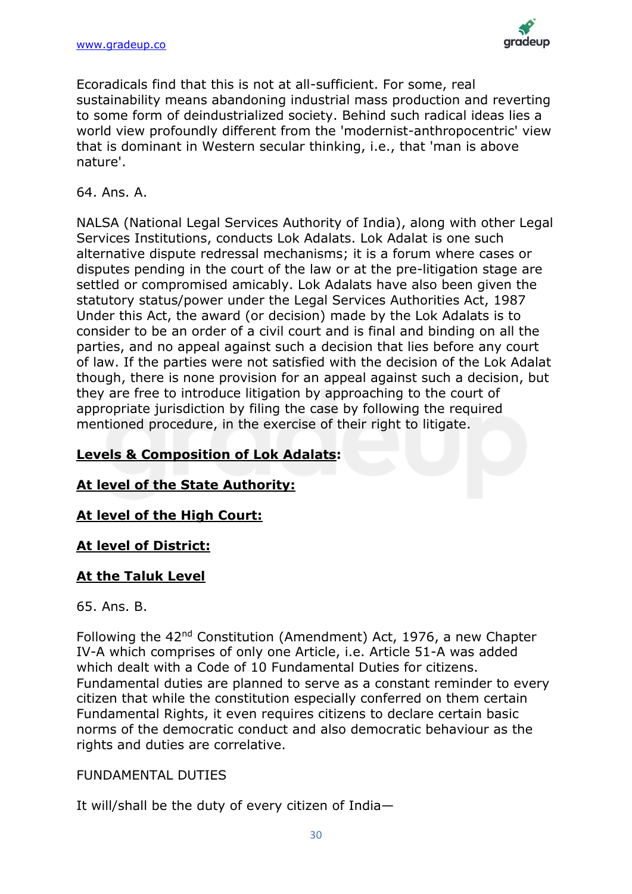Ecoradicals find that this is not at all-sufficient. For some, real sustainability means abandoning industrial mass production and reverting to some form of deindustrialized society. Behind such radical ideas lies a world view profoundly different from the 'modernist-anthropocentric' view that is dominant in Western secular thinking, i.e., that 'man is above nature'.

64. Ans. A.

NALSA (National Legal Services Authority of India), along with other Legal Services Institutions, conducts Lok Adalats. Lok Adalat is one such alternative dispute redressal mechanisms; it is a forum where cases or disputes pending in the court of the law or at the pre-litigation stage are settled or compromised amicably. Lok Adalats have also been given the statutory status/power under the Legal Services Authorities Act, 1987 Under this Act, the award (or decision) made by the Lok Adalats is to consider to be an order of a civil court and is final and binding on all the parties, and no appeal against such a decision that lies before any court of law. If the parties were not satisfied with the decision of the Lok Adalat though, there is none provision for an appeal against such a decision, but they are free to introduce litigation by approaching to the court of appropriate jurisdiction by filing the case by following the required mentioned procedure, in the exercise of their right to litigate.

**Levels & Composition of Lok Adalats:**

**At level of the State Authority:**

**At level of the High Court:**

**At level of District:**

**At the Taluk Level**

65. Ans. B.

Following the 42nd Constitution (Amendment) Act, 1976, a new Chapter IV-A which comprises of only one Article, i.e. Article 51-A was added which dealt with a Code of 10 Fundamental Duties for citizens. Fundamental duties are planned to serve as a constant reminder to every citizen that while the constitution especially conferred on them certain Fundamental Rights, it even requires citizens to declare certain basic norms of the democratic conduct and also democratic behaviour as the rights and duties are correlative.

FUNDAMENTAL DUTIES

It will/shall be the duty of every citizen of India—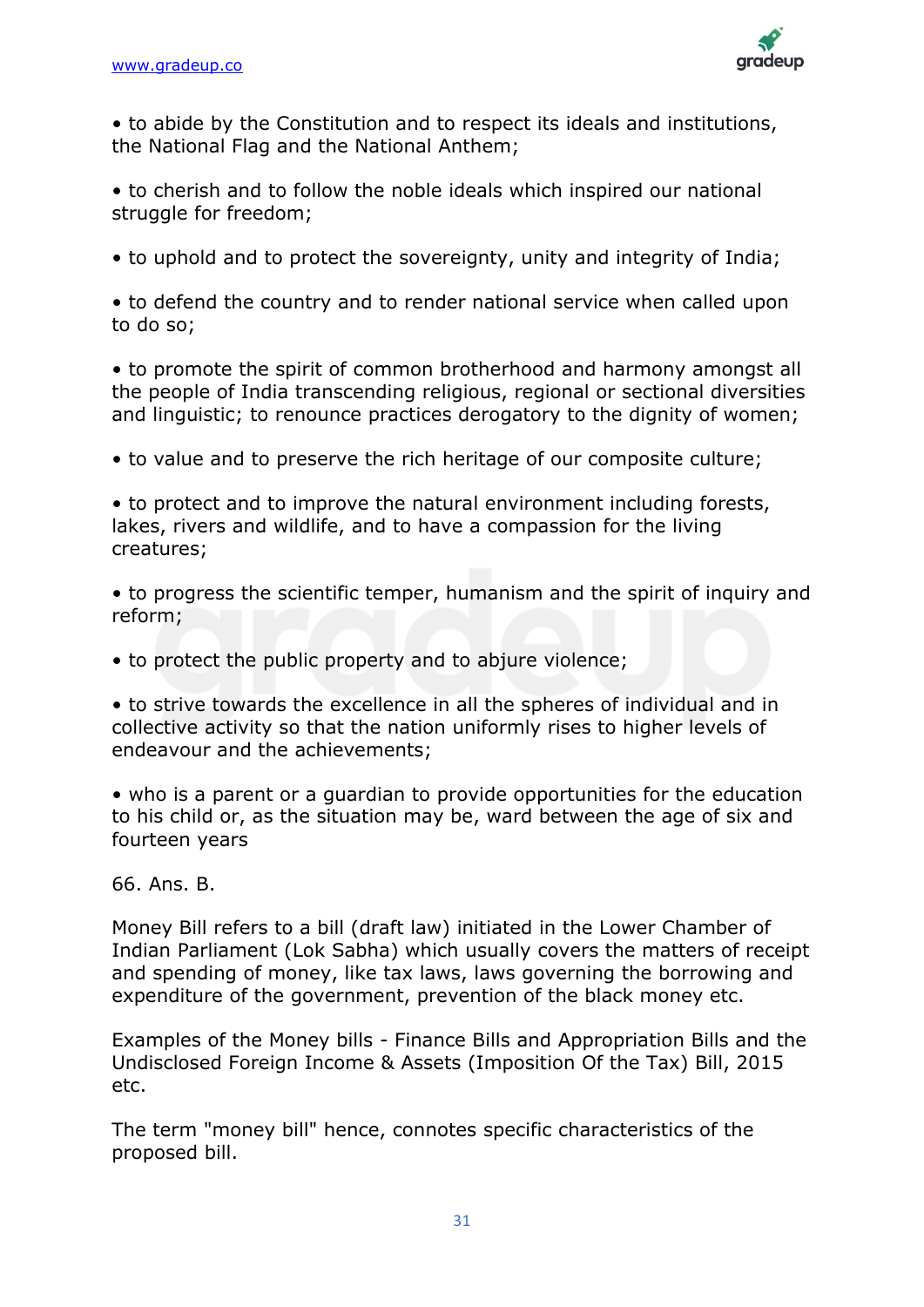- to abide by the Constitution and to respect its ideals and institutions, the National Flag and the National Anthem;

- to cherish and to follow the noble ideals which inspired our national struggle for freedom;

- to uphold and to protect the sovereignty, unity and integrity of India;

- to defend the country and to render national service when called upon to do so;

- to promote the spirit of common brotherhood and harmony amongst all the people of India transcending religious, regional or sectional diversities and linguistic; to renounce practices derogatory to the dignity of women;

- to value and to preserve the rich heritage of our composite culture;

- to protect and to improve the natural environment including forests, lakes, rivers and wildlife, and to have a compassion for the living creatures;

- to progress the scientific temper, humanism and the spirit of inquiry and reform;

- to protect the public property and to abjure violence;

- to strive towards the excellence in all the spheres of individual and in collective activity so that the nation uniformly rises to higher levels of endeavour and the achievements;

- who is a parent or a guardian to provide opportunities for the education to his child or, as the situation may be, ward between the age of six and fourteen years

66. Ans. B.

Money Bill refers to a bill (draft law) initiated in the Lower Chamber of Indian Parliament (Lok Sabha) which usually covers the matters of receipt and spending of money, like tax laws, laws governing the borrowing and expenditure of the government, prevention of the black money etc.

Examples of the Money bills - Finance Bills and Appropriation Bills and the Undisclosed Foreign Income & Assets (Imposition Of the Tax) Bill, 2015 etc.

The term "money bill" hence, connotes specific characteristics of the proposed bill.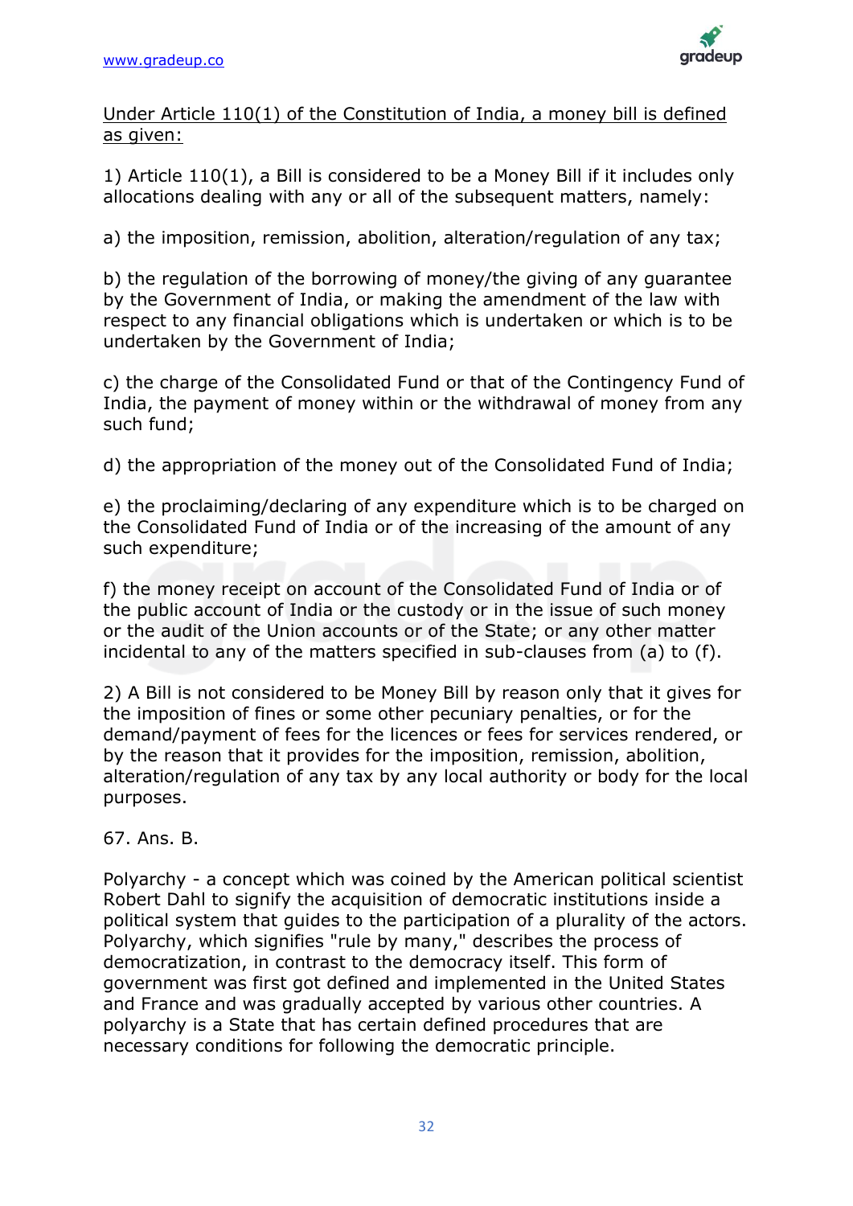Under Article 110(1) of the Constitution of India, a money bill is defined as given:

1) Article 110(1), a Bill is considered to be a Money Bill if it includes only allocations dealing with any or all of the subsequent matters, namely:

a) the imposition, remission, abolition, alteration/regulation of any tax;

b) the regulation of the borrowing of money/the giving of any guarantee by the Government of India, or making the amendment of the law with respect to any financial obligations which is undertaken or which is to be undertaken by the Government of India;

c) the charge of the Consolidated Fund or that of the Contingency Fund of India, the payment of money within or the withdrawal of money from any such fund;

d) the appropriation of the money out of the Consolidated Fund of India;

e) the proclaiming/declaring of any expenditure which is to be charged on the Consolidated Fund of India or of the increasing of the amount of any such expenditure;

f) the money receipt on account of the Consolidated Fund of India or of the public account of India or the custody or in the issue of such money or the audit of the Union accounts or of the State; or any other matter incidental to any of the matters specified in sub-clauses from (a) to (f).

2) A Bill is not considered to be Money Bill by reason only that it gives for the imposition of fines or some other pecuniary penalties, or for the demand/payment of fees for the licences or fees for services rendered, or by the reason that it provides for the imposition, remission, abolition, alteration/regulation of any tax by any local authority or body for the local purposes.

67. Ans. B.

Polyarchy - a concept which was coined by the American political scientist Robert Dahl to signify the acquisition of democratic institutions inside a political system that guides to the participation of a plurality of the actors. Polyarchy, which signifies "rule by many," describes the process of democratization, in contrast to the democracy itself. This form of government was first got defined and implemented in the United States and France and was gradually accepted by various other countries. A polyarchy is a State that has certain defined procedures that are necessary conditions for following the democratic principle.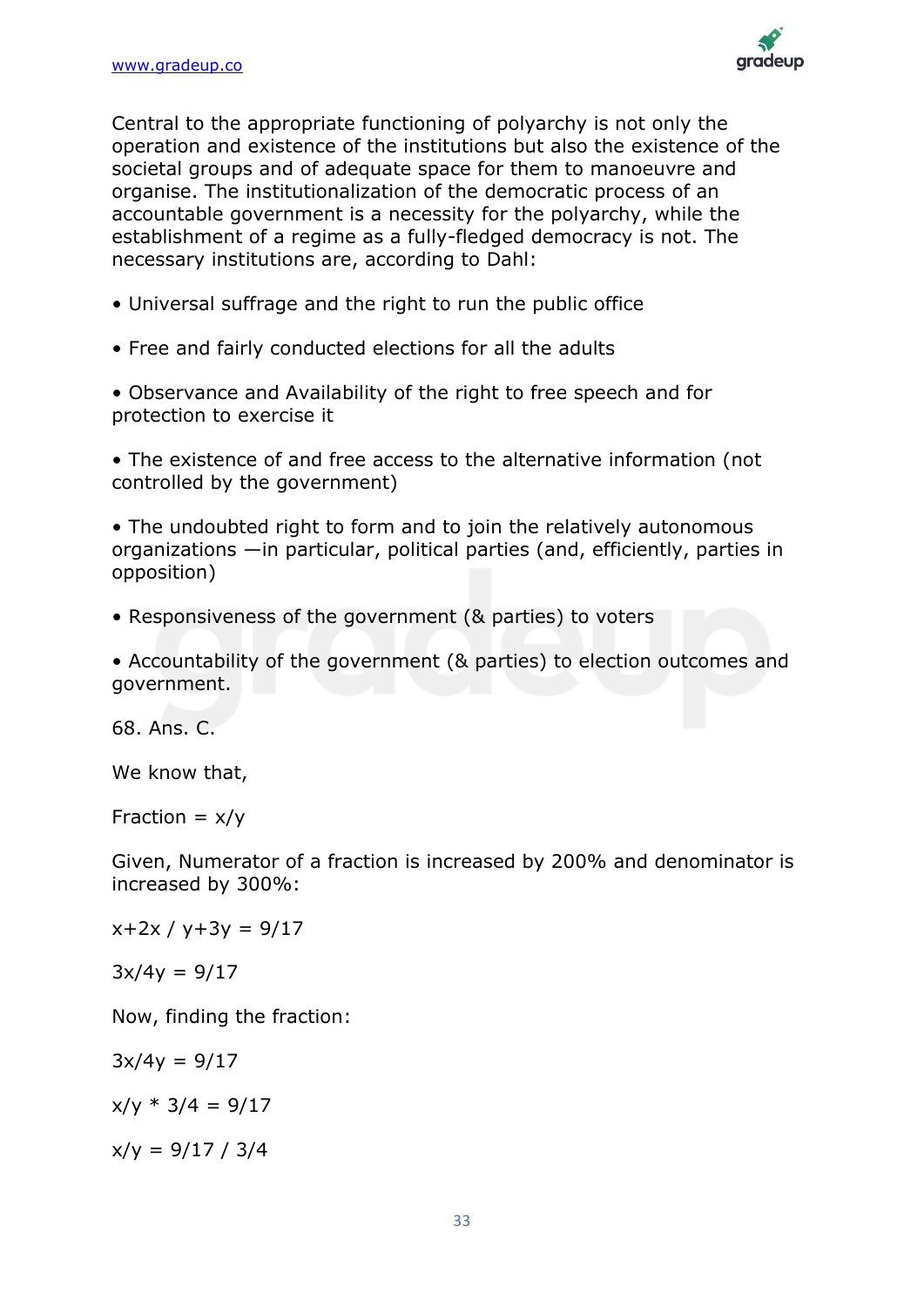Central to the appropriate functioning of polyarchy is not only the operation and existence of the institutions but also the existence of the societal groups and of adequate space for them to manoeuvre and organise. The institutionalization of the democratic process of an accountable government is a necessity for the polyarchy, while the establishment of a regime as a fully-fledged democracy is not. The necessary institutions are, according to Dahl:

- Universal suffrage and the right to run the public office
- Free and fairly conducted elections for all the adults
- Observance and Availability of the right to free speech and for protection to exercise it
- The existence of and free access to the alternative information (not controlled by the government)
- The undoubted right to form and to join the relatively autonomous organizations —in particular, political parties (and, efficiently, parties in opposition)
- Responsiveness of the government (& parties) to voters
- Accountability of the government (& parties) to election outcomes and government.

68. Ans. C.

We know that,

Fraction = $x/y$

Given, Numerator of a fraction is increased by 200% and denominator is increased by 300%:

$x+2x / y+3y = 9/17$

$3x/4y = 9/17$

Now, finding the fraction:

$3x/4y = 9/17$

$x/y * 3/4 = 9/17$

$x/y = 9/17 / 3/4$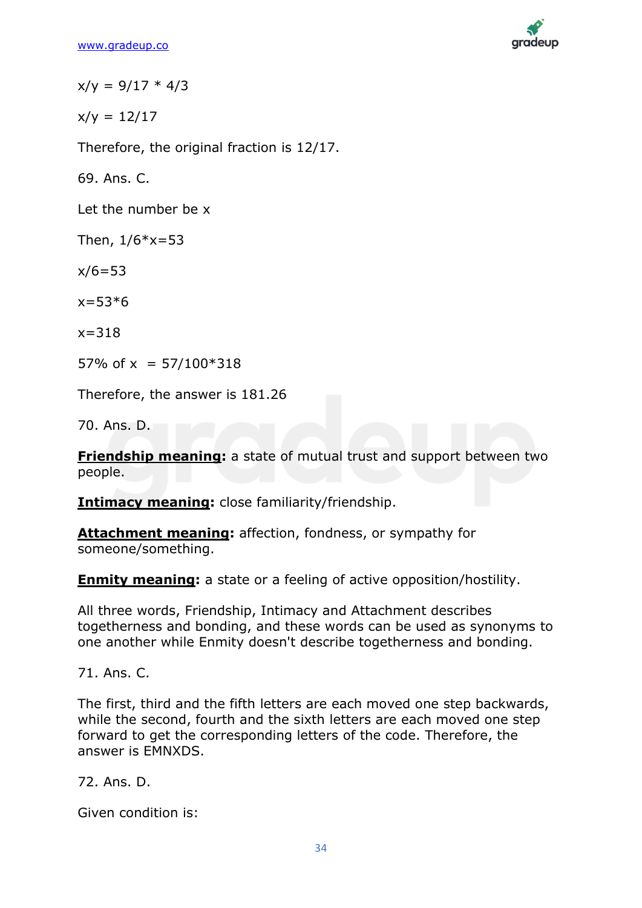$x/y = 9/17 * 4/3$

$x/y = 12/17$

Therefore, the original fraction is 12/17.

69. Ans. C.

Let the number be x

Then, $1/6*x=53$

$x/6=53$

$x=53*6$

$x=318$

57% of x $= 57/100*318$

Therefore, the answer is 181.26

70. Ans. D.

**Friendship meaning:** a state of mutual trust and support between two people.

**Intimacy meaning:** close familiarity/friendship.

**Attachment meaning:** affection, fondness, or sympathy for someone/something.

**Enmity meaning:** a state or a feeling of active opposition/hostility.

All three words, Friendship, Intimacy and Attachment describes togetherness and bonding, and these words can be used as synonyms to one another while Enmity doesn't describe togetherness and bonding.

71. Ans. C.

The first, third and the fifth letters are each moved one step backwards, while the second, fourth and the sixth letters are each moved one step forward to get the corresponding letters of the code. Therefore, the answer is EMNXDS.

72. Ans. D.

Given condition is: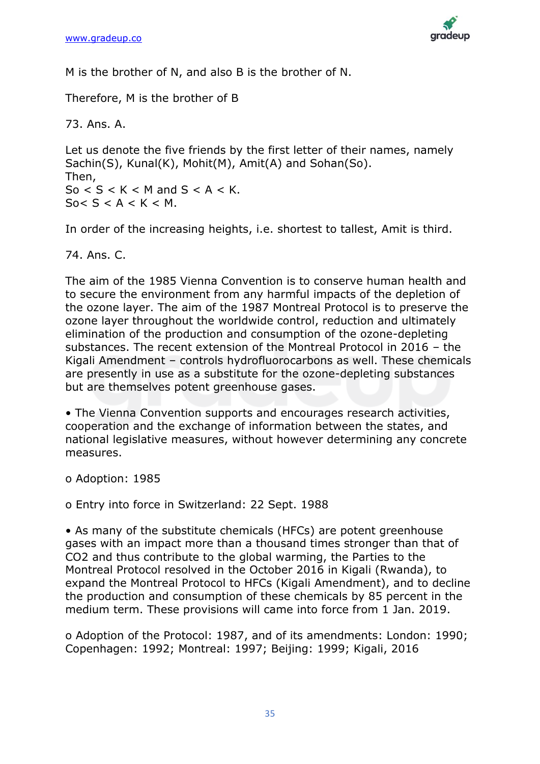M is the brother of N, and also B is the brother of N.

Therefore, M is the brother of B

73. Ans. A.

Let us denote the five friends by the first letter of their names, namely Sachin(S), Kunal(K), Mohit(M), Amit(A) and Sohan(So).
Then,
So < S < K < M and S < A < K.
So< S < A < K < M.

In order of the increasing heights, i.e. shortest to tallest, Amit is third.

74. Ans. C.

The aim of the 1985 Vienna Convention is to conserve human health and to secure the environment from any harmful impacts of the depletion of the ozone layer. The aim of the 1987 Montreal Protocol is to preserve the ozone layer throughout the worldwide control, reduction and ultimately elimination of the production and consumption of the ozone-depleting substances. The recent extension of the Montreal Protocol in 2016 – the Kigali Amendment – controls hydrofluorocarbons as well. These chemicals are presently in use as a substitute for the ozone-depleting substances but are themselves potent greenhouse gases.

- The Vienna Convention supports and encourages research activities, cooperation and the exchange of information between the states, and national legislative measures, without however determining any concrete measures.

  - Adoption: 1985

  - Entry into force in Switzerland: 22 Sept. 1988

- As many of the substitute chemicals (HFCs) are potent greenhouse gases with an impact more than a thousand times stronger than that of $CO_2$ and thus contribute to the global warming, the Parties to the Montreal Protocol resolved in the October 2016 in Kigali (Rwanda), to expand the Montreal Protocol to HFCs (Kigali Amendment), and to decline the production and consumption of these chemicals by 85 percent in the medium term. These provisions will came into force from 1 Jan. 2019.

  - Adoption of the Protocol: 1987, and of its amendments: London: 1990; Copenhagen: 1992; Montreal: 1997; Beijing: 1999; Kigali, 2016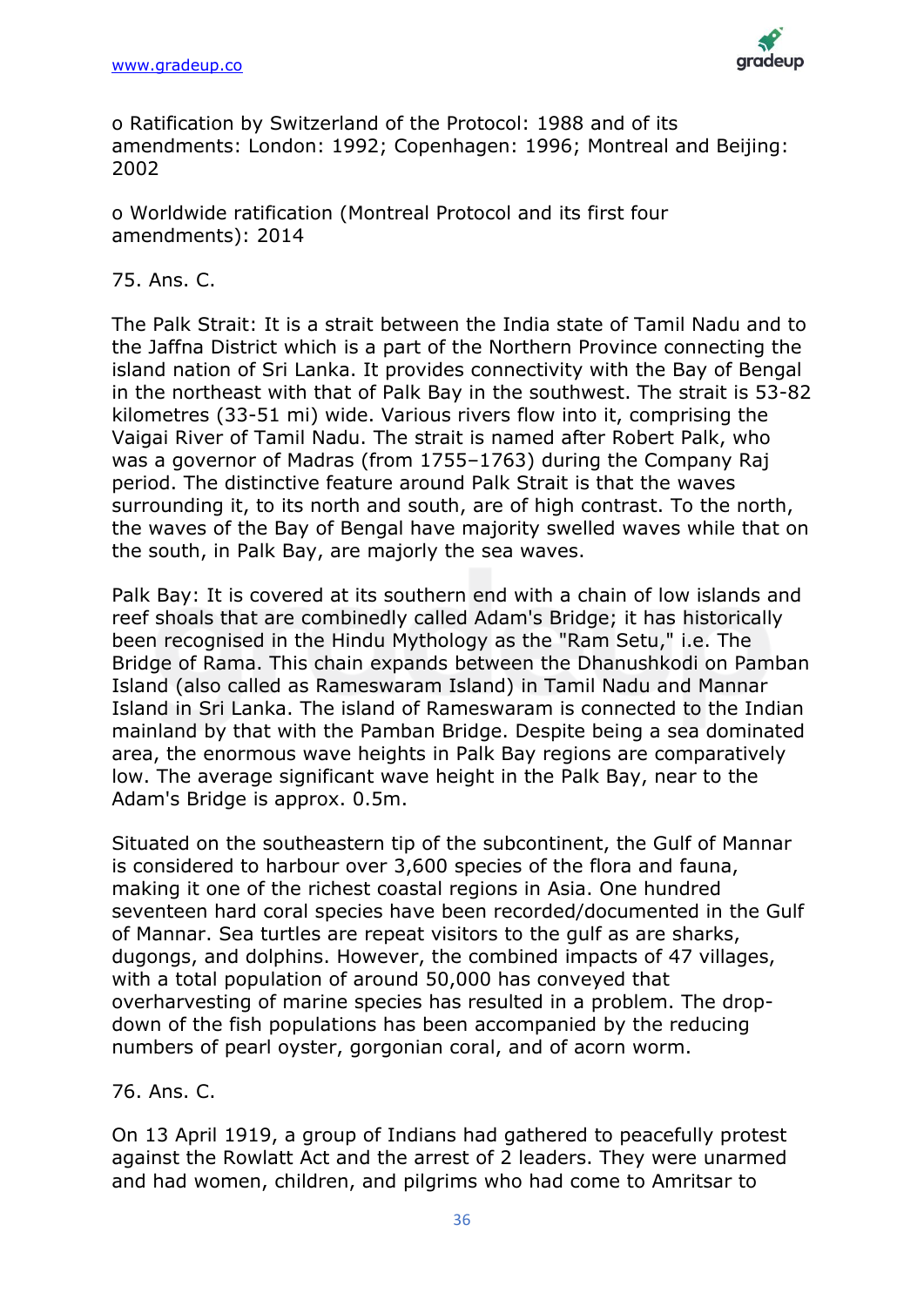o Ratification by Switzerland of the Protocol: 1988 and of its amendments: London: 1992; Copenhagen: 1996; Montreal and Beijing: 2002

o Worldwide ratification (Montreal Protocol and its first four amendments): 2014

75. Ans. C.

The Palk Strait: It is a strait between the India state of Tamil Nadu and to the Jaffna District which is a part of the Northern Province connecting the island nation of Sri Lanka. It provides connectivity with the Bay of Bengal in the northeast with that of Palk Bay in the southwest. The strait is 53-82 kilometres (33-51 mi) wide. Various rivers flow into it, comprising the Vaigai River of Tamil Nadu. The strait is named after Robert Palk, who was a governor of Madras (from 1755–1763) during the Company Raj period. The distinctive feature around Palk Strait is that the waves surrounding it, to its north and south, are of high contrast. To the north, the waves of the Bay of Bengal have majority swelled waves while that on the south, in Palk Bay, are majorly the sea waves.

Palk Bay: It is covered at its southern end with a chain of low islands and reef shoals that are combinedly called Adam's Bridge; it has historically been recognised in the Hindu Mythology as the "Ram Setu," i.e. The Bridge of Rama. This chain expands between the Dhanushkodi on Pamban Island (also called as Rameswaram Island) in Tamil Nadu and Mannar Island in Sri Lanka. The island of Rameswaram is connected to the Indian mainland by that with the Pamban Bridge. Despite being a sea dominated area, the enormous wave heights in Palk Bay regions are comparatively low. The average significant wave height in the Palk Bay, near to the Adam's Bridge is approx. 0.5m.

Situated on the southeastern tip of the subcontinent, the Gulf of Mannar is considered to harbour over 3,600 species of the flora and fauna, making it one of the richest coastal regions in Asia. One hundred seventeen hard coral species have been recorded/documented in the Gulf of Mannar. Sea turtles are repeat visitors to the gulf as are sharks, dugongs, and dolphins. However, the combined impacts of 47 villages, with a total population of around 50,000 has conveyed that overharvesting of marine species has resulted in a problem. The drop-down of the fish populations has been accompanied by the reducing numbers of pearl oyster, gorgonian coral, and of acorn worm.

76. Ans. C.

On 13 April 1919, a group of Indians had gathered to peacefully protest against the Rowlatt Act and the arrest of 2 leaders. They were unarmed and had women, children, and pilgrims who had come to Amritsar to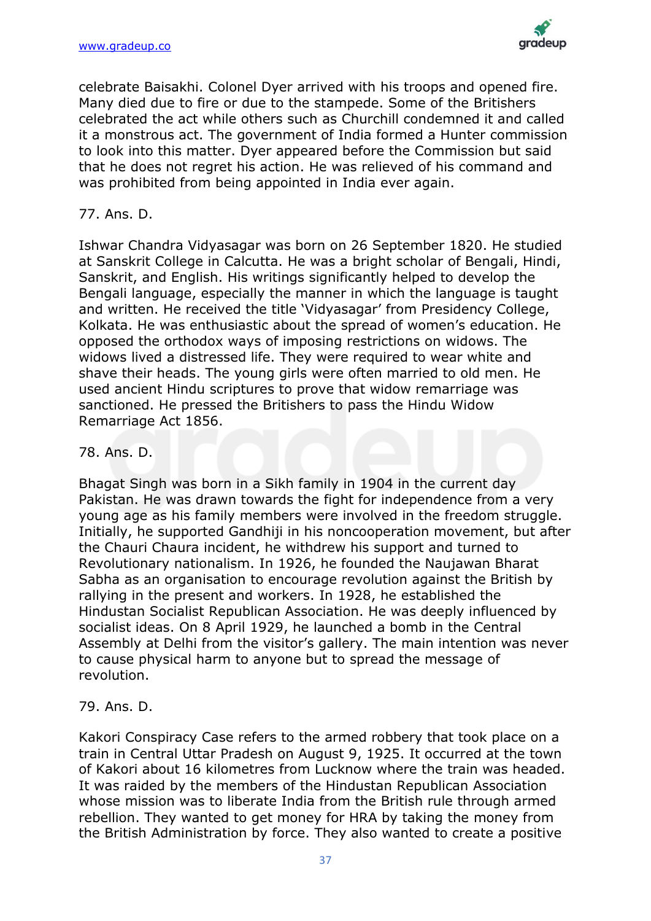celebrate Baisakhi. Colonel Dyer arrived with his troops and opened fire. Many died due to fire or due to the stampede. Some of the Britishers celebrated the act while others such as Churchill condemned it and called it a monstrous act. The government of India formed a Hunter commission to look into this matter. Dyer appeared before the Commission but said that he does not regret his action. He was relieved of his command and was prohibited from being appointed in India ever again.

77. Ans. D.

Ishwar Chandra Vidyasagar was born on 26 September 1820. He studied at Sanskrit College in Calcutta. He was a bright scholar of Bengali, Hindi, Sanskrit, and English. His writings significantly helped to develop the Bengali language, especially the manner in which the language is taught and written. He received the title 'Vidyasagar' from Presidency College, Kolkata. He was enthusiastic about the spread of women's education. He opposed the orthodox ways of imposing restrictions on widows. The widows lived a distressed life. They were required to wear white and shave their heads. The young girls were often married to old men. He used ancient Hindu scriptures to prove that widow remarriage was sanctioned. He pressed the Britishers to pass the Hindu Widow Remarriage Act 1856.

78. Ans. D.

Bhagat Singh was born in a Sikh family in 1904 in the current day Pakistan. He was drawn towards the fight for independence from a very young age as his family members were involved in the freedom struggle. Initially, he supported Gandhiji in his noncooperation movement, but after the Chauri Chaura incident, he withdrew his support and turned to Revolutionary nationalism. In 1926, he founded the Naujawan Bharat Sabha as an organisation to encourage revolution against the British by rallying in the present and workers. In 1928, he established the Hindustan Socialist Republican Association. He was deeply influenced by socialist ideas. On 8 April 1929, he launched a bomb in the Central Assembly at Delhi from the visitor's gallery. The main intention was never to cause physical harm to anyone but to spread the message of revolution.

79. Ans. D.

Kakori Conspiracy Case refers to the armed robbery that took place on a train in Central Uttar Pradesh on August 9, 1925. It occurred at the town of Kakori about 16 kilometres from Lucknow where the train was headed. It was raided by the members of the Hindustan Republican Association whose mission was to liberate India from the British rule through armed rebellion. They wanted to get money for HRA by taking the money from the British Administration by force. They also wanted to create a positive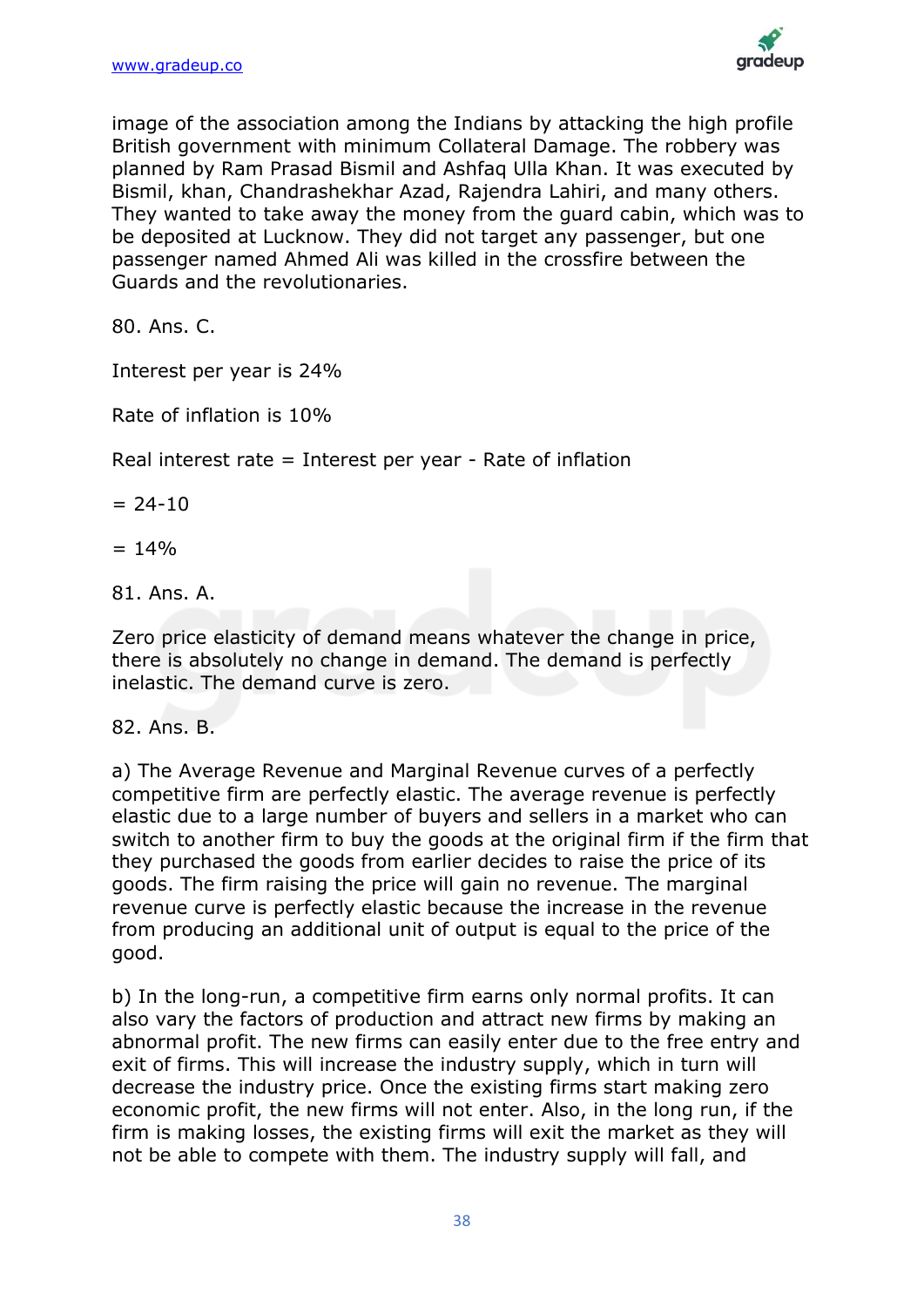image of the association among the Indians by attacking the high profile British government with minimum Collateral Damage. The robbery was planned by Ram Prasad Bismil and Ashfaq Ulla Khan. It was executed by Bismil, khan, Chandrashekhar Azad, Rajendra Lahiri, and many others. They wanted to take away the money from the guard cabin, which was to be deposited at Lucknow. They did not target any passenger, but one passenger named Ahmed Ali was killed in the crossfire between the Guards and the revolutionaries.

80. Ans. C.

Interest per year is 24%

Rate of inflation is 10%

Real interest rate = Interest per year - Rate of inflation

= 24-10

= 14%

81. Ans. A.

Zero price elasticity of demand means whatever the change in price, there is absolutely no change in demand. The demand is perfectly inelastic. The demand curve is zero.

82. Ans. B.

a) The Average Revenue and Marginal Revenue curves of a perfectly competitive firm are perfectly elastic. The average revenue is perfectly elastic due to a large number of buyers and sellers in a market who can switch to another firm to buy the goods at the original firm if the firm that they purchased the goods from earlier decides to raise the price of its goods. The firm raising the price will gain no revenue. The marginal revenue curve is perfectly elastic because the increase in the revenue from producing an additional unit of output is equal to the price of the good.

b) In the long-run, a competitive firm earns only normal profits. It can also vary the factors of production and attract new firms by making an abnormal profit. The new firms can easily enter due to the free entry and exit of firms. This will increase the industry supply, which in turn will decrease the industry price. Once the existing firms start making zero economic profit, the new firms will not enter. Also, in the long run, if the firm is making losses, the existing firms will exit the market as they will not be able to compete with them. The industry supply will fall, and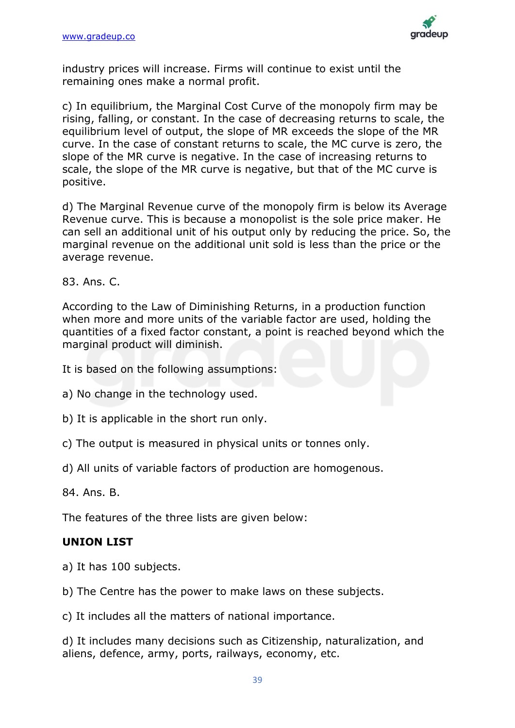industry prices will increase. Firms will continue to exist until the remaining ones make a normal profit.

c) In equilibrium, the Marginal Cost Curve of the monopoly firm may be rising, falling, or constant. In the case of decreasing returns to scale, the equilibrium level of output, the slope of MR exceeds the slope of the MR curve. In the case of constant returns to scale, the MC curve is zero, the slope of the MR curve is negative. In the case of increasing returns to scale, the slope of the MR curve is negative, but that of the MC curve is positive.

d) The Marginal Revenue curve of the monopoly firm is below its Average Revenue curve. This is because a monopolist is the sole price maker. He can sell an additional unit of his output only by reducing the price. So, the marginal revenue on the additional unit sold is less than the price or the average revenue.

83. Ans. C.

According to the Law of Diminishing Returns, in a production function when more and more units of the variable factor are used, holding the quantities of a fixed factor constant, a point is reached beyond which the marginal product will diminish.

It is based on the following assumptions:

a) No change in the technology used.

b) It is applicable in the short run only.

c) The output is measured in physical units or tonnes only.

d) All units of variable factors of production are homogenous.

84. Ans. B.

The features of the three lists are given below:

**UNION LIST**

a) It has 100 subjects.

b) The Centre has the power to make laws on these subjects.

c) It includes all the matters of national importance.

d) It includes many decisions such as Citizenship, naturalization, and aliens, defence, army, ports, railways, economy, etc.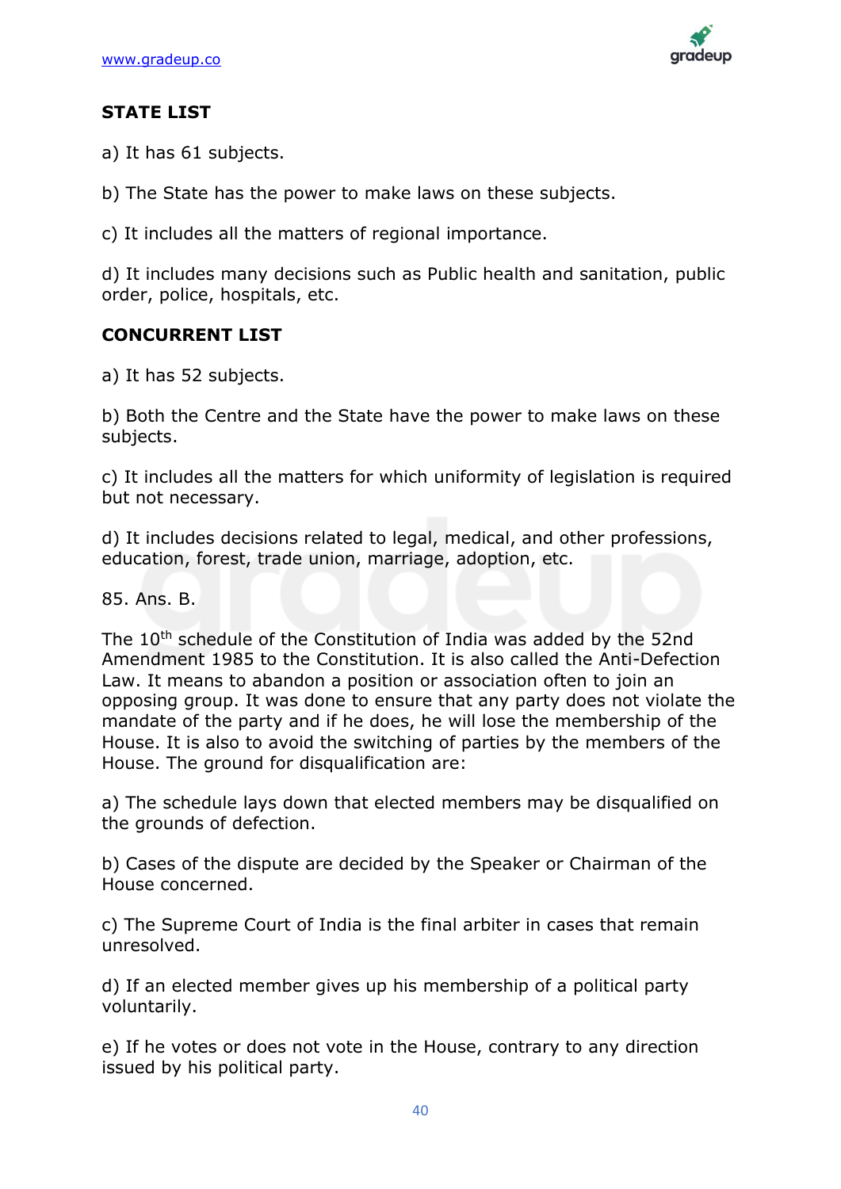**STATE LIST**

a) It has 61 subjects.

b) The State has the power to make laws on these subjects.

c) It includes all the matters of regional importance.

d) It includes many decisions such as Public health and sanitation, public order, police, hospitals, etc.

**CONCURRENT LIST**

a) It has 52 subjects.

b) Both the Centre and the State have the power to make laws on these subjects.

c) It includes all the matters for which uniformity of legislation is required but not necessary.

d) It includes decisions related to legal, medical, and other professions, education, forest, trade union, marriage, adoption, etc.

85. Ans. B.

The 10$^{th}$ schedule of the Constitution of India was added by the 52nd Amendment 1985 to the Constitution. It is also called the Anti-Defection Law. It means to abandon a position or association often to join an opposing group. It was done to ensure that any party does not violate the mandate of the party and if he does, he will lose the membership of the House. It is also to avoid the switching of parties by the members of the House. The ground for disqualification are:

a) The schedule lays down that elected members may be disqualified on the grounds of defection.

b) Cases of the dispute are decided by the Speaker or Chairman of the House concerned.

c) The Supreme Court of India is the final arbiter in cases that remain unresolved.

d) If an elected member gives up his membership of a political party voluntarily.

e) If he votes or does not vote in the House, contrary to any direction issued by his political party.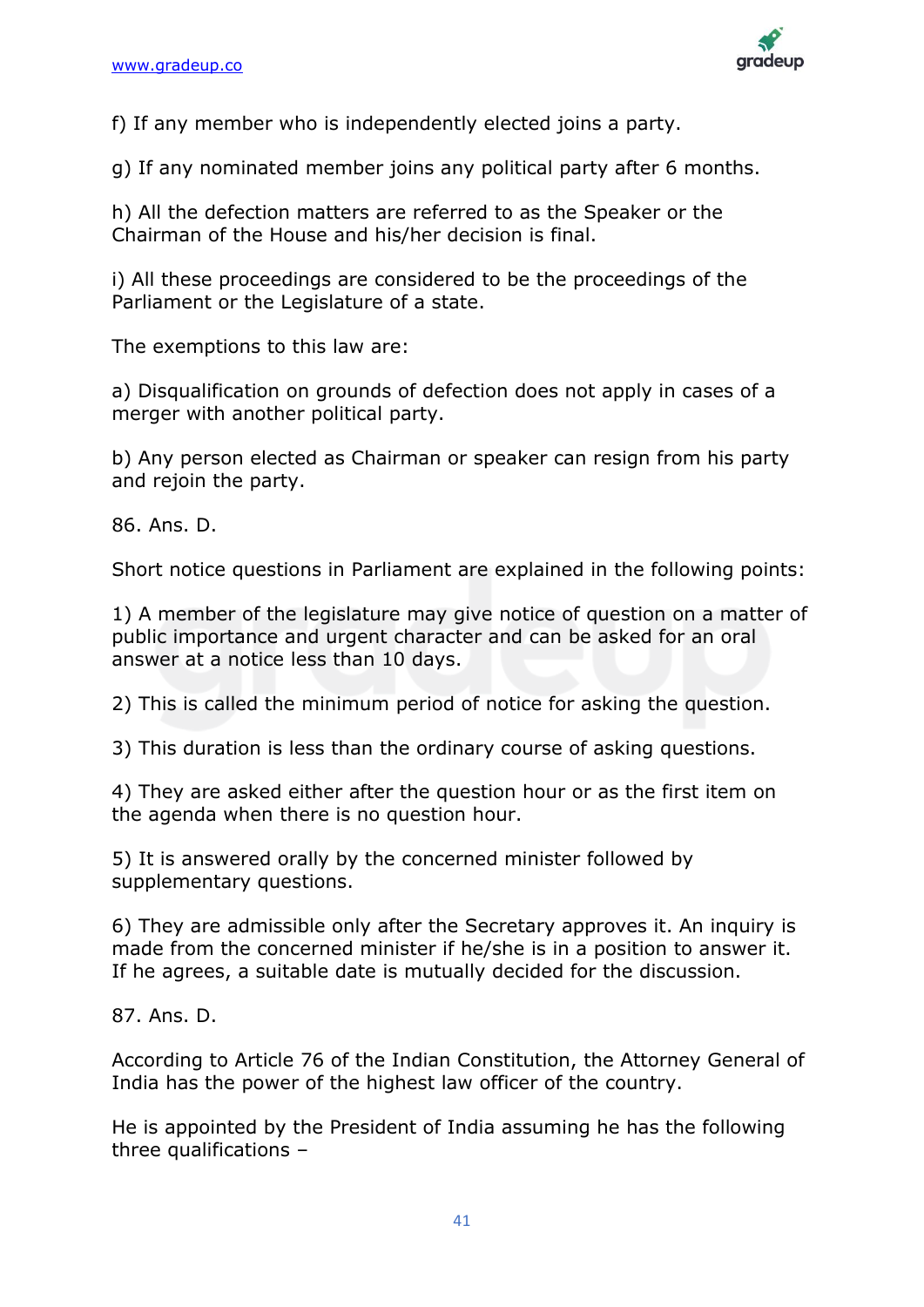f) If any member who is independently elected joins a party.

g) If any nominated member joins any political party after 6 months.

h) All the defection matters are referred to as the Speaker or the Chairman of the House and his/her decision is final.

i) All these proceedings are considered to be the proceedings of the Parliament or the Legislature of a state.

The exemptions to this law are:

a) Disqualification on grounds of defection does not apply in cases of a merger with another political party.

b) Any person elected as Chairman or speaker can resign from his party and rejoin the party.

86. Ans. D.

Short notice questions in Parliament are explained in the following points:

1) A member of the legislature may give notice of question on a matter of public importance and urgent character and can be asked for an oral answer at a notice less than 10 days.

2) This is called the minimum period of notice for asking the question.

3) This duration is less than the ordinary course of asking questions.

4) They are asked either after the question hour or as the first item on the agenda when there is no question hour.

5) It is answered orally by the concerned minister followed by supplementary questions.

6) They are admissible only after the Secretary approves it. An inquiry is made from the concerned minister if he/she is in a position to answer it. If he agrees, a suitable date is mutually decided for the discussion.

87. Ans. D.

According to Article 76 of the Indian Constitution, the Attorney General of India has the power of the highest law officer of the country.

He is appointed by the President of India assuming he has the following three qualifications –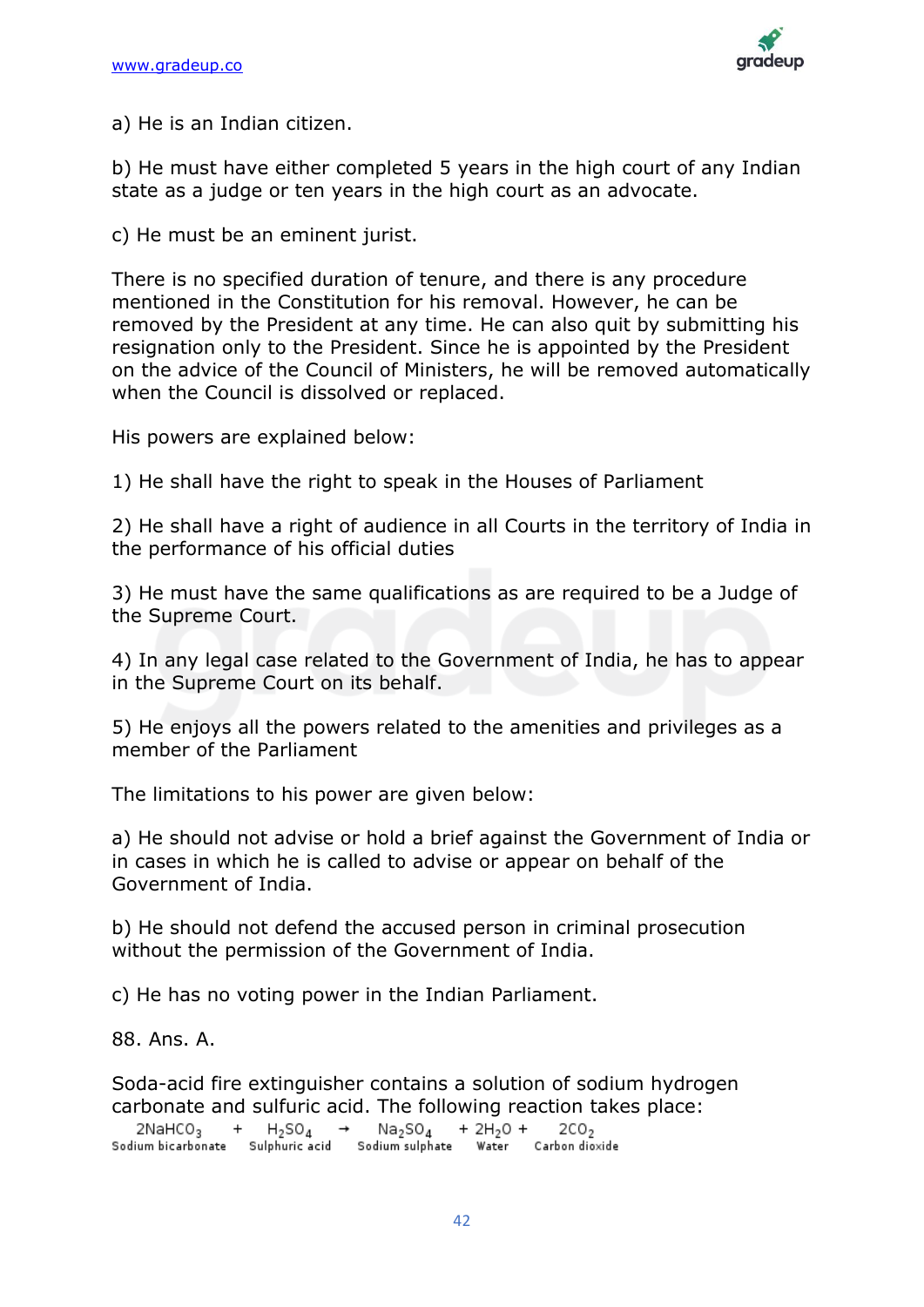a) He is an Indian citizen.

b) He must have either completed 5 years in the high court of any Indian state as a judge or ten years in the high court as an advocate.

c) He must be an eminent jurist.

There is no specified duration of tenure, and there is any procedure mentioned in the Constitution for his removal. However, he can be removed by the President at any time. He can also quit by submitting his resignation only to the President. Since he is appointed by the President on the advice of the Council of Ministers, he will be removed automatically when the Council is dissolved or replaced.

His powers are explained below:

1) He shall have the right to speak in the Houses of Parliament

2) He shall have a right of audience in all Courts in the territory of India in the performance of his official duties

3) He must have the same qualifications as are required to be a Judge of the Supreme Court.

4) In any legal case related to the Government of India, he has to appear in the Supreme Court on its behalf.

5) He enjoys all the powers related to the amenities and privileges as a member of the Parliament

The limitations to his power are given below:

a) He should not advise or hold a brief against the Government of India or in cases in which he is called to advise or appear on behalf of the Government of India.

b) He should not defend the accused person in criminal prosecution without the permission of the Government of India.

c) He has no voting power in the Indian Parliament.

88. Ans. A.

Soda-acid fire extinguisher contains a solution of sodium hydrogen carbonate and sulfuric acid. The following reaction takes place:

$$\underset{\text{Sodium bicarbonate}}{2NaHCO_3} + \underset{\text{Sulphuric acid}}{H_2SO_4} \rightarrow \underset{\text{Sodium sulphate}}{Na_2SO_4} + \underset{\text{Water}}{2H_2O} + \underset{\text{Carbon dioxide}}{2CO_2}$$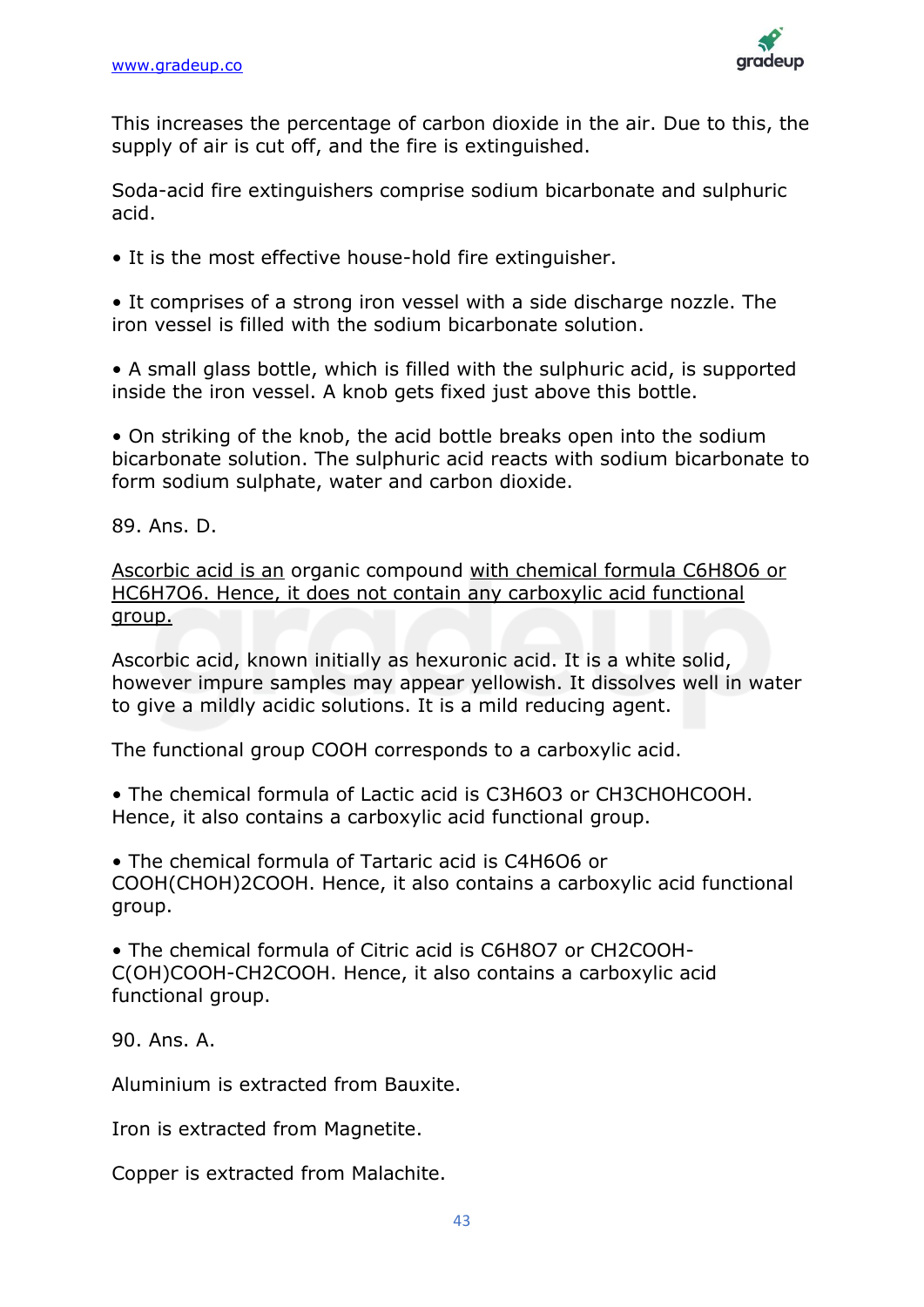This increases the percentage of carbon dioxide in the air. Due to this, the supply of air is cut off, and the fire is extinguished.

Soda-acid fire extinguishers comprise sodium bicarbonate and sulphuric acid.

• It is the most effective house-hold fire extinguisher.

• It comprises of a strong iron vessel with a side discharge nozzle. The iron vessel is filled with the sodium bicarbonate solution.

• A small glass bottle, which is filled with the sulphuric acid, is supported inside the iron vessel. A knob gets fixed just above this bottle.

• On striking of the knob, the acid bottle breaks open into the sodium bicarbonate solution. The sulphuric acid reacts with sodium bicarbonate to form sodium sulphate, water and carbon dioxide.

89. Ans. D.

Ascorbic acid is an organic compound with chemical formula $C_6H_8O_6$ or $HC_6H_7O_6$. Hence, it does not contain any carboxylic acid functional group.

Ascorbic acid, known initially as hexuronic acid. It is a white solid, however impure samples may appear yellowish. It dissolves well in water to give a mildly acidic solutions. It is a mild reducing agent.

The functional group COOH corresponds to a carboxylic acid.

• The chemical formula of Lactic acid is $C_3H_6O_3$ or $CH_3CHOHCOOH$. Hence, it also contains a carboxylic acid functional group.

• The chemical formula of Tartaric acid is $C_4H_6O_6$ or $COOH(CHOH)_2COOH$. Hence, it also contains a carboxylic acid functional group.

• The chemical formula of Citric acid is $C_6H_8O_7$ or $CH_2COOH$-$C(OH)COOH$-$CH_2COOH$. Hence, it also contains a carboxylic acid functional group.

90. Ans. A.

Aluminium is extracted from Bauxite.

Iron is extracted from Magnetite.

Copper is extracted from Malachite.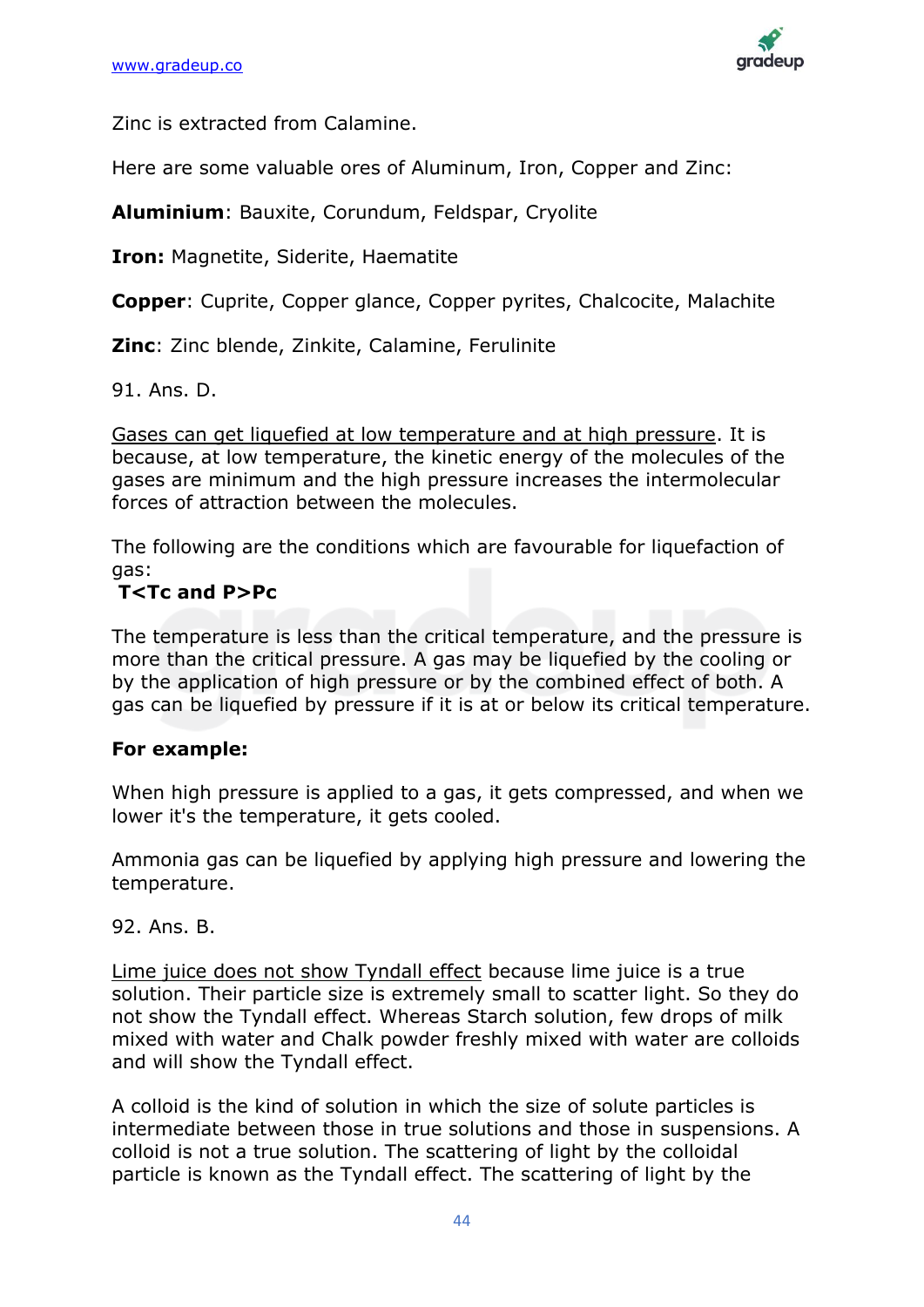Zinc is extracted from Calamine.

Here are some valuable ores of Aluminum, Iron, Copper and Zinc:

**Aluminium**: Bauxite, Corundum, Feldspar, Cryolite

**Iron:** Magnetite, Siderite, Haematite

**Copper**: Cuprite, Copper glance, Copper pyrites, Chalcocite, Malachite

**Zinc**: Zinc blende, Zinkite, Calamine, Ferulinite

91. Ans. D.

Gases can get liquefied at low temperature and at high pressure. It is because, at low temperature, the kinetic energy of the molecules of the gases are minimum and the high pressure increases the intermolecular forces of attraction between the molecules.

The following are the conditions which are favourable for liquefaction of gas:

**$T<T_c$ and $P>P_c$**

The temperature is less than the critical temperature, and the pressure is more than the critical pressure. A gas may be liquefied by the cooling or by the application of high pressure or by the combined effect of both. A gas can be liquefied by pressure if it is at or below its critical temperature.

**For example:**

When high pressure is applied to a gas, it gets compressed, and when we lower it's the temperature, it gets cooled.

Ammonia gas can be liquefied by applying high pressure and lowering the temperature.

92. Ans. B.

Lime juice does not show Tyndall effect because lime juice is a true solution. Their particle size is extremely small to scatter light. So they do not show the Tyndall effect. Whereas Starch solution, few drops of milk mixed with water and Chalk powder freshly mixed with water are colloids and will show the Tyndall effect.

A colloid is the kind of solution in which the size of solute particles is intermediate between those in true solutions and those in suspensions. A colloid is not a true solution. The scattering of light by the colloidal particle is known as the Tyndall effect. The scattering of light by the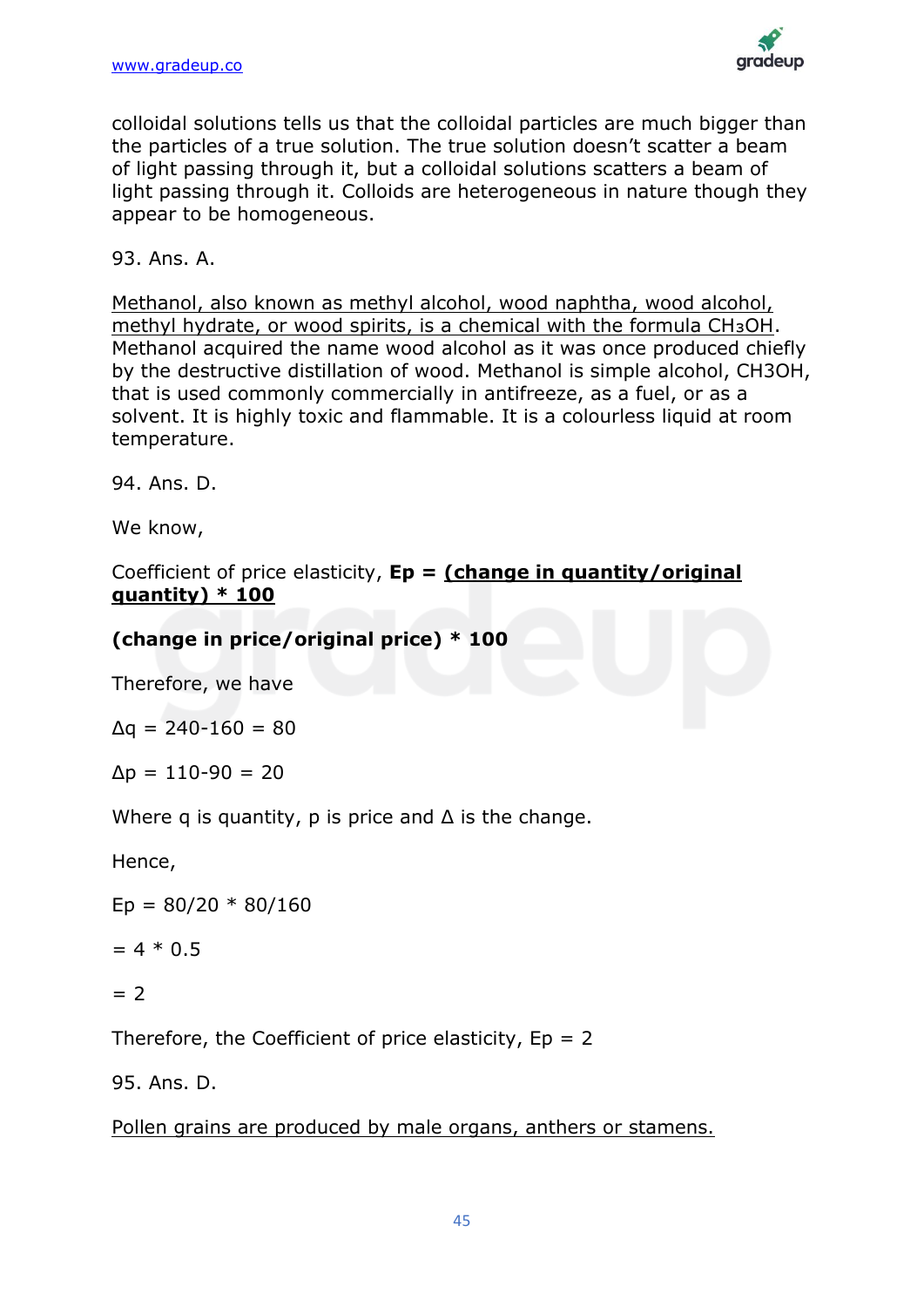colloidal solutions tells us that the colloidal particles are much bigger than the particles of a true solution. The true solution doesn't scatter a beam of light passing through it, but a colloidal solutions scatters a beam of light passing through it. Colloids are heterogeneous in nature though they appear to be homogeneous.

93. Ans. A.

Methanol, also known as methyl alcohol, wood naphtha, wood alcohol, methyl hydrate, or wood spirits, is a chemical with the formula $CH_3OH$. Methanol acquired the name wood alcohol as it was once produced chiefly by the destructive distillation of wood. Methanol is simple alcohol, CH3OH, that is used commonly commercially in antifreeze, as a fuel, or as a solvent. It is highly toxic and flammable. It is a colourless liquid at room temperature.

94. Ans. D.

We know,

Coefficient of price elasticity, **Ep = (change in quantity/original quantity) * 100**

**(change in price/original price) * 100**

Therefore, we have

$\Delta q = 240-160 = 80$

$\Delta p = 110-90 = 20$

Where q is quantity, p is price and Δ is the change.

Hence,

Ep = 80/20 * 80/160

= 4 * 0.5

= 2

Therefore, the Coefficient of price elasticity, Ep = 2

95. Ans. D.

Pollen grains are produced by male organs, anthers or stamens.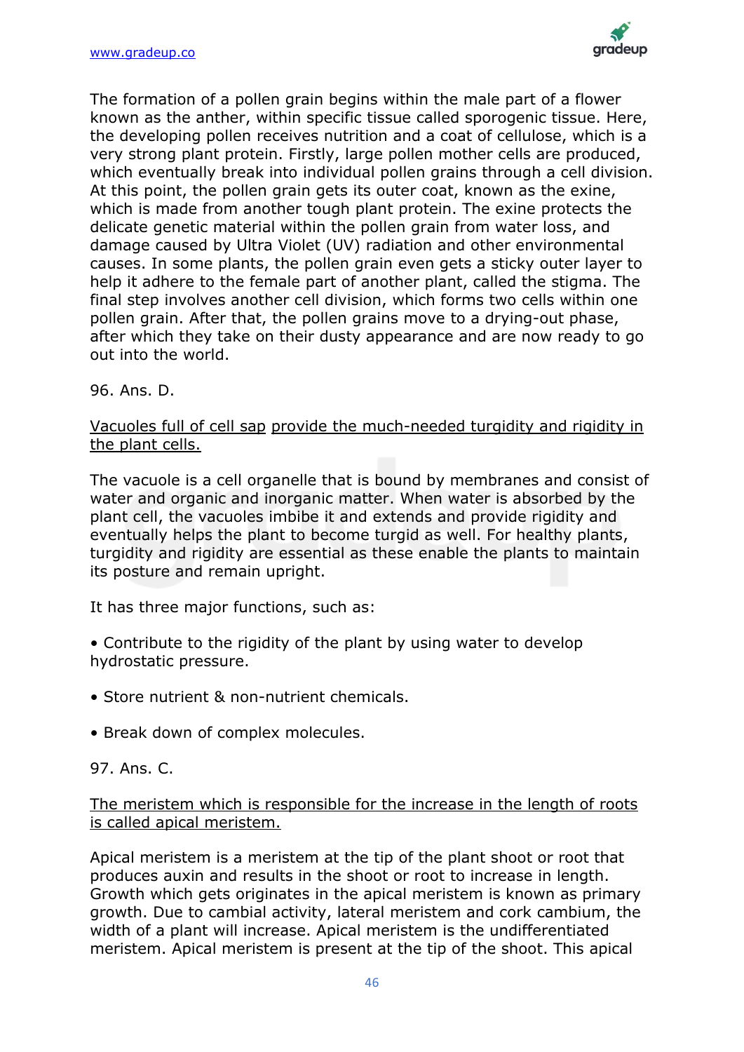The formation of a pollen grain begins within the male part of a flower known as the anther, within specific tissue called sporogenic tissue. Here, the developing pollen receives nutrition and a coat of cellulose, which is a very strong plant protein. Firstly, large pollen mother cells are produced, which eventually break into individual pollen grains through a cell division. At this point, the pollen grain gets its outer coat, known as the exine, which is made from another tough plant protein. The exine protects the delicate genetic material within the pollen grain from water loss, and damage caused by Ultra Violet (UV) radiation and other environmental causes. In some plants, the pollen grain even gets a sticky outer layer to help it adhere to the female part of another plant, called the stigma. The final step involves another cell division, which forms two cells within one pollen grain. After that, the pollen grains move to a drying-out phase, after which they take on their dusty appearance and are now ready to go out into the world.

96. Ans. D.

<u>Vacuoles full of cell sap</u> <u>provide the much-needed turgidity and rigidity in the plant cells.</u>

The vacuole is a cell organelle that is bound by membranes and consist of water and organic and inorganic matter. When water is absorbed by the plant cell, the vacuoles imbibe it and extends and provide rigidity and eventually helps the plant to become turgid as well. For healthy plants, turgidity and rigidity are essential as these enable the plants to maintain its posture and remain upright.

It has three major functions, such as:

- Contribute to the rigidity of the plant by using water to develop hydrostatic pressure.
- Store nutrient & non-nutrient chemicals.
- Break down of complex molecules.

97. Ans. C.

<u>The meristem which is responsible for the increase in the length of roots is called apical meristem.</u>

Apical meristem is a meristem at the tip of the plant shoot or root that produces auxin and results in the shoot or root to increase in length. Growth which gets originates in the apical meristem is known as primary growth. Due to cambial activity, lateral meristem and cork cambium, the width of a plant will increase. Apical meristem is the undifferentiated meristem. Apical meristem is present at the tip of the shoot. This apical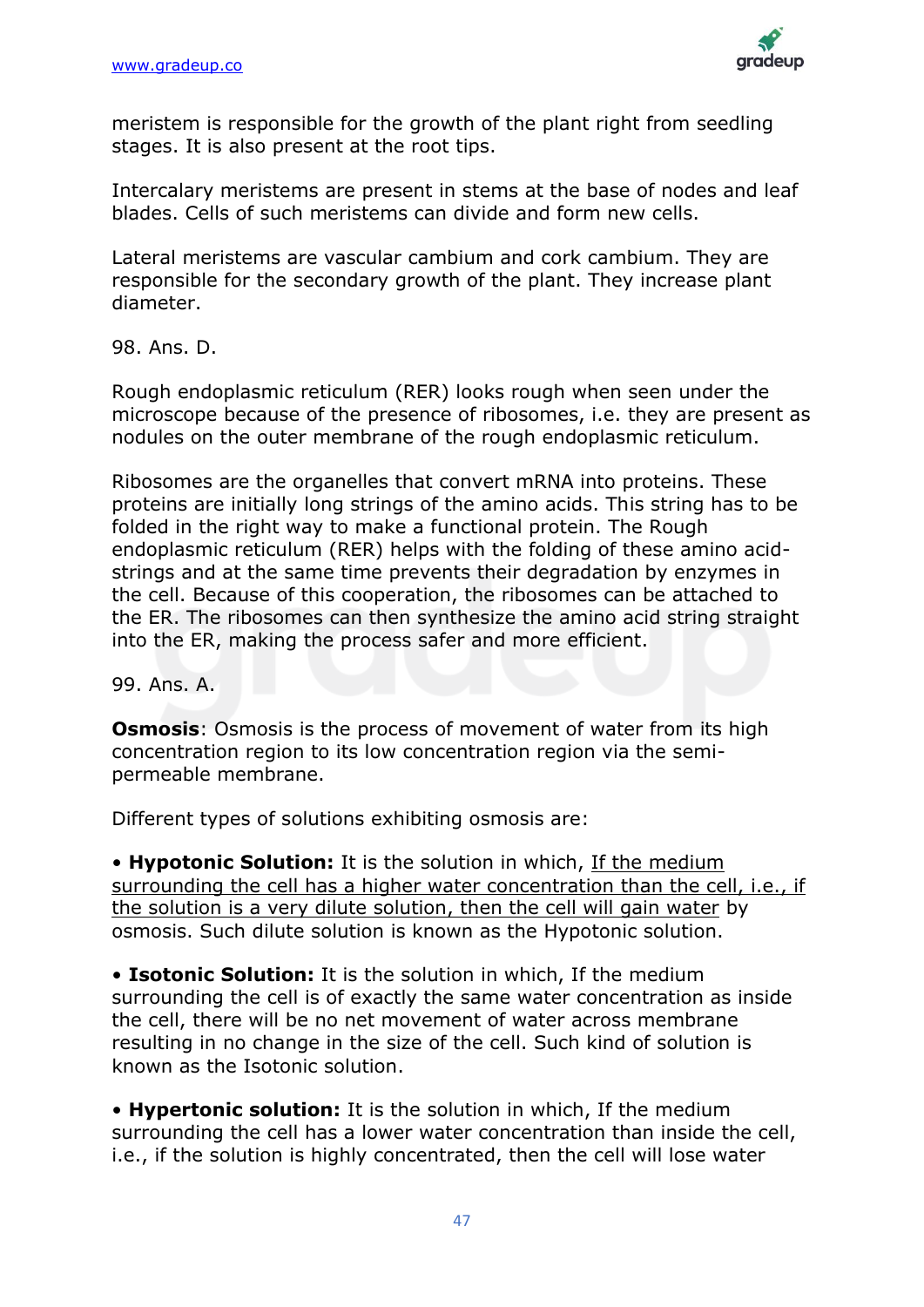meristem is responsible for the growth of the plant right from seedling stages. It is also present at the root tips.

Intercalary meristems are present in stems at the base of nodes and leaf blades. Cells of such meristems can divide and form new cells.

Lateral meristems are vascular cambium and cork cambium. They are responsible for the secondary growth of the plant. They increase plant diameter.

98. Ans. D.

Rough endoplasmic reticulum (RER) looks rough when seen under the microscope because of the presence of ribosomes, i.e. they are present as nodules on the outer membrane of the rough endoplasmic reticulum.

Ribosomes are the organelles that convert mRNA into proteins. These proteins are initially long strings of the amino acids. This string has to be folded in the right way to make a functional protein. The Rough endoplasmic reticulum (RER) helps with the folding of these amino acid-strings and at the same time prevents their degradation by enzymes in the cell. Because of this cooperation, the ribosomes can be attached to the ER. The ribosomes can then synthesize the amino acid string straight into the ER, making the process safer and more efficient.

99. Ans. A.

**Osmosis**: Osmosis is the process of movement of water from its high concentration region to its low concentration region via the semi-permeable membrane.

Different types of solutions exhibiting osmosis are:

- **Hypotonic Solution:** It is the solution in which, If the medium surrounding the cell has a higher water concentration than the cell, i.e., if the solution is a very dilute solution, then the cell will gain water by osmosis. Such dilute solution is known as the Hypotonic solution.
- **Isotonic Solution:** It is the solution in which, If the medium surrounding the cell is of exactly the same water concentration as inside the cell, there will be no net movement of water across membrane resulting in no change in the size of the cell. Such kind of solution is known as the Isotonic solution.
- **Hypertonic solution:** It is the solution in which, If the medium surrounding the cell has a lower water concentration than inside the cell, i.e., if the solution is highly concentrated, then the cell will lose water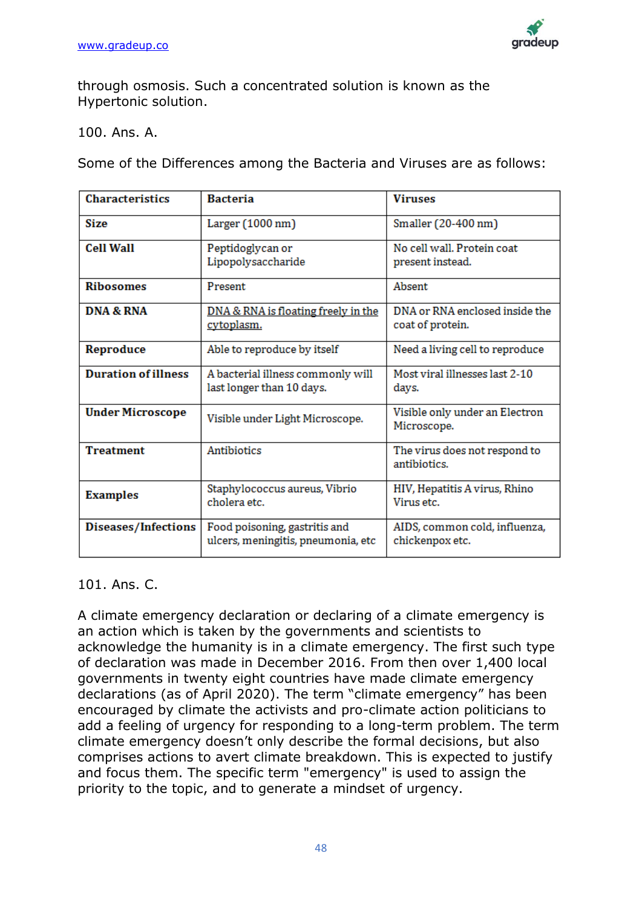through osmosis. Such a concentrated solution is known as the Hypertonic solution.

100. Ans. A.

Some of the Differences among the Bacteria and Viruses are as follows:

| Characteristics | Bacteria | Viruses |
|---|---|---|
| Size | Larger (1000 nm) | Smaller (20-400 nm) |
| Cell Wall | Peptidoglycan or Lipopolysaccharide | No cell wall. Protein coat present instead. |
| Ribosomes | Present | Absent |
| DNA & RNA | DNA & RNA is floating freely in the cytoplasm. | DNA or RNA enclosed inside the coat of protein. |
| Reproduce | Able to reproduce by itself | Need a living cell to reproduce |
| Duration of illness | A bacterial illness commonly will last longer than 10 days. | Most viral illnesses last 2-10 days. |
| Under Microscope | Visible under Light Microscope. | Visible only under an Electron Microscope. |
| Treatment | Antibiotics | The virus does not respond to antibiotics. |
| Examples | Staphylococcus aureus, Vibrio cholera etc. | HIV, Hepatitis A virus, Rhino Virus etc. |
| Diseases/Infections | Food poisoning, gastritis and ulcers, meningitis, pneumonia, etc | AIDS, common cold, influenza, chickenpox etc. |

101. Ans. C.

A climate emergency declaration or declaring of a climate emergency is an action which is taken by the governments and scientists to acknowledge the humanity is in a climate emergency. The first such type of declaration was made in December 2016. From then over 1,400 local governments in twenty eight countries have made climate emergency declarations (as of April 2020). The term "climate emergency" has been encouraged by climate the activists and pro-climate action politicians to add a feeling of urgency for responding to a long-term problem. The term climate emergency doesn't only describe the formal decisions, but also comprises actions to avert climate breakdown. This is expected to justify and focus them. The specific term "emergency" is used to assign the priority to the topic, and to generate a mindset of urgency.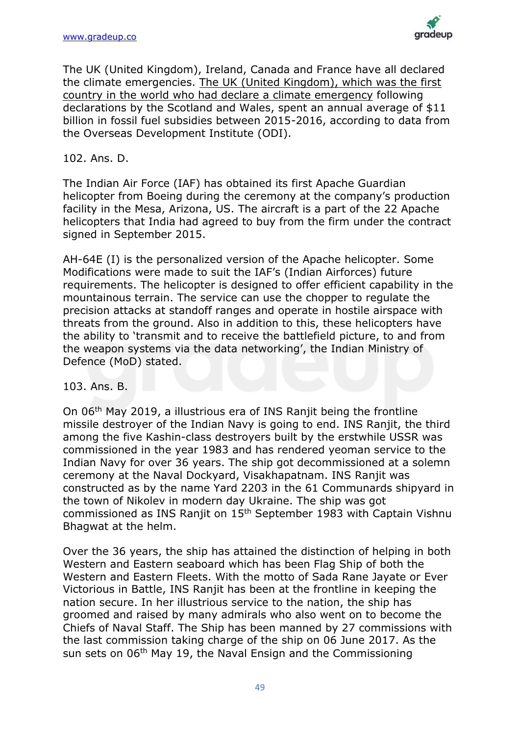The UK (United Kingdom), Ireland, Canada and France have all declared the climate emergencies. The UK (United Kingdom), which was the first country in the world who had declare a climate emergency following declarations by the Scotland and Wales, spent an annual average of $11 billion in fossil fuel subsidies between 2015-2016, according to data from the Overseas Development Institute (ODI).

102. Ans. D.

The Indian Air Force (IAF) has obtained its first Apache Guardian helicopter from Boeing during the ceremony at the company's production facility in the Mesa, Arizona, US. The aircraft is a part of the 22 Apache helicopters that India had agreed to buy from the firm under the contract signed in September 2015.

AH-64E (I) is the personalized version of the Apache helicopter. Some Modifications were made to suit the IAF's (Indian Airforces) future requirements. The helicopter is designed to offer efficient capability in the mountainous terrain. The service can use the chopper to regulate the precision attacks at standoff ranges and operate in hostile airspace with threats from the ground. Also in addition to this, these helicopters have the ability to 'transmit and to receive the battlefield picture, to and from the weapon systems via the data networking', the Indian Ministry of Defence (MoD) stated.

103. Ans. B.

On 06th May 2019, a illustrious era of INS Ranjit being the frontline missile destroyer of the Indian Navy is going to end. INS Ranjit, the third among the five Kashin-class destroyers built by the erstwhile USSR was commissioned in the year 1983 and has rendered yeoman service to the Indian Navy for over 36 years. The ship got decommissioned at a solemn ceremony at the Naval Dockyard, Visakhapatnam. INS Ranjit was constructed as by the name Yard 2203 in the 61 Communards shipyard in the town of Nikolev in modern day Ukraine. The ship was got commissioned as INS Ranjit on 15th September 1983 with Captain Vishnu Bhagwat at the helm.

Over the 36 years, the ship has attained the distinction of helping in both Western and Eastern seaboard which has been Flag Ship of both the Western and Eastern Fleets. With the motto of Sada Rane Jayate or Ever Victorious in Battle, INS Ranjit has been at the frontline in keeping the nation secure. In her illustrious service to the nation, the ship has groomed and raised by many admirals who also went on to become the Chiefs of Naval Staff. The Ship has been manned by 27 commissions with the last commission taking charge of the ship on 06 June 2017. As the sun sets on 06th May 19, the Naval Ensign and the Commissioning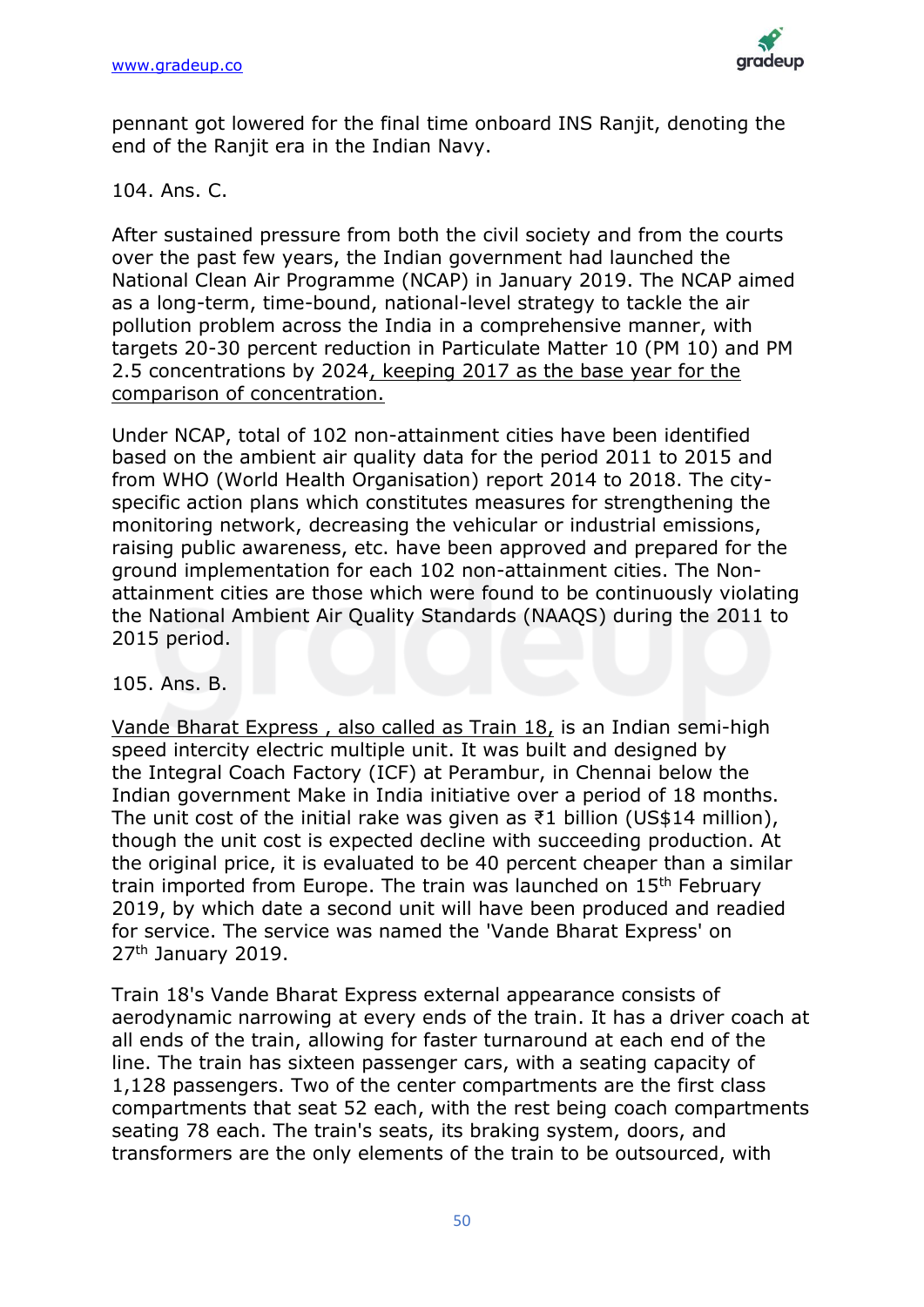pennant got lowered for the final time onboard INS Ranjit, denoting the end of the Ranjit era in the Indian Navy.

104. Ans. C.

After sustained pressure from both the civil society and from the courts over the past few years, the Indian government had launched the National Clean Air Programme (NCAP) in January 2019. The NCAP aimed as a long-term, time-bound, national-level strategy to tackle the air pollution problem across the India in a comprehensive manner, with targets 20-30 percent reduction in Particulate Matter 10 (PM 10) and PM 2.5 concentrations by 2024, keeping 2017 as the base year for the comparison of concentration.

Under NCAP, total of 102 non-attainment cities have been identified based on the ambient air quality data for the period 2011 to 2015 and from WHO (World Health Organisation) report 2014 to 2018. The city-specific action plans which constitutes measures for strengthening the monitoring network, decreasing the vehicular or industrial emissions, raising public awareness, etc. have been approved and prepared for the ground implementation for each 102 non-attainment cities. The Non-attainment cities are those which were found to be continuously violating the National Ambient Air Quality Standards (NAAQS) during the 2011 to 2015 period.

105. Ans. B.

Vande Bharat Express , also called as Train 18, is an Indian semi-high speed intercity electric multiple unit. It was built and designed by the Integral Coach Factory (ICF) at Perambur, in Chennai below the Indian government Make in India initiative over a period of 18 months. The unit cost of the initial rake was given as ₹1 billion (US$14 million), though the unit cost is expected decline with succeeding production. At the original price, it is evaluated to be 40 percent cheaper than a similar train imported from Europe. The train was launched on 15th February 2019, by which date a second unit will have been produced and readied for service. The service was named the 'Vande Bharat Express' on 27th January 2019.

Train 18's Vande Bharat Express external appearance consists of aerodynamic narrowing at every ends of the train. It has a driver coach at all ends of the train, allowing for faster turnaround at each end of the line. The train has sixteen passenger cars, with a seating capacity of 1,128 passengers. Two of the center compartments are the first class compartments that seat 52 each, with the rest being coach compartments seating 78 each. The train's seats, its braking system, doors, and transformers are the only elements of the train to be outsourced, with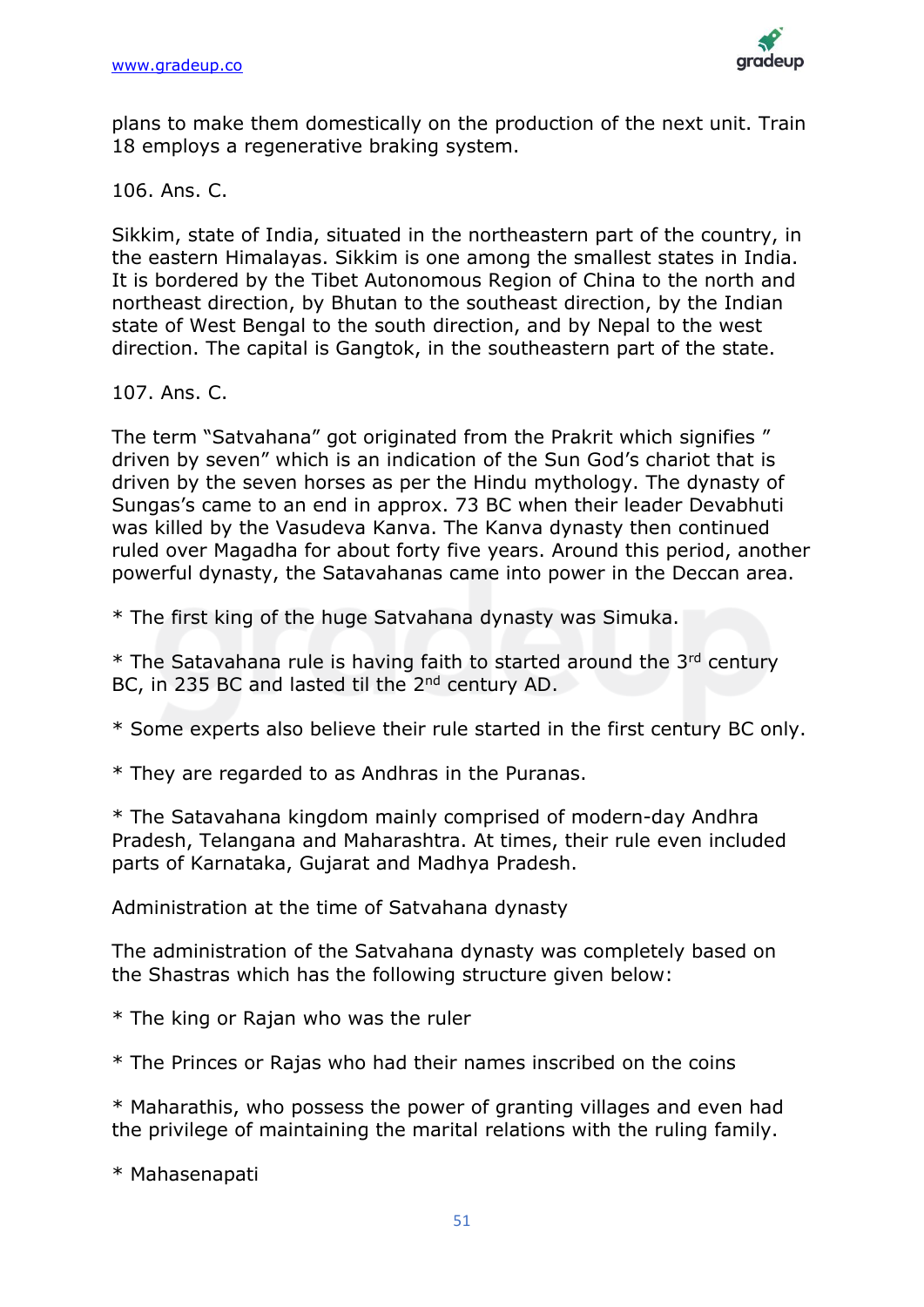plans to make them domestically on the production of the next unit. Train 18 employs a regenerative braking system.

106. Ans. C.

Sikkim, state of India, situated in the northeastern part of the country, in the eastern Himalayas. Sikkim is one among the smallest states in India. It is bordered by the Tibet Autonomous Region of China to the north and northeast direction, by Bhutan to the southeast direction, by the Indian state of West Bengal to the south direction, and by Nepal to the west direction. The capital is Gangtok, in the southeastern part of the state.

107. Ans. C.

The term "Satvahana" got originated from the Prakrit which signifies " driven by seven" which is an indication of the Sun God's chariot that is driven by the seven horses as per the Hindu mythology. The dynasty of Sungas's came to an end in approx. 73 BC when their leader Devabhuti was killed by the Vasudeva Kanva. The Kanva dynasty then continued ruled over Magadha for about forty five years. Around this period, another powerful dynasty, the Satavahanas came into power in the Deccan area.

* The first king of the huge Satvahana dynasty was Simuka.

* The Satavahana rule is having faith to started around the 3rd century BC, in 235 BC and lasted til the 2nd century AD.

* Some experts also believe their rule started in the first century BC only.

* They are regarded to as Andhras in the Puranas.

* The Satavahana kingdom mainly comprised of modern-day Andhra Pradesh, Telangana and Maharashtra. At times, their rule even included parts of Karnataka, Gujarat and Madhya Pradesh.

Administration at the time of Satvahana dynasty

The administration of the Satvahana dynasty was completely based on the Shastras which has the following structure given below:

* The king or Rajan who was the ruler

* The Princes or Rajas who had their names inscribed on the coins

* Maharathis, who possess the power of granting villages and even had the privilege of maintaining the marital relations with the ruling family.

* Mahasenapati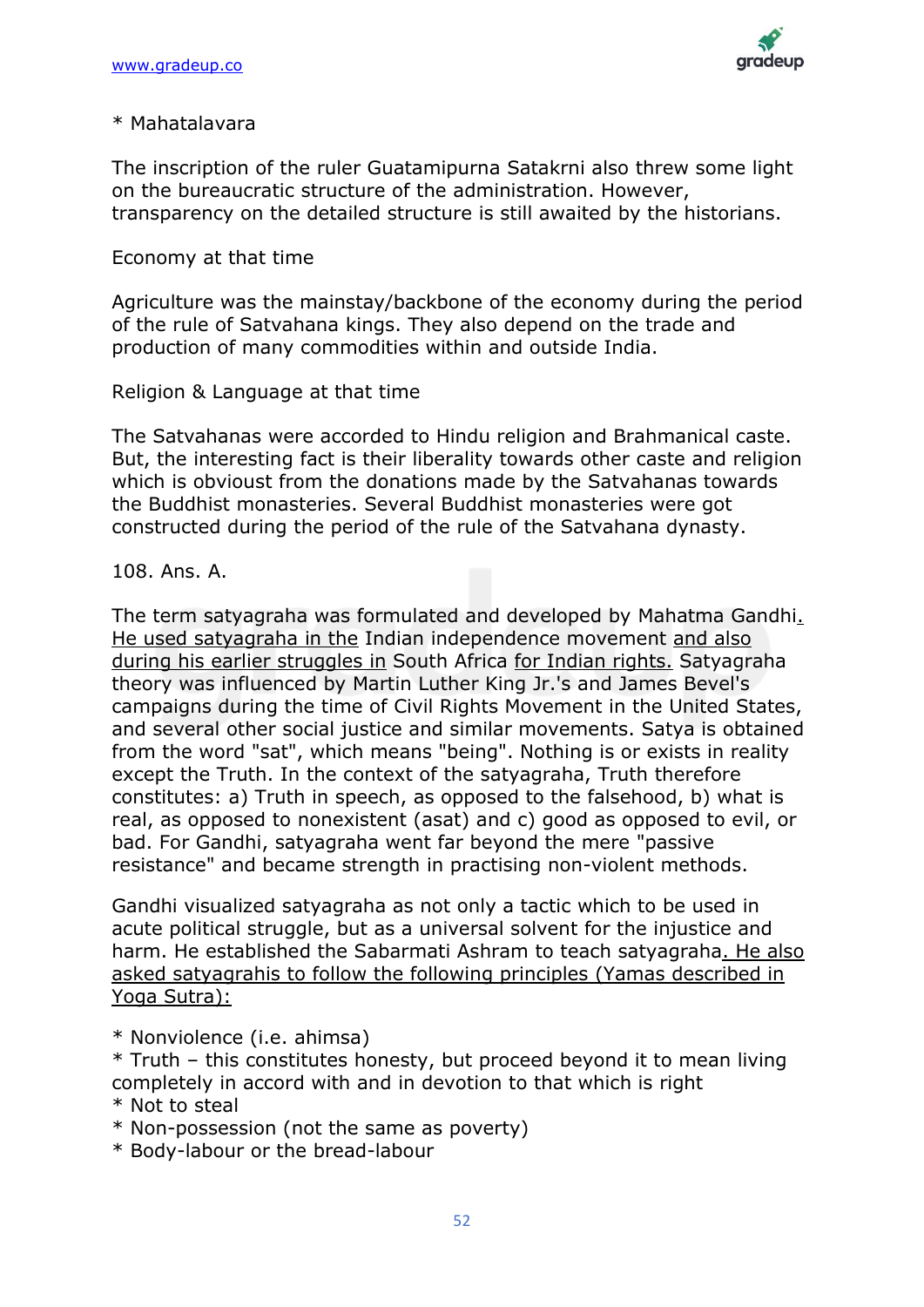* Mahatalavara

The inscription of the ruler Guatamipurna Satakrni also threw some light on the bureaucratic structure of the administration. However, transparency on the detailed structure is still awaited by the historians.

Economy at that time

Agriculture was the mainstay/backbone of the economy during the period of the rule of Satvahana kings. They also depend on the trade and production of many commodities within and outside India.

Religion & Language at that time

The Satvahanas were accorded to Hindu religion and Brahmanical caste. But, the interesting fact is their liberality towards other caste and religion which is obvioust from the donations made by the Satvahanas towards the Buddhist monasteries. Several Buddhist monasteries were got constructed during the period of the rule of the Satvahana dynasty.

108. Ans. A.

The term satyagraha was formulated and developed by Mahatma Gandhi. He used satyagraha in the Indian independence movement and also during his earlier struggles in South Africa for Indian rights. Satyagraha theory was influenced by Martin Luther King Jr.'s and James Bevel's campaigns during the time of Civil Rights Movement in the United States, and several other social justice and similar movements. Satya is obtained from the word "sat", which means "being". Nothing is or exists in reality except the Truth. In the context of the satyagraha, Truth therefore constitutes: a) Truth in speech, as opposed to the falsehood, b) what is real, as opposed to nonexistent (asat) and c) good as opposed to evil, or bad. For Gandhi, satyagraha went far beyond the mere "passive resistance" and became strength in practising non-violent methods.

Gandhi visualized satyagraha as not only a tactic which to be used in acute political struggle, but as a universal solvent for the injustice and harm. He established the Sabarmati Ashram to teach satyagraha. He also asked satyagrahis to follow the following principles (Yamas described in Yoga Sutra):

* Nonviolence (i.e. ahimsa)
* Truth – this constitutes honesty, but proceed beyond it to mean living completely in accord with and in devotion to that which is right
* Not to steal
* Non-possession (not the same as poverty)
* Body-labour or the bread-labour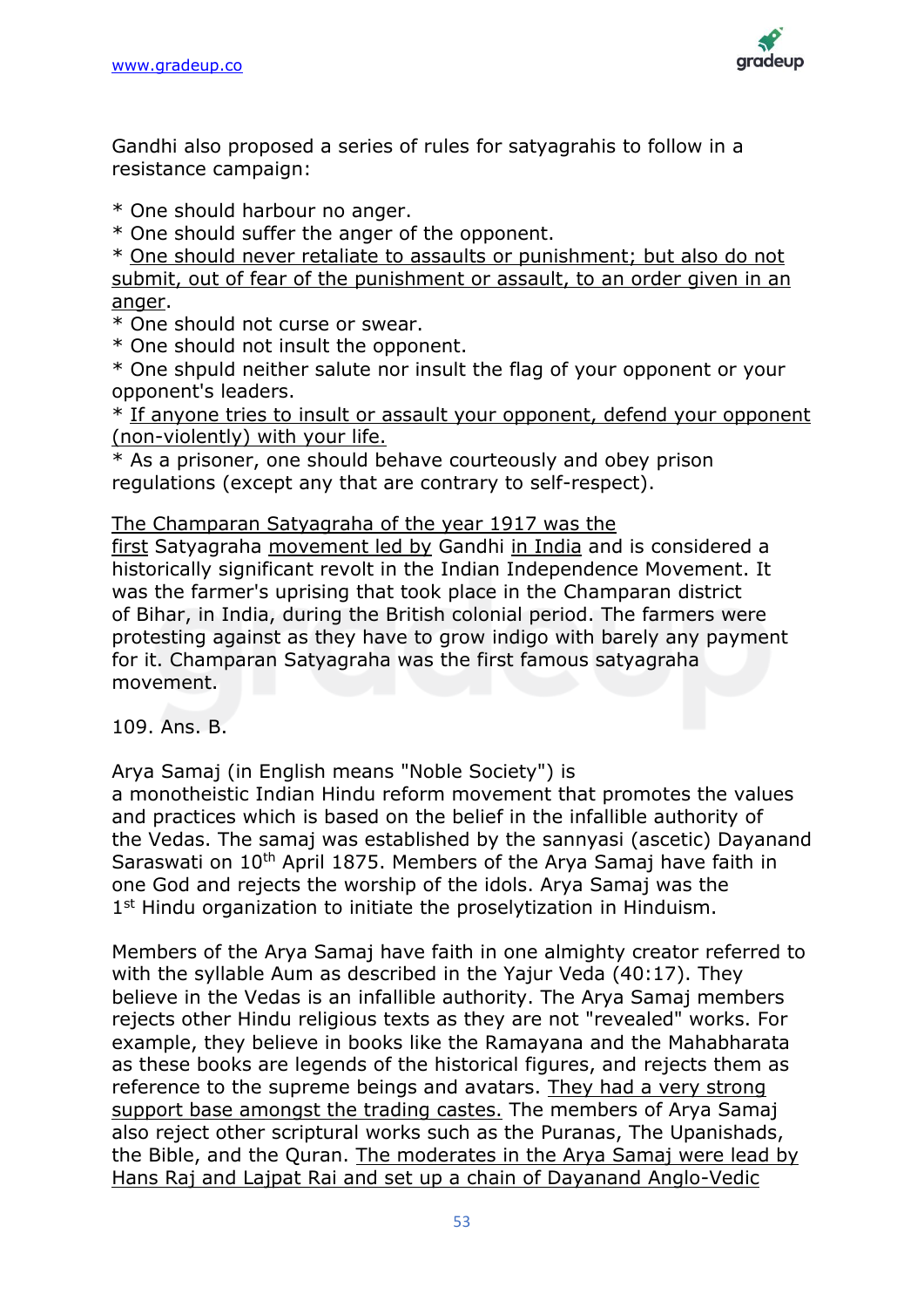Gandhi also proposed a series of rules for satyagrahis to follow in a resistance campaign:

* One should harbour no anger.
* One should suffer the anger of the opponent.
* One should never retaliate to assaults or punishment; but also do not submit, out of fear of the punishment or assault, to an order given in an anger.
* One should not curse or swear.
* One should not insult the opponent.
* One shpuld neither salute nor insult the flag of your opponent or your opponent's leaders.
* If anyone tries to insult or assault your opponent, defend your opponent (non-violently) with your life.
* As a prisoner, one should behave courteously and obey prison regulations (except any that are contrary to self-respect).

The Champaran Satyagraha of the year 1917 was the first Satyagraha movement led by Gandhi in India and is considered a historically significant revolt in the Indian Independence Movement. It was the farmer's uprising that took place in the Champaran district of Bihar, in India, during the British colonial period. The farmers were protesting against as they have to grow indigo with barely any payment for it. Champaran Satyagraha was the first famous satyagraha movement.

109. Ans. B.

Arya Samaj (in English means "Noble Society") is a monotheistic Indian Hindu reform movement that promotes the values and practices which is based on the belief in the infallible authority of the Vedas. The samaj was established by the sannyasi (ascetic) Dayanand Saraswati on 10th April 1875. Members of the Arya Samaj have faith in one God and rejects the worship of the idols. Arya Samaj was the 1st Hindu organization to initiate the proselytization in Hinduism.

Members of the Arya Samaj have faith in one almighty creator referred to with the syllable Aum as described in the Yajur Veda (40:17). They believe in the Vedas is an infallible authority. The Arya Samaj members rejects other Hindu religious texts as they are not "revealed" works. For example, they believe in books like the Ramayana and the Mahabharata as these books are legends of the historical figures, and rejects them as reference to the supreme beings and avatars. They had a very strong support base amongst the trading castes. The members of Arya Samaj also reject other scriptural works such as the Puranas, The Upanishads, the Bible, and the Quran. The moderates in the Arya Samaj were lead by Hans Raj and Lajpat Rai and set up a chain of Dayanand Anglo-Vedic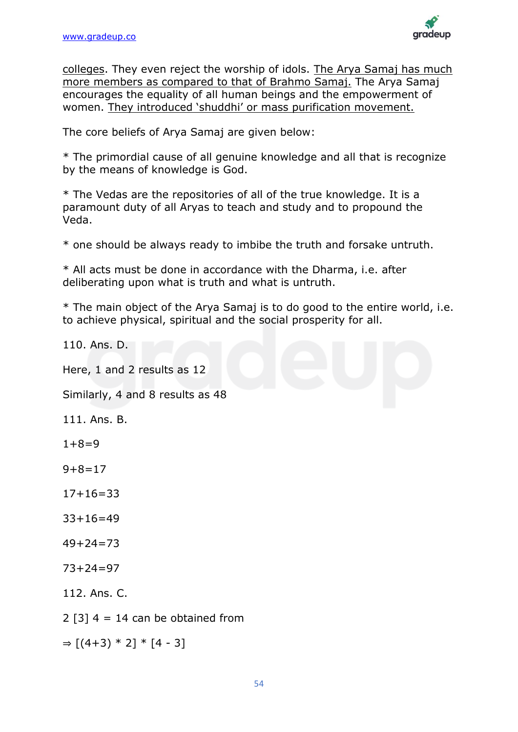colleges. They even reject the worship of idols. The Arya Samaj has much more members as compared to that of Brahmo Samaj. The Arya Samaj encourages the equality of all human beings and the empowerment of women. They introduced ‘shuddhi’ or mass purification movement.

The core beliefs of Arya Samaj are given below:

* The primordial cause of all genuine knowledge and all that is recognize by the means of knowledge is God.

* The Vedas are the repositories of all of the true knowledge. It is a paramount duty of all Aryas to teach and study and to propound the Veda.

* one should be always ready to imbibe the truth and forsake untruth.

* All acts must be done in accordance with the Dharma, i.e. after deliberating upon what is truth and what is untruth.

* The main object of the Arya Samaj is to do good to the entire world, i.e. to achieve physical, spiritual and the social prosperity for all.

110. Ans. D.

Here, 1 and 2 results as 12

Similarly, 4 and 8 results as 48

111. Ans. B.

1+8=9

9+8=17

17+16=33

33+16=49

49+24=73

73+24=97

112. Ans. C.

2 [3] 4 = 14 can be obtained from

⇒ [(4+3) * 2] * [4 - 3]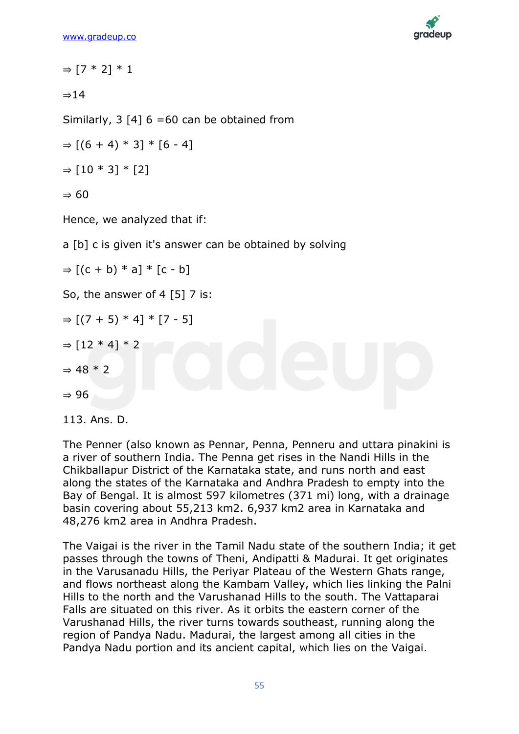⇒ [7 * 2] * 1

⇒14

Similarly, 3 [4] 6 =60 can be obtained from

⇒ [(6 + 4) * 3] * [6 - 4]

⇒ [10 * 3] * [2]

⇒ 60

Hence, we analyzed that if:

a [b] c is given it's answer can be obtained by solving

⇒ [(c + b) * a] * [c - b]

So, the answer of 4 [5] 7 is:

⇒ [(7 + 5) * 4] * [7 - 5]

⇒ [12 * 4] * 2

⇒ 48 * 2

⇒ 96

113. Ans. D.

The Penner (also known as Pennar, Penna, Penneru and uttara pinakini is a river of southern India. The Penna get rises in the Nandi Hills in the Chikballapur District of the Karnataka state, and runs north and east along the states of the Karnataka and Andhra Pradesh to empty into the Bay of Bengal. It is almost 597 kilometres (371 mi) long, with a drainage basin covering about 55,213 km2. 6,937 km2 area in Karnataka and 48,276 km2 area in Andhra Pradesh.

The Vaigai is the river in the Tamil Nadu state of the southern India; it get passes through the towns of Theni, Andipatti & Madurai. It get originates in the Varusanadu Hills, the Periyar Plateau of the Western Ghats range, and flows northeast along the Kambam Valley, which lies linking the Palni Hills to the north and the Varushanad Hills to the south. The Vattaparai Falls are situated on this river. As it orbits the eastern corner of the Varushanad Hills, the river turns towards southeast, running along the region of Pandya Nadu. Madurai, the largest among all cities in the Pandya Nadu portion and its ancient capital, which lies on the Vaigai.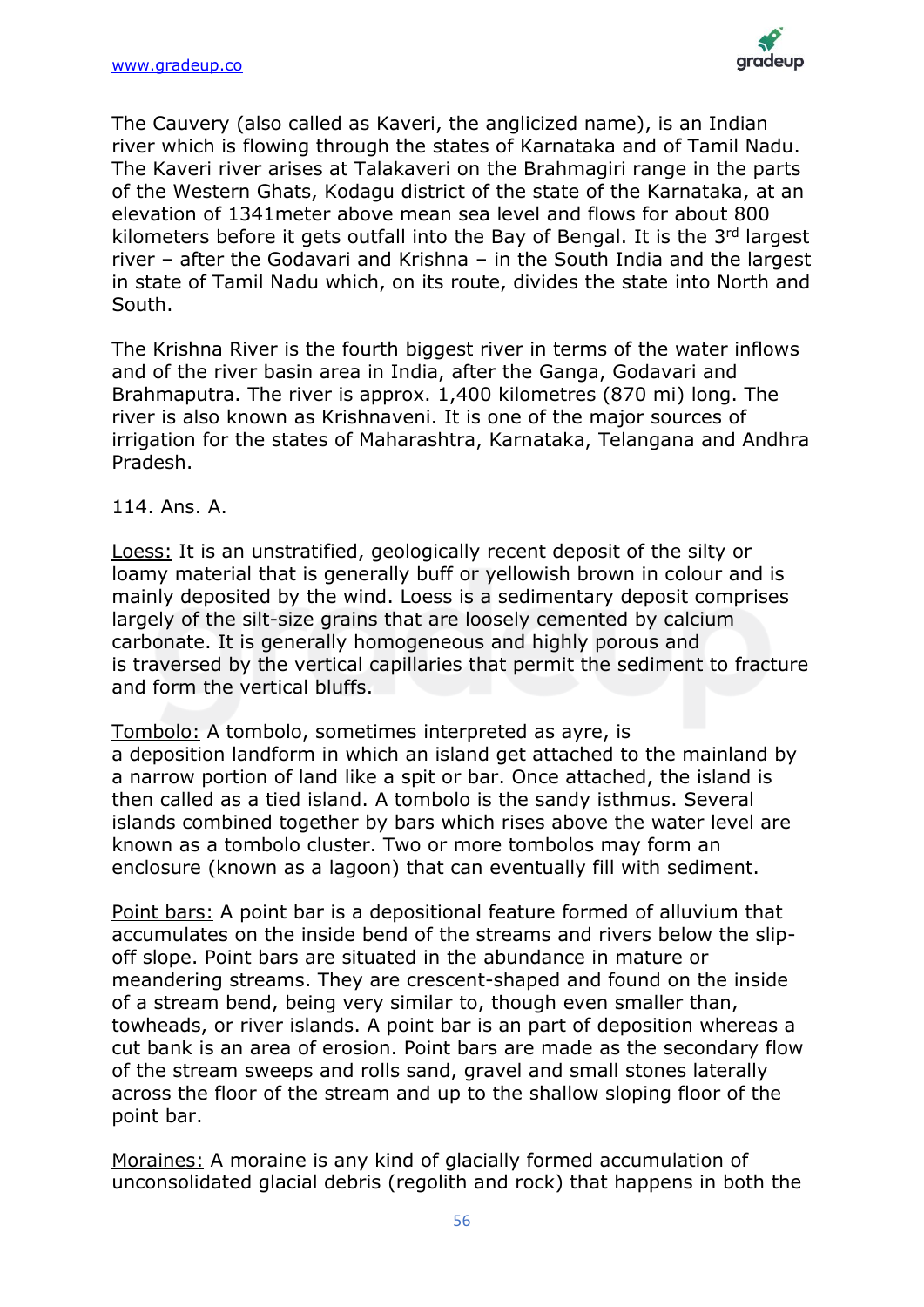The Cauvery (also called as Kaveri, the anglicized name), is an Indian river which is flowing through the states of Karnataka and of Tamil Nadu. The Kaveri river arises at Talakaveri on the Brahmagiri range in the parts of the Western Ghats, Kodagu district of the state of the Karnataka, at an elevation of 1341meter above mean sea level and flows for about 800 kilometers before it gets outfall into the Bay of Bengal. It is the 3rd largest river – after the Godavari and Krishna – in the South India and the largest in state of Tamil Nadu which, on its route, divides the state into North and South.

The Krishna River is the fourth biggest river in terms of the water inflows and of the river basin area in India, after the Ganga, Godavari and Brahmaputra. The river is approx. 1,400 kilometres (870 mi) long. The river is also known as Krishnaveni. It is one of the major sources of irrigation for the states of Maharashtra, Karnataka, Telangana and Andhra Pradesh.

114. Ans. A.

Loess: It is an unstratified, geologically recent deposit of the silty or loamy material that is generally buff or yellowish brown in colour and is mainly deposited by the wind. Loess is a sedimentary deposit comprises largely of the silt-size grains that are loosely cemented by calcium carbonate. It is generally homogeneous and highly porous and is traversed by the vertical capillaries that permit the sediment to fracture and form the vertical bluffs.

Tombolo: A tombolo, sometimes interpreted as ayre, is a deposition landform in which an island get attached to the mainland by a narrow portion of land like a spit or bar. Once attached, the island is then called as a tied island. A tombolo is the sandy isthmus. Several islands combined together by bars which rises above the water level are known as a tombolo cluster. Two or more tombolos may form an enclosure (known as a lagoon) that can eventually fill with sediment.

Point bars: A point bar is a depositional feature formed of alluvium that accumulates on the inside bend of the streams and rivers below the slip-off slope. Point bars are situated in the abundance in mature or meandering streams. They are crescent-shaped and found on the inside of a stream bend, being very similar to, though even smaller than, towheads, or river islands. A point bar is an part of deposition whereas a cut bank is an area of erosion. Point bars are made as the secondary flow of the stream sweeps and rolls sand, gravel and small stones laterally across the floor of the stream and up to the shallow sloping floor of the point bar.

Moraines: A moraine is any kind of glacially formed accumulation of unconsolidated glacial debris (regolith and rock) that happens in both the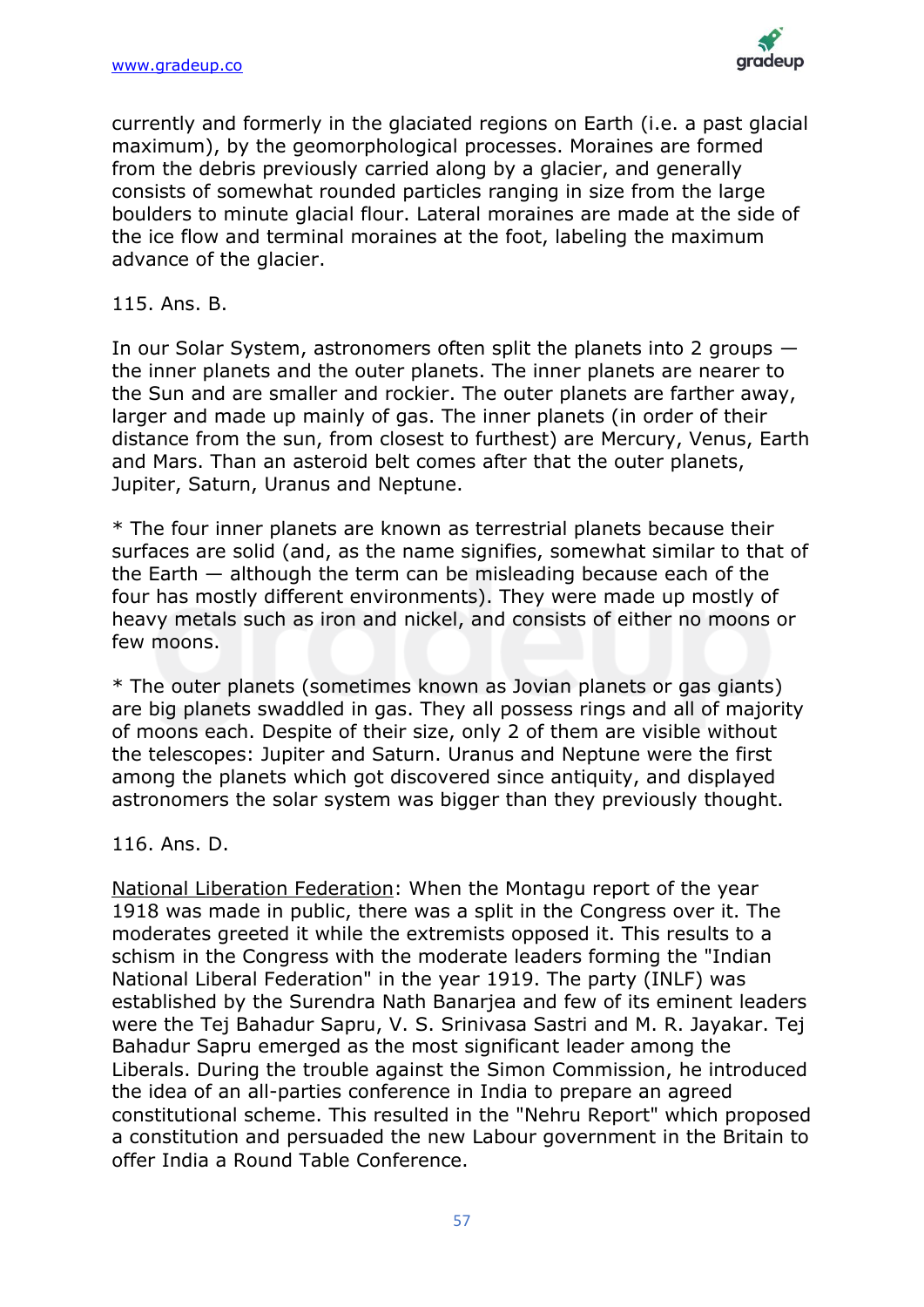currently and formerly in the glaciated regions on Earth (i.e. a past glacial maximum), by the geomorphological processes. Moraines are formed from the debris previously carried along by a glacier, and generally consists of somewhat rounded particles ranging in size from the large boulders to minute glacial flour. Lateral moraines are made at the side of the ice flow and terminal moraines at the foot, labeling the maximum advance of the glacier.

115. Ans. B.

In our Solar System, astronomers often split the planets into 2 groups — the inner planets and the outer planets. The inner planets are nearer to the Sun and are smaller and rockier. The outer planets are farther away, larger and made up mainly of gas. The inner planets (in order of their distance from the sun, from closest to furthest) are Mercury, Venus, Earth and Mars. Than an asteroid belt comes after that the outer planets, Jupiter, Saturn, Uranus and Neptune.

* The four inner planets are known as terrestrial planets because their surfaces are solid (and, as the name signifies, somewhat similar to that of the Earth — although the term can be misleading because each of the four has mostly different environments). They were made up mostly of heavy metals such as iron and nickel, and consists of either no moons or few moons.

* The outer planets (sometimes known as Jovian planets or gas giants) are big planets swaddled in gas. They all possess rings and all of majority of moons each. Despite of their size, only 2 of them are visible without the telescopes: Jupiter and Saturn. Uranus and Neptune were the first among the planets which got discovered since antiquity, and displayed astronomers the solar system was bigger than they previously thought.

116. Ans. D.

National Liberation Federation: When the Montagu report of the year 1918 was made in public, there was a split in the Congress over it. The moderates greeted it while the extremists opposed it. This results to a schism in the Congress with the moderate leaders forming the "Indian National Liberal Federation" in the year 1919. The party (INLF) was established by the Surendra Nath Banarjea and few of its eminent leaders were the Tej Bahadur Sapru, V. S. Srinivasa Sastri and M. R. Jayakar. Tej Bahadur Sapru emerged as the most significant leader among the Liberals. During the trouble against the Simon Commission, he introduced the idea of an all-parties conference in India to prepare an agreed constitutional scheme. This resulted in the "Nehru Report" which proposed a constitution and persuaded the new Labour government in the Britain to offer India a Round Table Conference.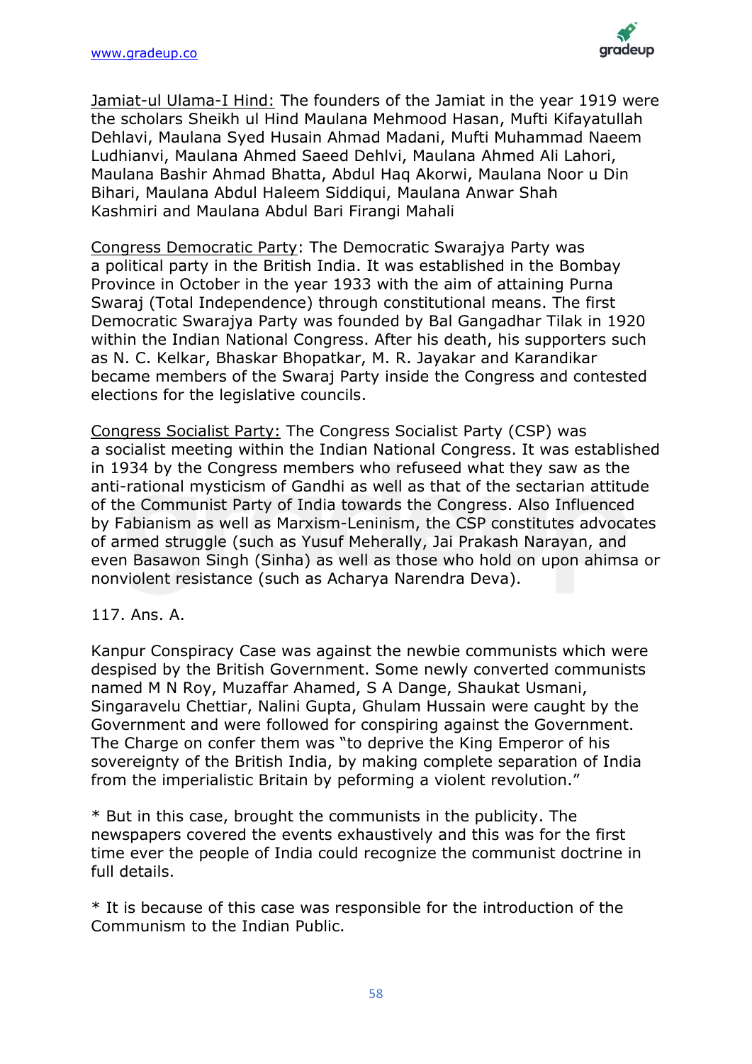Jamiat-ul Ulama-I Hind: The founders of the Jamiat in the year 1919 were the scholars Sheikh ul Hind Maulana Mehmood Hasan, Mufti Kifayatullah Dehlavi, Maulana Syed Husain Ahmad Madani, Mufti Muhammad Naeem Ludhianvi, Maulana Ahmed Saeed Dehlvi, Maulana Ahmed Ali Lahori, Maulana Bashir Ahmad Bhatta, Abdul Haq Akorwi, Maulana Noor u Din Bihari, Maulana Abdul Haleem Siddiqui, Maulana Anwar Shah Kashmiri and Maulana Abdul Bari Firangi Mahali

Congress Democratic Party: The Democratic Swarajya Party was a political party in the British India. It was established in the Bombay Province in October in the year 1933 with the aim of attaining Purna Swaraj (Total Independence) through constitutional means. The first Democratic Swarajya Party was founded by Bal Gangadhar Tilak in 1920 within the Indian National Congress. After his death, his supporters such as N. C. Kelkar, Bhaskar Bhopatkar, M. R. Jayakar and Karandikar became members of the Swaraj Party inside the Congress and contested elections for the legislative councils.

Congress Socialist Party: The Congress Socialist Party (CSP) was a socialist meeting within the Indian National Congress. It was established in 1934 by the Congress members who refuseed what they saw as the anti-rational mysticism of Gandhi as well as that of the sectarian attitude of the Communist Party of India towards the Congress. Also Influenced by Fabianism as well as Marxism-Leninism, the CSP constitutes advocates of armed struggle (such as Yusuf Meherally, Jai Prakash Narayan, and even Basawon Singh (Sinha) as well as those who hold on upon ahimsa or nonviolent resistance (such as Acharya Narendra Deva).

117. Ans. A.

Kanpur Conspiracy Case was against the newbie communists which were despised by the British Government. Some newly converted communists named M N Roy, Muzaffar Ahamed, S A Dange, Shaukat Usmani, Singaravelu Chettiar, Nalini Gupta, Ghulam Hussain were caught by the Government and were followed for conspiring against the Government. The Charge on confer them was "to deprive the King Emperor of his sovereignty of the British India, by making complete separation of India from the imperialistic Britain by peforming a violent revolution."

* But in this case, brought the communists in the publicity. The newspapers covered the events exhaustively and this was for the first time ever the people of India could recognize the communist doctrine in full details.

* It is because of this case was responsible for the introduction of the Communism to the Indian Public.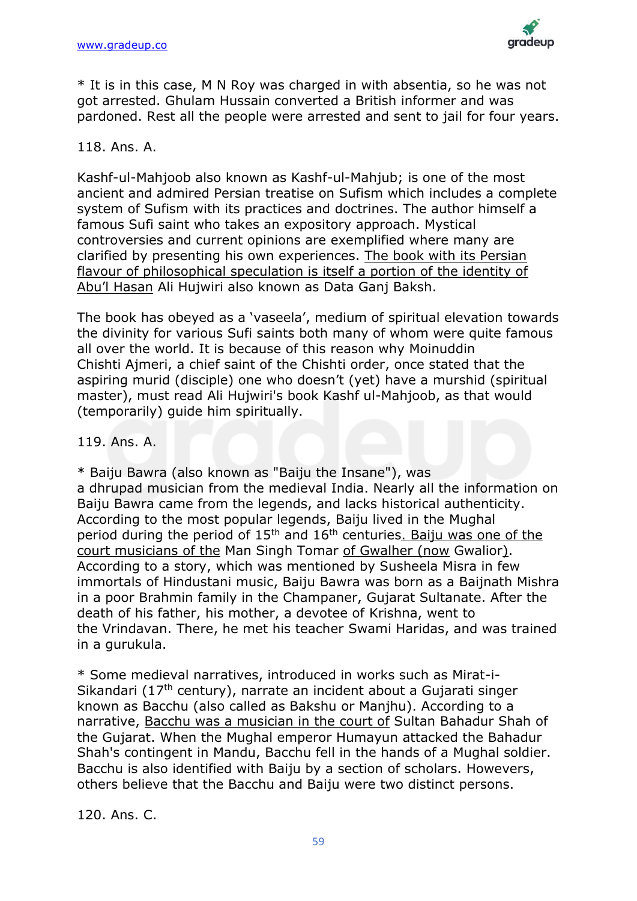* It is in this case, M N Roy was charged in with absentia, so he was not got arrested. Ghulam Hussain converted a British informer and was pardoned. Rest all the people were arrested and sent to jail for four years.

118. Ans. A.

Kashf-ul-Mahjoob also known as Kashf-ul-Mahjub; is one of the most ancient and admired Persian treatise on Sufism which includes a complete system of Sufism with its practices and doctrines. The author himself a famous Sufi saint who takes an expository approach. Mystical controversies and current opinions are exemplified where many are clarified by presenting his own experiences. The book with its Persian flavour of philosophical speculation is itself a portion of the identity of Abu'l Hasan Ali Hujwiri also known as Data Ganj Baksh.

The book has obeyed as a 'vaseela', medium of spiritual elevation towards the divinity for various Sufi saints both many of whom were quite famous all over the world. It is because of this reason why Moinuddin Chishti Ajmeri, a chief saint of the Chishti order, once stated that the aspiring murid (disciple) one who doesn't (yet) have a murshid (spiritual master), must read Ali Hujwiri's book Kashf ul-Mahjoob, as that would (temporarily) guide him spiritually.

119. Ans. A.

* Baiju Bawra (also known as "Baiju the Insane"), was a dhrupad musician from the medieval India. Nearly all the information on Baiju Bawra came from the legends, and lacks historical authenticity. According to the most popular legends, Baiju lived in the Mughal period during the period of 15th and 16th centuries. Baiju was one of the court musicians of the Man Singh Tomar of Gwalher (now Gwalior). According to a story, which was mentioned by Susheela Misra in few immortals of Hindustani music, Baiju Bawra was born as a Baijnath Mishra in a poor Brahmin family in the Champaner, Gujarat Sultanate. After the death of his father, his mother, a devotee of Krishna, went to the Vrindavan. There, he met his teacher Swami Haridas, and was trained in a gurukula.

* Some medieval narratives, introduced in works such as Mirat-i-Sikandari (17th century), narrate an incident about a Gujarati singer known as Bacchu (also called as Bakshu or Manjhu). According to a narrative, Bacchu was a musician in the court of Sultan Bahadur Shah of the Gujarat. When the Mughal emperor Humayun attacked the Bahadur Shah's contingent in Mandu, Bacchu fell in the hands of a Mughal soldier. Bacchu is also identified with Baiju by a section of scholars. Howevers, others believe that the Bacchu and Baiju were two distinct persons.

120. Ans. C.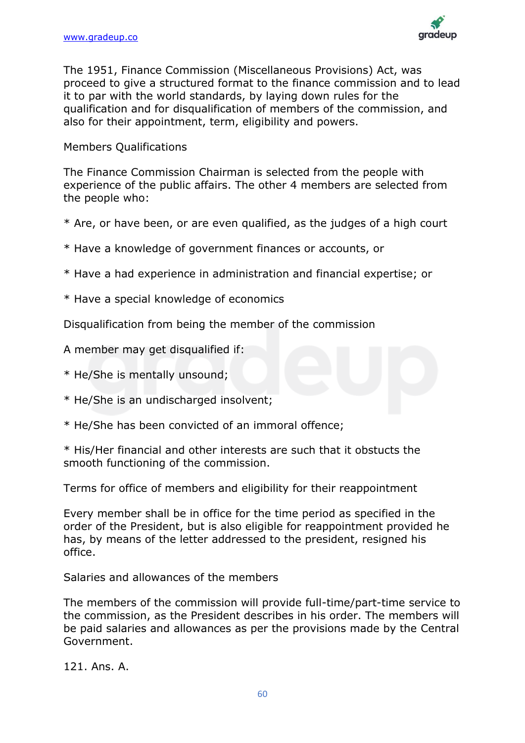The 1951, Finance Commission (Miscellaneous Provisions) Act, was proceed to give a structured format to the finance commission and to lead it to par with the world standards, by laying down rules for the qualification and for disqualification of members of the commission, and also for their appointment, term, eligibility and powers.

Members Qualifications

The Finance Commission Chairman is selected from the people with experience of the public affairs. The other 4 members are selected from the people who:

* Are, or have been, or are even qualified, as the judges of a high court

* Have a knowledge of government finances or accounts, or

* Have a had experience in administration and financial expertise; or

* Have a special knowledge of economics

Disqualification from being the member of the commission

A member may get disqualified if:

* He/She is mentally unsound;

* He/She is an undischarged insolvent;

* He/She has been convicted of an immoral offence;

* His/Her financial and other interests are such that it obstucts the smooth functioning of the commission.

Terms for office of members and eligibility for their reappointment

Every member shall be in office for the time period as specified in the order of the President, but is also eligible for reappointment provided he has, by means of the letter addressed to the president, resigned his office.

Salaries and allowances of the members

The members of the commission will provide full-time/part-time service to the commission, as the President describes in his order. The members will be paid salaries and allowances as per the provisions made by the Central Government.

121. Ans. A.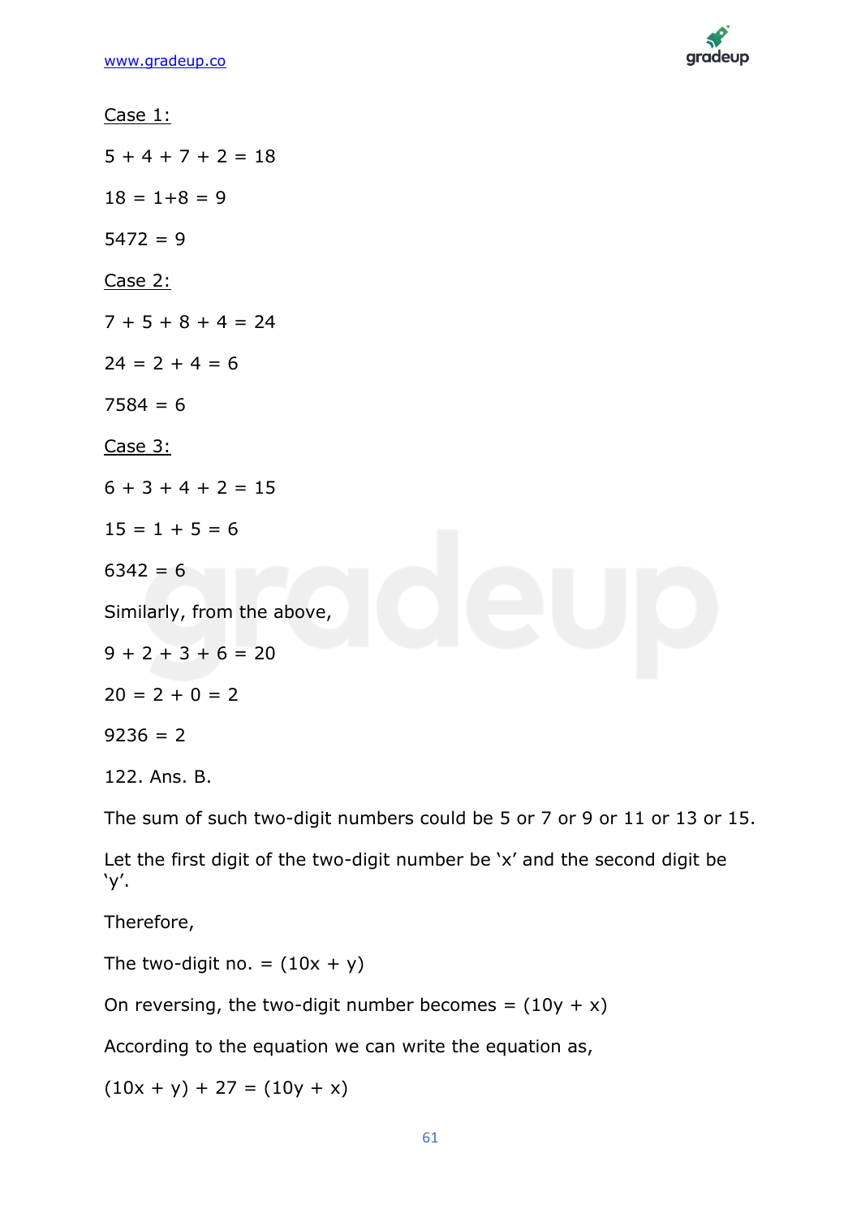Case 1:

5 + 4 + 7 + 2 = 18

18 = 1+8 = 9

5472 = 9

Case 2:

7 + 5 + 8 + 4 = 24

24 = 2 + 4 = 6

7584 = 6

Case 3:

6 + 3 + 4 + 2 = 15

15 = 1 + 5 = 6

6342 = 6

Similarly, from the above,

9 + 2 + 3 + 6 = 20

20 = 2 + 0 = 2

9236 = 2

122. Ans. B.

The sum of such two-digit numbers could be 5 or 7 or 9 or 11 or 13 or 15.

Let the first digit of the two-digit number be 'x' and the second digit be 'y'.

Therefore,

The two-digit no. = $(10x + y)$

On reversing, the two-digit number becomes = $(10y + x)$

According to the equation we can write the equation as,

$$(10x + y) + 27 = (10y + x)$$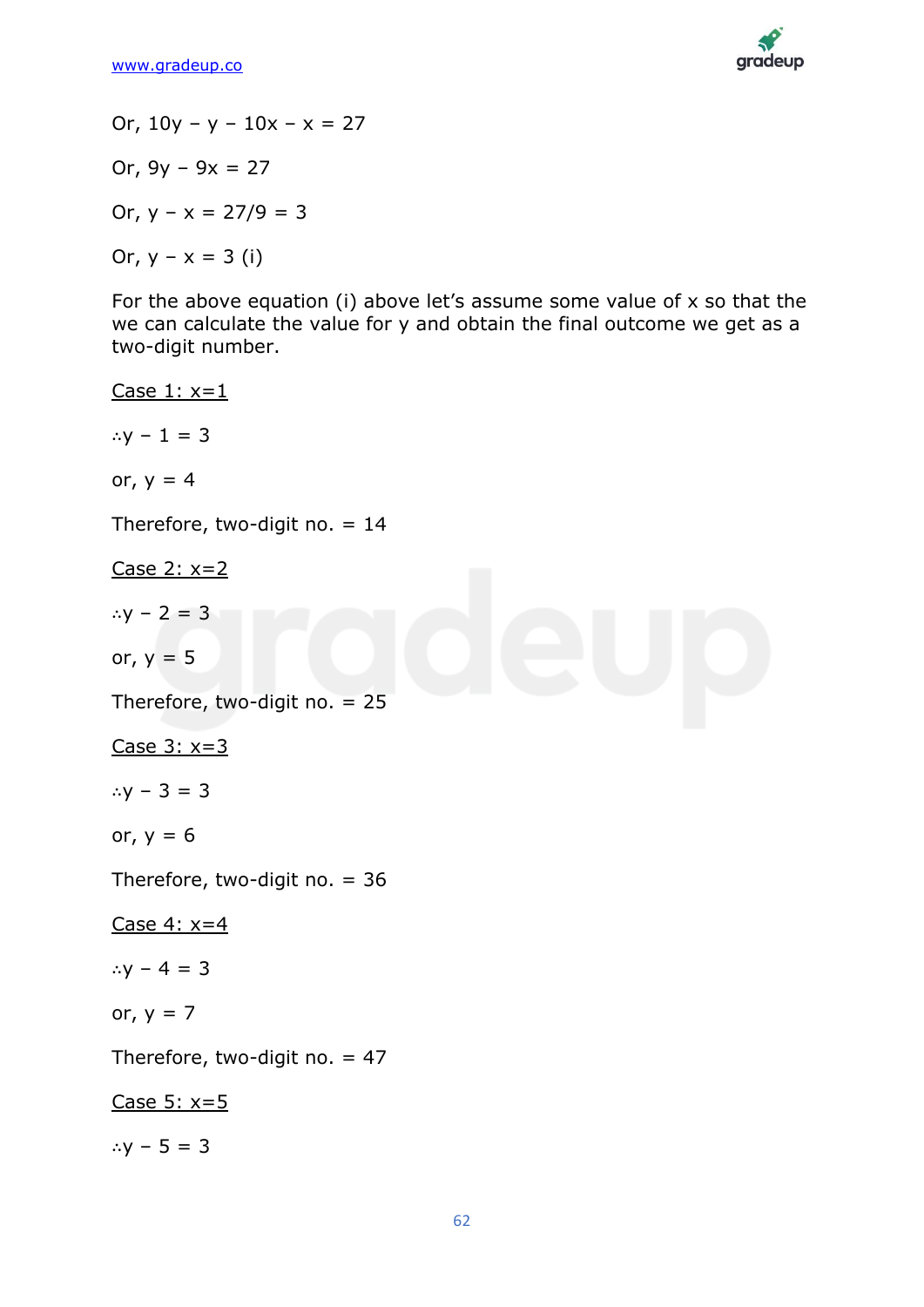Or, $10y - y - 10x - x = 27$

Or, $9y - 9x = 27$

Or, $y - x = 27/9 = 3$

Or, $y - x = 3$ (i)

For the above equation (i) above let's assume some value of x so that the we can calculate the value for y and obtain the final outcome we get as a two-digit number.

<u>Case 1: x=1</u>

$\therefore y - 1 = 3$

or, $y = 4$

Therefore, two-digit no. = 14

<u>Case 2: x=2</u>

$\therefore y - 2 = 3$

or, $y = 5$

Therefore, two-digit no. = 25

<u>Case 3: x=3</u>

$\therefore y - 3 = 3$

or, $y = 6$

Therefore, two-digit no. = 36

<u>Case 4: x=4</u>

$\therefore y - 4 = 3$

or, $y = 7$

Therefore, two-digit no. = 47

<u>Case 5: x=5</u>

$\therefore y - 5 = 3$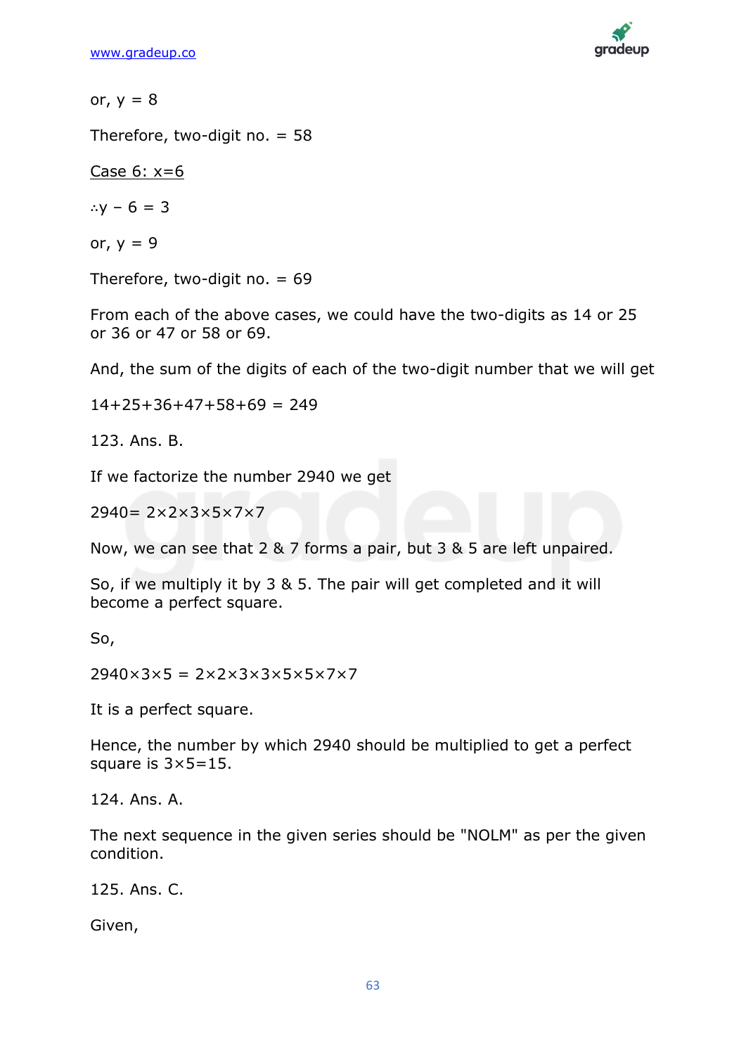or, $y = 8$

Therefore, two-digit no. = 58

Case 6: $x=6$

$\therefore y - 6 = 3$

or, $y = 9$

Therefore, two-digit no. = 69

From each of the above cases, we could have the two-digits as 14 or 25 or 36 or 47 or 58 or 69.

And, the sum of the digits of each of the two-digit number that we will get

$14+25+36+47+58+69 = 249$

123. Ans. B.

If we factorize the number 2940 we get

$2940 = 2\times2\times3\times5\times7\times7$

Now, we can see that 2 & 7 forms a pair, but 3 & 5 are left unpaired.

So, if we multiply it by 3 & 5. The pair will get completed and it will become a perfect square.

So,

$2940\times3\times5 = 2\times2\times3\times3\times5\times5\times7\times7$

It is a perfect square.

Hence, the number by which 2940 should be multiplied to get a perfect square is $3\times5=15$.

124. Ans. A.

The next sequence in the given series should be "NOLM" as per the given condition.

125. Ans. C.

Given,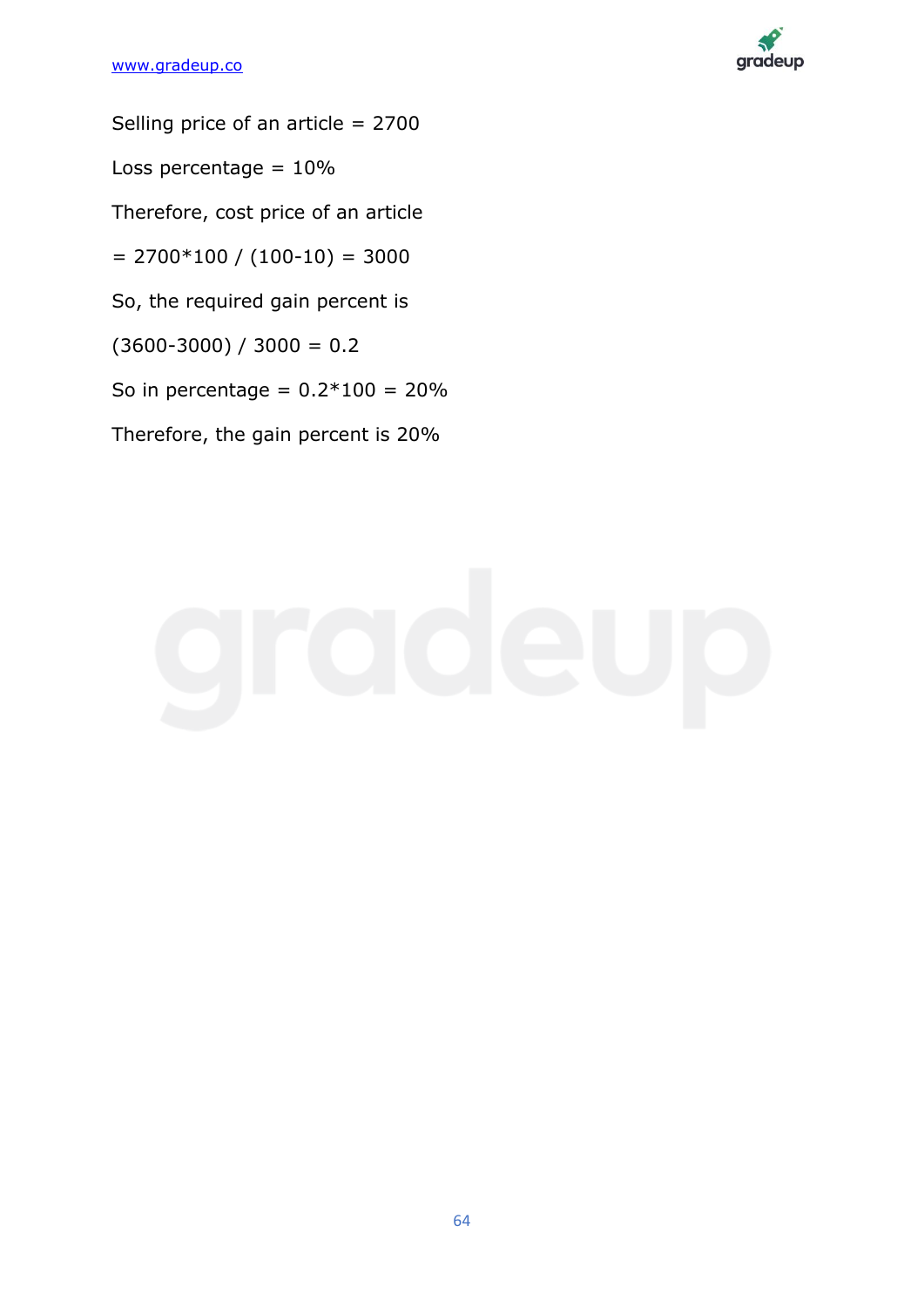Selling price of an article = 2700

Loss percentage = 10%

Therefore, cost price of an article

= 2700*100 / (100-10) = 3000

So, the required gain percent is

(3600-3000) / 3000 = 0.2

So in percentage = 0.2*100 = 20%

Therefore, the gain percent is 20%